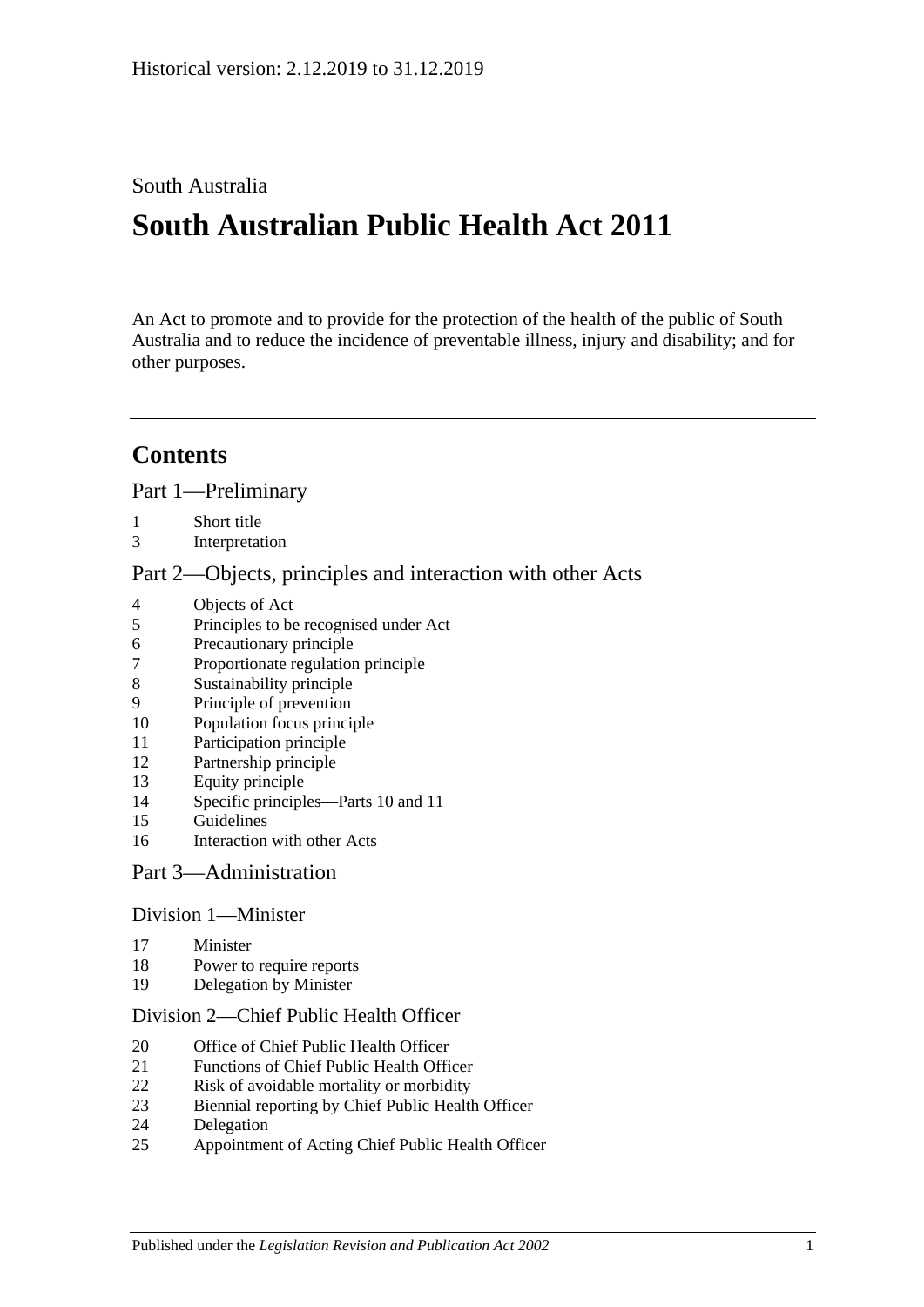Historical version: 2.12.2019 to 31.12.2019

South Australia

# South Australian Public Health Act 2011

An Act to promote and to provide for the protection of the health of the public of South Australia and to reduce the incidence of preventable illness, injury and disability; and for other purposes.

## Contents

Part 1—Preliminary

1 Short title
3 Interpretation

Part 2—Objects, principles and interaction with other Acts

4 Objects of Act
5 Principles to be recognised under Act
6 Precautionary principle
7 Proportionate regulation principle
8 Sustainability principle
9 Principle of prevention
10 Population focus principle
11 Participation principle
12 Partnership principle
13 Equity principle
14 Specific principles—Parts 10 and 11
15 Guidelines
16 Interaction with other Acts

Part 3—Administration

Division 1—Minister

17 Minister
18 Power to require reports
19 Delegation by Minister

Division 2—Chief Public Health Officer

20 Office of Chief Public Health Officer
21 Functions of Chief Public Health Officer
22 Risk of avoidable mortality or morbidity
23 Biennial reporting by Chief Public Health Officer
24 Delegation
25 Appointment of Acting Chief Public Health Officer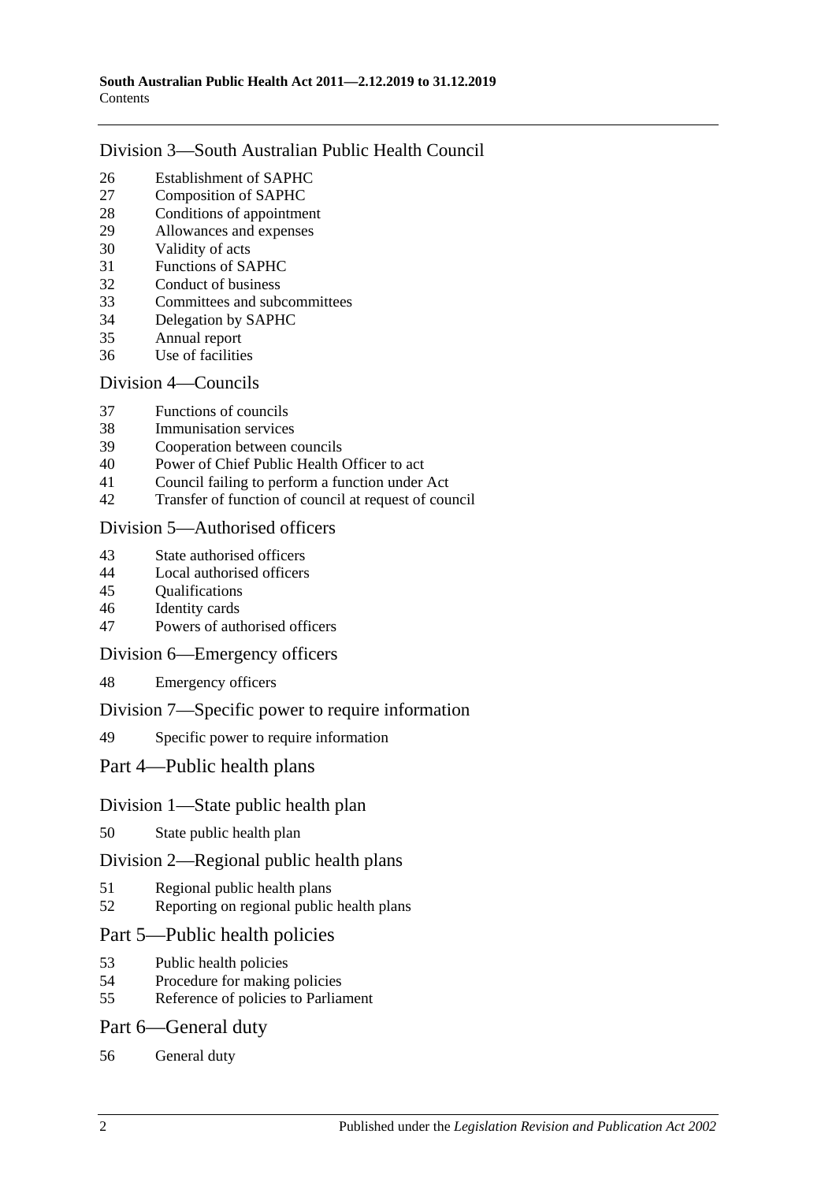## Division 3—South Australian Public Health Council

26 Establishment of SAPHC
27 Composition of SAPHC
28 Conditions of appointment
29 Allowances and expenses
30 Validity of acts
31 Functions of SAPHC
32 Conduct of business
33 Committees and subcommittees
34 Delegation by SAPHC
35 Annual report
36 Use of facilities

## Division 4—Councils

37 Functions of councils
38 Immunisation services
39 Cooperation between councils
40 Power of Chief Public Health Officer to act
41 Council failing to perform a function under Act
42 Transfer of function of council at request of council

## Division 5—Authorised officers

43 State authorised officers
44 Local authorised officers
45 Qualifications
46 Identity cards
47 Powers of authorised officers

## Division 6—Emergency officers

48 Emergency officers

## Division 7—Specific power to require information

49 Specific power to require information

# Part 4—Public health plans

## Division 1—State public health plan

50 State public health plan

## Division 2—Regional public health plans

51 Regional public health plans
52 Reporting on regional public health plans

# Part 5—Public health policies

53 Public health policies
54 Procedure for making policies
55 Reference of policies to Parliament

# Part 6—General duty

56 General duty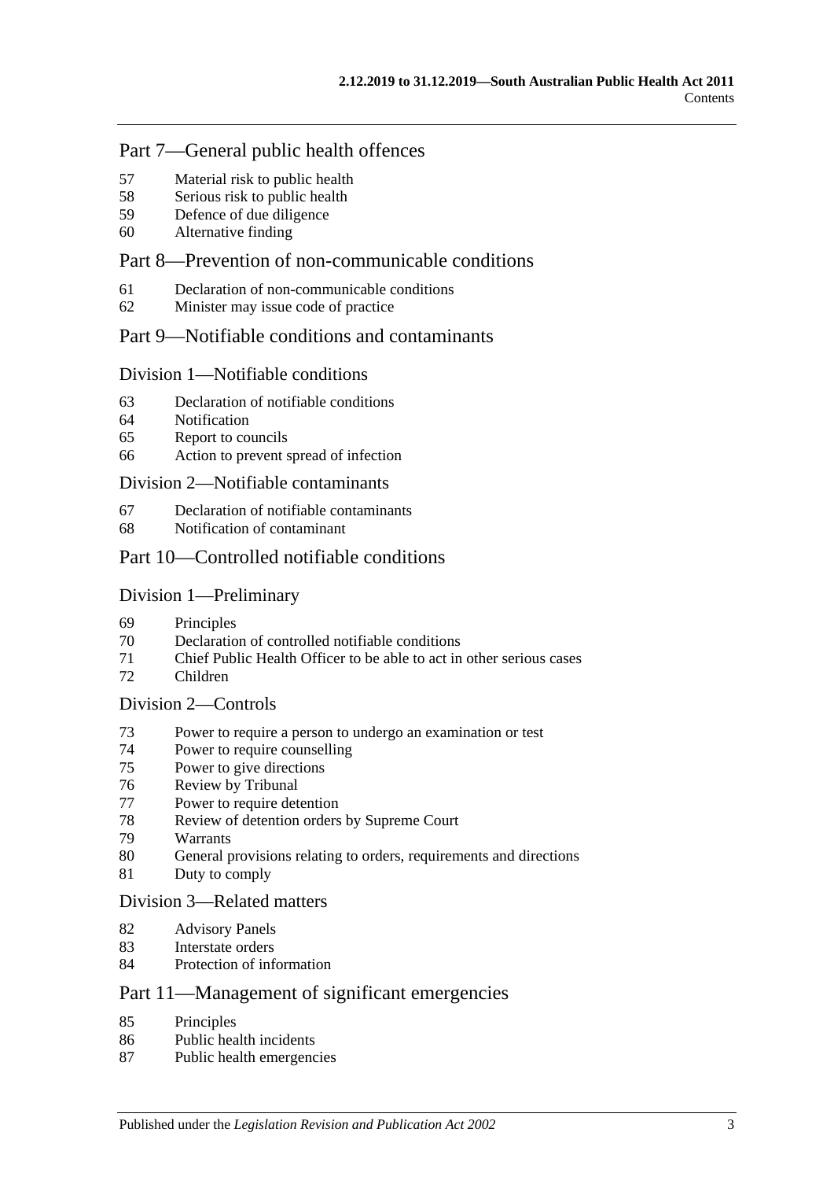## Part 7—General public health offences

57 Material risk to public health
58 Serious risk to public health
59 Defence of due diligence
60 Alternative finding

## Part 8—Prevention of non-communicable conditions

61 Declaration of non-communicable conditions
62 Minister may issue code of practice

## Part 9—Notifiable conditions and contaminants

### Division 1—Notifiable conditions

63 Declaration of notifiable conditions
64 Notification
65 Report to councils
66 Action to prevent spread of infection

### Division 2—Notifiable contaminants

67 Declaration of notifiable contaminants
68 Notification of contaminant

## Part 10—Controlled notifiable conditions

### Division 1—Preliminary

69 Principles
70 Declaration of controlled notifiable conditions
71 Chief Public Health Officer to be able to act in other serious cases
72 Children

### Division 2—Controls

73 Power to require a person to undergo an examination or test
74 Power to require counselling
75 Power to give directions
76 Review by Tribunal
77 Power to require detention
78 Review of detention orders by Supreme Court
79 Warrants
80 General provisions relating to orders, requirements and directions
81 Duty to comply

### Division 3—Related matters

82 Advisory Panels
83 Interstate orders
84 Protection of information

## Part 11—Management of significant emergencies

85 Principles
86 Public health incidents
87 Public health emergencies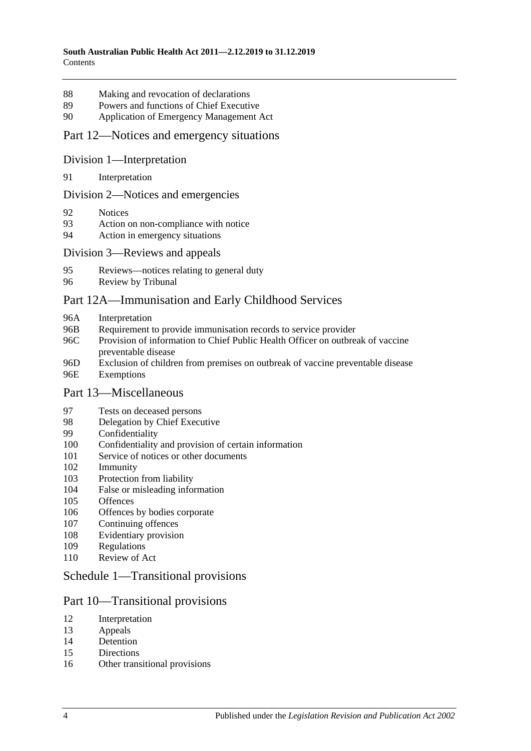88 Making and revocation of declarations
89 Powers and functions of Chief Executive
90 Application of Emergency Management Act

## Part 12—Notices and emergency situations

### Division 1—Interpretation

91 Interpretation

### Division 2—Notices and emergencies

92 Notices
93 Action on non-compliance with notice
94 Action in emergency situations

### Division 3—Reviews and appeals

95 Reviews—notices relating to general duty
96 Review by Tribunal

## Part 12A—Immunisation and Early Childhood Services

96A Interpretation
96B Requirement to provide immunisation records to service provider
96C Provision of information to Chief Public Health Officer on outbreak of vaccine preventable disease
96D Exclusion of children from premises on outbreak of vaccine preventable disease
96E Exemptions

## Part 13—Miscellaneous

97 Tests on deceased persons
98 Delegation by Chief Executive
99 Confidentiality
100 Confidentiality and provision of certain information
101 Service of notices or other documents
102 Immunity
103 Protection from liability
104 False or misleading information
105 Offences
106 Offences by bodies corporate
107 Continuing offences
108 Evidentiary provision
109 Regulations
110 Review of Act

## Schedule 1—Transitional provisions

## Part 10—Transitional provisions

12 Interpretation
13 Appeals
14 Detention
15 Directions
16 Other transitional provisions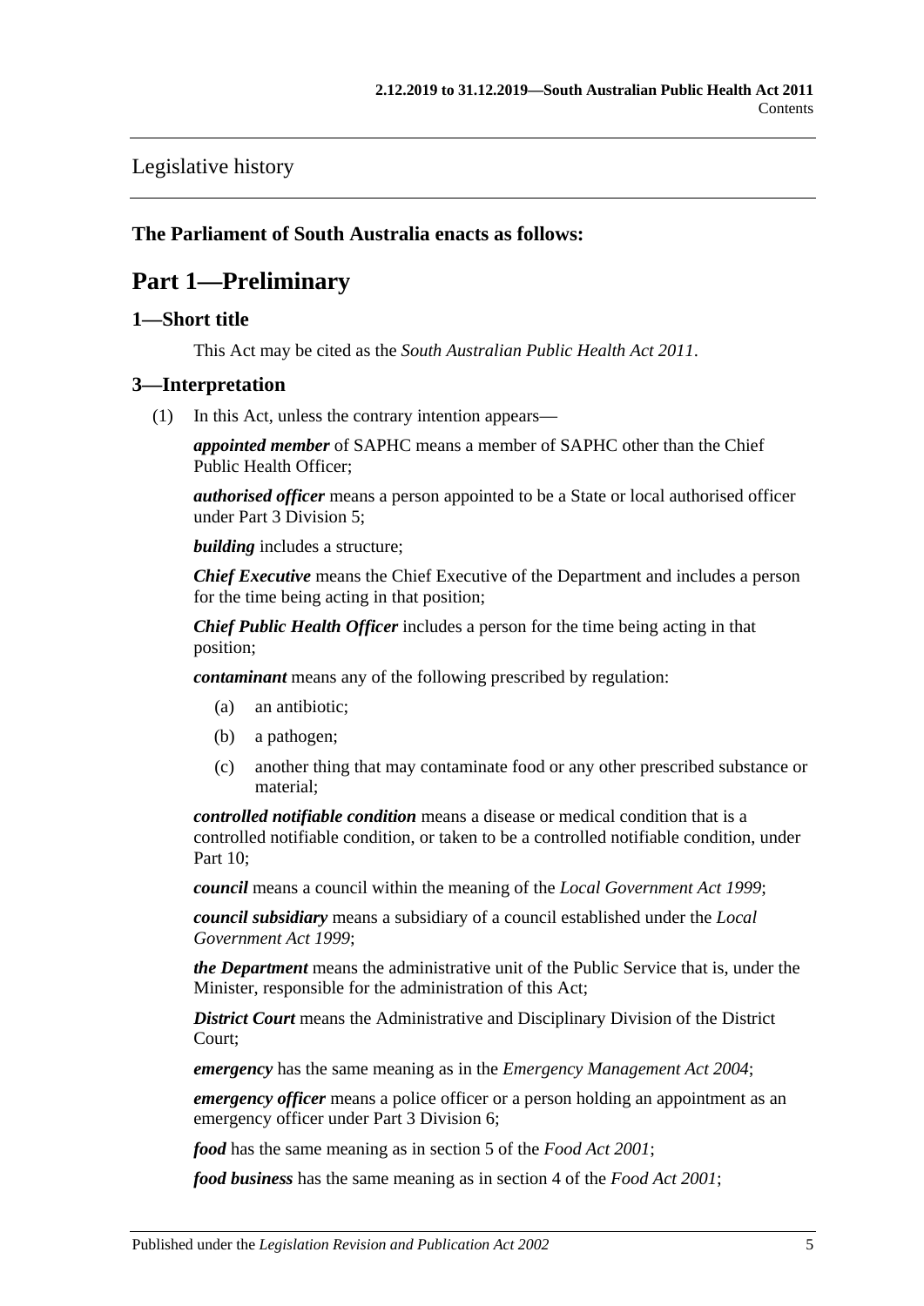Legislative history

**The Parliament of South Australia enacts as follows:**

# Part 1—Preliminary

## 1—Short title

This Act may be cited as the *South Australian Public Health Act 2011*.

## 3—Interpretation

(1) In this Act, unless the contrary intention appears—

***appointed member*** of SAPHC means a member of SAPHC other than the Chief Public Health Officer;

***authorised officer*** means a person appointed to be a State or local authorised officer under Part 3 Division 5;

***building*** includes a structure;

***Chief Executive*** means the Chief Executive of the Department and includes a person for the time being acting in that position;

***Chief Public Health Officer*** includes a person for the time being acting in that position;

***contaminant*** means any of the following prescribed by regulation:

- (a) an antibiotic;
- (b) a pathogen;
- (c) another thing that may contaminate food or any other prescribed substance or material;

***controlled notifiable condition*** means a disease or medical condition that is a controlled notifiable condition, or taken to be a controlled notifiable condition, under Part 10;

***council*** means a council within the meaning of the *Local Government Act 1999*;

***council subsidiary*** means a subsidiary of a council established under the *Local Government Act 1999*;

***the Department*** means the administrative unit of the Public Service that is, under the Minister, responsible for the administration of this Act;

***District Court*** means the Administrative and Disciplinary Division of the District Court;

***emergency*** has the same meaning as in the *Emergency Management Act 2004*;

***emergency officer*** means a police officer or a person holding an appointment as an emergency officer under Part 3 Division 6;

***food*** has the same meaning as in section 5 of the *Food Act 2001*;

***food business*** has the same meaning as in section 4 of the *Food Act 2001*;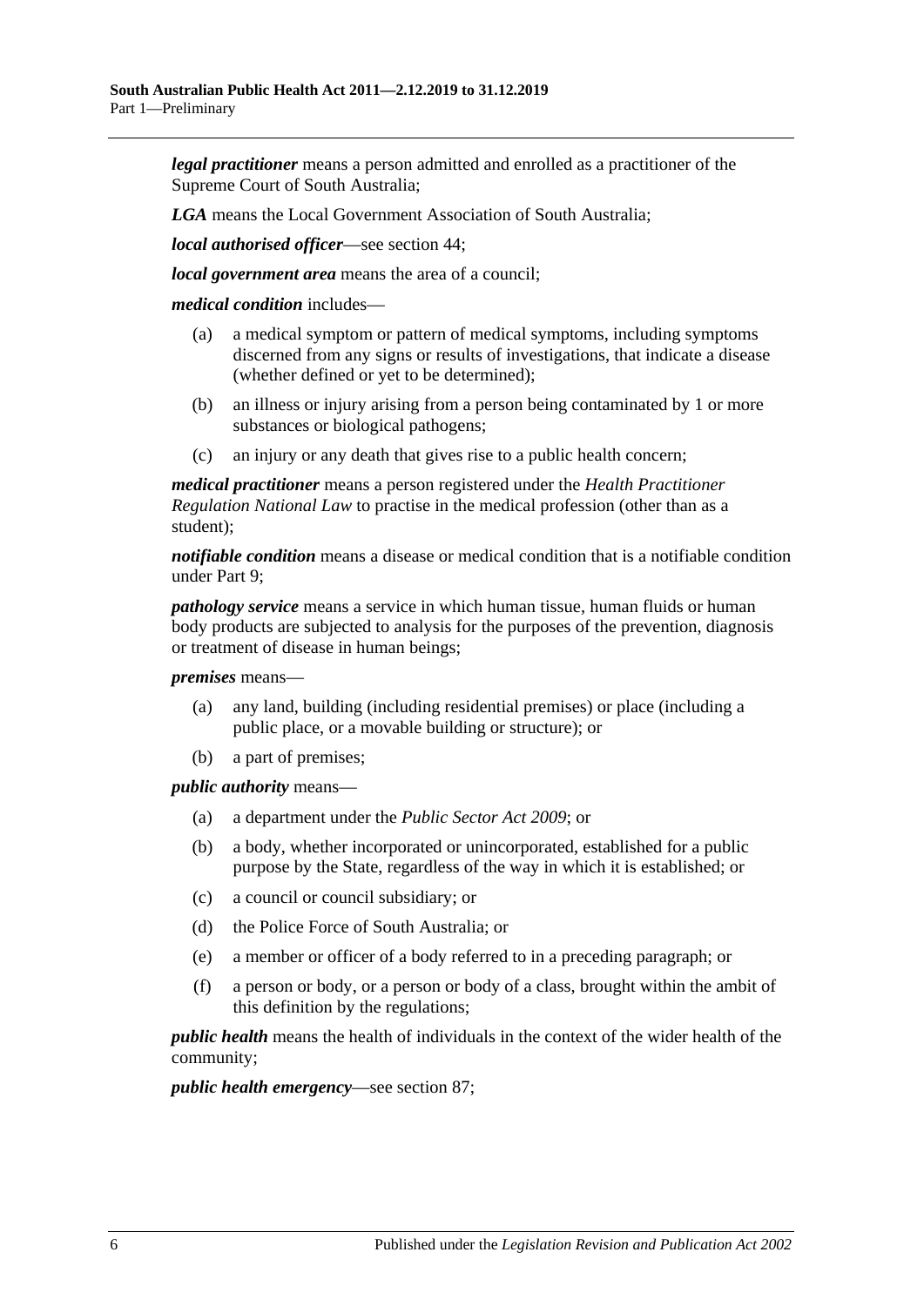***legal practitioner*** means a person admitted and enrolled as a practitioner of the Supreme Court of South Australia;

***LGA*** means the Local Government Association of South Australia;

***local authorised officer***—see section 44;

***local government area*** means the area of a council;

***medical condition*** includes—

- (a) a medical symptom or pattern of medical symptoms, including symptoms discerned from any signs or results of investigations, that indicate a disease (whether defined or yet to be determined);
- (b) an illness or injury arising from a person being contaminated by 1 or more substances or biological pathogens;
- (c) an injury or any death that gives rise to a public health concern;

***medical practitioner*** means a person registered under the *Health Practitioner Regulation National Law* to practise in the medical profession (other than as a student);

***notifiable condition*** means a disease or medical condition that is a notifiable condition under Part 9;

***pathology service*** means a service in which human tissue, human fluids or human body products are subjected to analysis for the purposes of the prevention, diagnosis or treatment of disease in human beings;

***premises*** means—

- (a) any land, building (including residential premises) or place (including a public place, or a movable building or structure); or
- (b) a part of premises;

***public authority*** means—

- (a) a department under the *Public Sector Act 2009*; or
- (b) a body, whether incorporated or unincorporated, established for a public purpose by the State, regardless of the way in which it is established; or
- (c) a council or council subsidiary; or
- (d) the Police Force of South Australia; or
- (e) a member or officer of a body referred to in a preceding paragraph; or
- (f) a person or body, or a person or body of a class, brought within the ambit of this definition by the regulations;

***public health*** means the health of individuals in the context of the wider health of the community;

***public health emergency***—see section 87;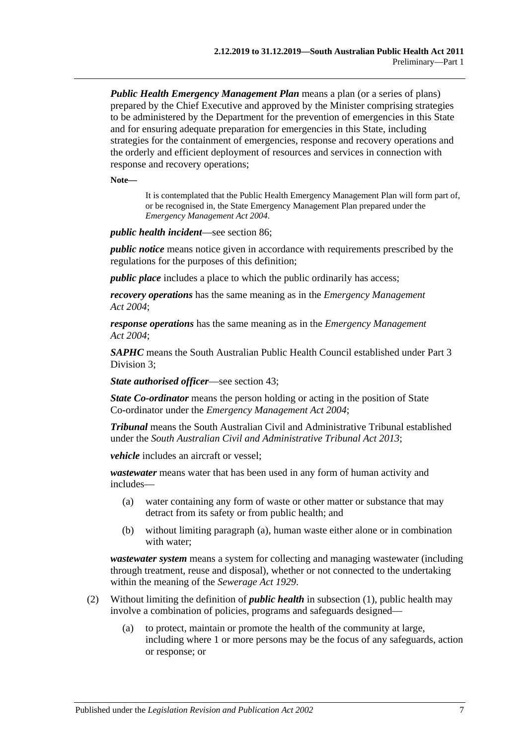***Public Health Emergency Management Plan*** means a plan (or a series of plans) prepared by the Chief Executive and approved by the Minister comprising strategies to be administered by the Department for the prevention of emergencies in this State and for ensuring adequate preparation for emergencies in this State, including strategies for the containment of emergencies, response and recovery operations and the orderly and efficient deployment of resources and services in connection with response and recovery operations;

**Note—**

It is contemplated that the Public Health Emergency Management Plan will form part of, or be recognised in, the State Emergency Management Plan prepared under the *Emergency Management Act 2004*.

***public health incident***—see section 86;

***public notice*** means notice given in accordance with requirements prescribed by the regulations for the purposes of this definition;

***public place*** includes a place to which the public ordinarily has access;

***recovery operations*** has the same meaning as in the *Emergency Management Act 2004*;

***response operations*** has the same meaning as in the *Emergency Management Act 2004*;

***SAPHC*** means the South Australian Public Health Council established under Part 3 Division 3;

***State authorised officer***—see section 43;

***State Co-ordinator*** means the person holding or acting in the position of State Co-ordinator under the *Emergency Management Act 2004*;

***Tribunal*** means the South Australian Civil and Administrative Tribunal established under the *South Australian Civil and Administrative Tribunal Act 2013*;

***vehicle*** includes an aircraft or vessel;

***wastewater*** means water that has been used in any form of human activity and includes—

- (a) water containing any form of waste or other matter or substance that may detract from its safety or from public health; and
- (b) without limiting paragraph (a), human waste either alone or in combination with water;

***wastewater system*** means a system for collecting and managing wastewater (including through treatment, reuse and disposal), whether or not connected to the undertaking within the meaning of the *Sewerage Act 1929*.

(2) Without limiting the definition of ***public health*** in subsection (1), public health may involve a combination of policies, programs and safeguards designed—

- (a) to protect, maintain or promote the health of the community at large, including where 1 or more persons may be the focus of any safeguards, action or response; or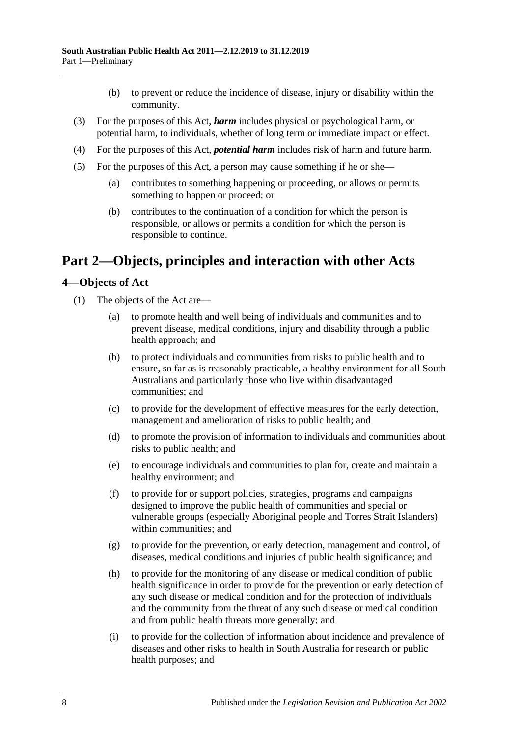(b) to prevent or reduce the incidence of disease, injury or disability within the community.

(3) For the purposes of this Act, ***harm*** includes physical or psychological harm, or potential harm, to individuals, whether of long term or immediate impact or effect.

(4) For the purposes of this Act, ***potential harm*** includes risk of harm and future harm.

(5) For the purposes of this Act, a person may cause something if he or she—

(a) contributes to something happening or proceeding, or allows or permits something to happen or proceed; or

(b) contributes to the continuation of a condition for which the person is responsible, or allows or permits a condition for which the person is responsible to continue.

# Part 2—Objects, principles and interaction with other Acts

## 4—Objects of Act

(1) The objects of the Act are—

(a) to promote health and well being of individuals and communities and to prevent disease, medical conditions, injury and disability through a public health approach; and

(b) to protect individuals and communities from risks to public health and to ensure, so far as is reasonably practicable, a healthy environment for all South Australians and particularly those who live within disadvantaged communities; and

(c) to provide for the development of effective measures for the early detection, management and amelioration of risks to public health; and

(d) to promote the provision of information to individuals and communities about risks to public health; and

(e) to encourage individuals and communities to plan for, create and maintain a healthy environment; and

(f) to provide for or support policies, strategies, programs and campaigns designed to improve the public health of communities and special or vulnerable groups (especially Aboriginal people and Torres Strait Islanders) within communities; and

(g) to provide for the prevention, or early detection, management and control, of diseases, medical conditions and injuries of public health significance; and

(h) to provide for the monitoring of any disease or medical condition of public health significance in order to provide for the prevention or early detection of any such disease or medical condition and for the protection of individuals and the community from the threat of any such disease or medical condition and from public health threats more generally; and

(i) to provide for the collection of information about incidence and prevalence of diseases and other risks to health in South Australia for research or public health purposes; and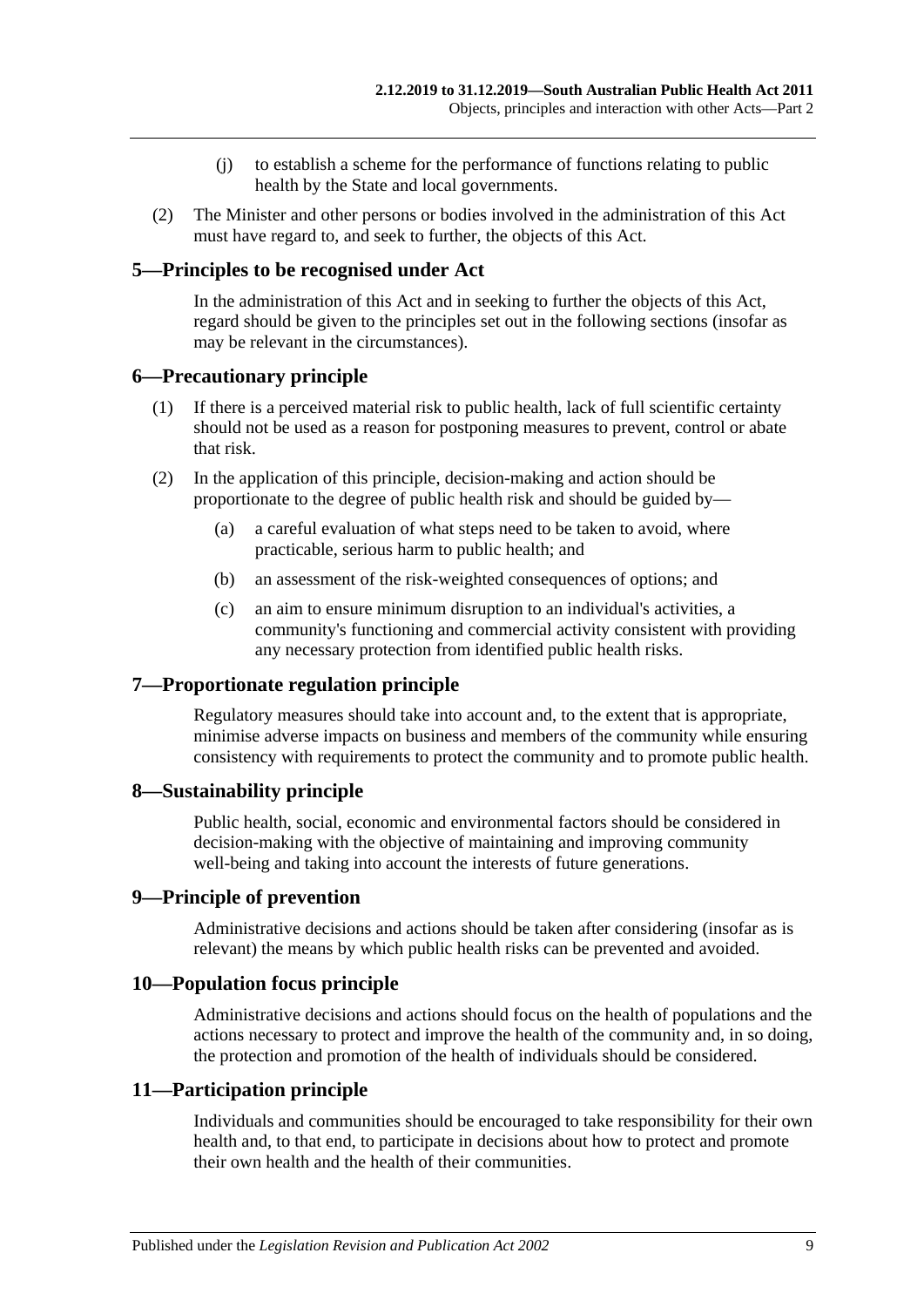(j) to establish a scheme for the performance of functions relating to public health by the State and local governments.

(2) The Minister and other persons or bodies involved in the administration of this Act must have regard to, and seek to further, the objects of this Act.

## 5—Principles to be recognised under Act

In the administration of this Act and in seeking to further the objects of this Act, regard should be given to the principles set out in the following sections (insofar as may be relevant in the circumstances).

## 6—Precautionary principle

(1) If there is a perceived material risk to public health, lack of full scientific certainty should not be used as a reason for postponing measures to prevent, control or abate that risk.

(2) In the application of this principle, decision-making and action should be proportionate to the degree of public health risk and should be guided by—

(a) a careful evaluation of what steps need to be taken to avoid, where practicable, serious harm to public health; and

(b) an assessment of the risk-weighted consequences of options; and

(c) an aim to ensure minimum disruption to an individual's activities, a community's functioning and commercial activity consistent with providing any necessary protection from identified public health risks.

## 7—Proportionate regulation principle

Regulatory measures should take into account and, to the extent that is appropriate, minimise adverse impacts on business and members of the community while ensuring consistency with requirements to protect the community and to promote public health.

## 8—Sustainability principle

Public health, social, economic and environmental factors should be considered in decision-making with the objective of maintaining and improving community well-being and taking into account the interests of future generations.

## 9—Principle of prevention

Administrative decisions and actions should be taken after considering (insofar as is relevant) the means by which public health risks can be prevented and avoided.

## 10—Population focus principle

Administrative decisions and actions should focus on the health of populations and the actions necessary to protect and improve the health of the community and, in so doing, the protection and promotion of the health of individuals should be considered.

## 11—Participation principle

Individuals and communities should be encouraged to take responsibility for their own health and, to that end, to participate in decisions about how to protect and promote their own health and the health of their communities.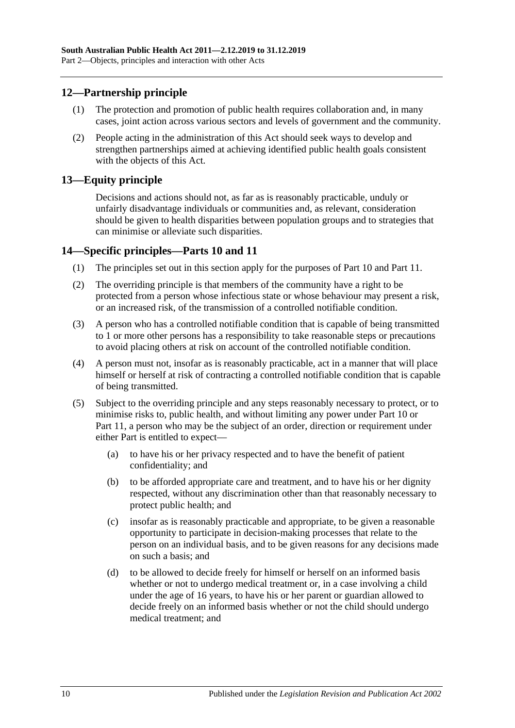## 12—Partnership principle

(1) The protection and promotion of public health requires collaboration and, in many cases, joint action across various sectors and levels of government and the community.

(2) People acting in the administration of this Act should seek ways to develop and strengthen partnerships aimed at achieving identified public health goals consistent with the objects of this Act.

## 13—Equity principle

Decisions and actions should not, as far as is reasonably practicable, unduly or unfairly disadvantage individuals or communities and, as relevant, consideration should be given to health disparities between population groups and to strategies that can minimise or alleviate such disparities.

## 14—Specific principles—Parts 10 and 11

(1) The principles set out in this section apply for the purposes of Part 10 and Part 11.

(2) The overriding principle is that members of the community have a right to be protected from a person whose infectious state or whose behaviour may present a risk, or an increased risk, of the transmission of a controlled notifiable condition.

(3) A person who has a controlled notifiable condition that is capable of being transmitted to 1 or more other persons has a responsibility to take reasonable steps or precautions to avoid placing others at risk on account of the controlled notifiable condition.

(4) A person must not, insofar as is reasonably practicable, act in a manner that will place himself or herself at risk of contracting a controlled notifiable condition that is capable of being transmitted.

(5) Subject to the overriding principle and any steps reasonably necessary to protect, or to minimise risks to, public health, and without limiting any power under Part 10 or Part 11, a person who may be the subject of an order, direction or requirement under either Part is entitled to expect—

- (a) to have his or her privacy respected and to have the benefit of patient confidentiality; and
- (b) to be afforded appropriate care and treatment, and to have his or her dignity respected, without any discrimination other than that reasonably necessary to protect public health; and
- (c) insofar as is reasonably practicable and appropriate, to be given a reasonable opportunity to participate in decision-making processes that relate to the person on an individual basis, and to be given reasons for any decisions made on such a basis; and
- (d) to be allowed to decide freely for himself or herself on an informed basis whether or not to undergo medical treatment or, in a case involving a child under the age of 16 years, to have his or her parent or guardian allowed to decide freely on an informed basis whether or not the child should undergo medical treatment; and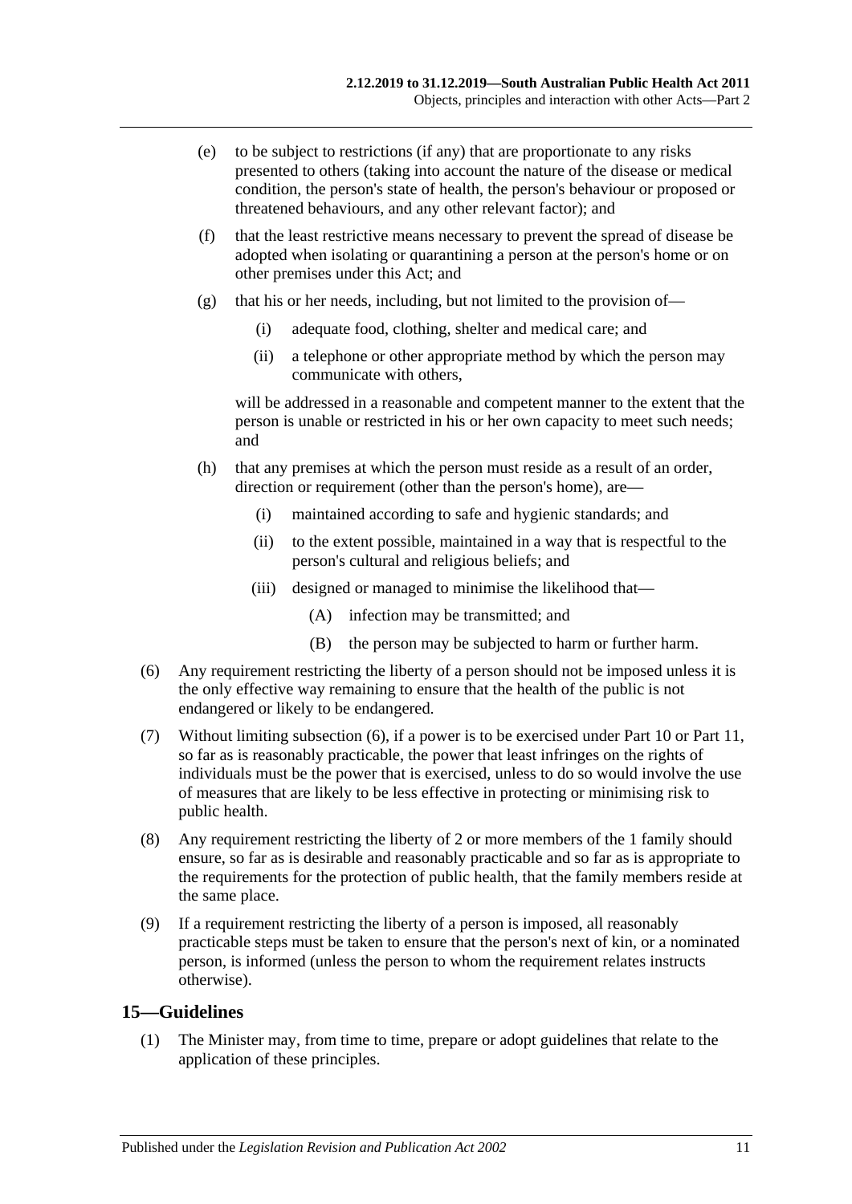(e) to be subject to restrictions (if any) that are proportionate to any risks presented to others (taking into account the nature of the disease or medical condition, the person's state of health, the person's behaviour or proposed or threatened behaviours, and any other relevant factor); and

(f) that the least restrictive means necessary to prevent the spread of disease be adopted when isolating or quarantining a person at the person's home or on other premises under this Act; and

(g) that his or her needs, including, but not limited to the provision of—

  (i) adequate food, clothing, shelter and medical care; and

  (ii) a telephone or other appropriate method by which the person may communicate with others,

  will be addressed in a reasonable and competent manner to the extent that the person is unable or restricted in his or her own capacity to meet such needs; and

(h) that any premises at which the person must reside as a result of an order, direction or requirement (other than the person's home), are—

  (i) maintained according to safe and hygienic standards; and

  (ii) to the extent possible, maintained in a way that is respectful to the person's cultural and religious beliefs; and

  (iii) designed or managed to minimise the likelihood that—

    (A) infection may be transmitted; and

    (B) the person may be subjected to harm or further harm.

(6) Any requirement restricting the liberty of a person should not be imposed unless it is the only effective way remaining to ensure that the health of the public is not endangered or likely to be endangered.

(7) Without limiting subsection (6), if a power is to be exercised under Part 10 or Part 11, so far as is reasonably practicable, the power that least infringes on the rights of individuals must be the power that is exercised, unless to do so would involve the use of measures that are likely to be less effective in protecting or minimising risk to public health.

(8) Any requirement restricting the liberty of 2 or more members of the 1 family should ensure, so far as is desirable and reasonably practicable and so far as is appropriate to the requirements for the protection of public health, that the family members reside at the same place.

(9) If a requirement restricting the liberty of a person is imposed, all reasonably practicable steps must be taken to ensure that the person's next of kin, or a nominated person, is informed (unless the person to whom the requirement relates instructs otherwise).

## 15—Guidelines

(1) The Minister may, from time to time, prepare or adopt guidelines that relate to the application of these principles.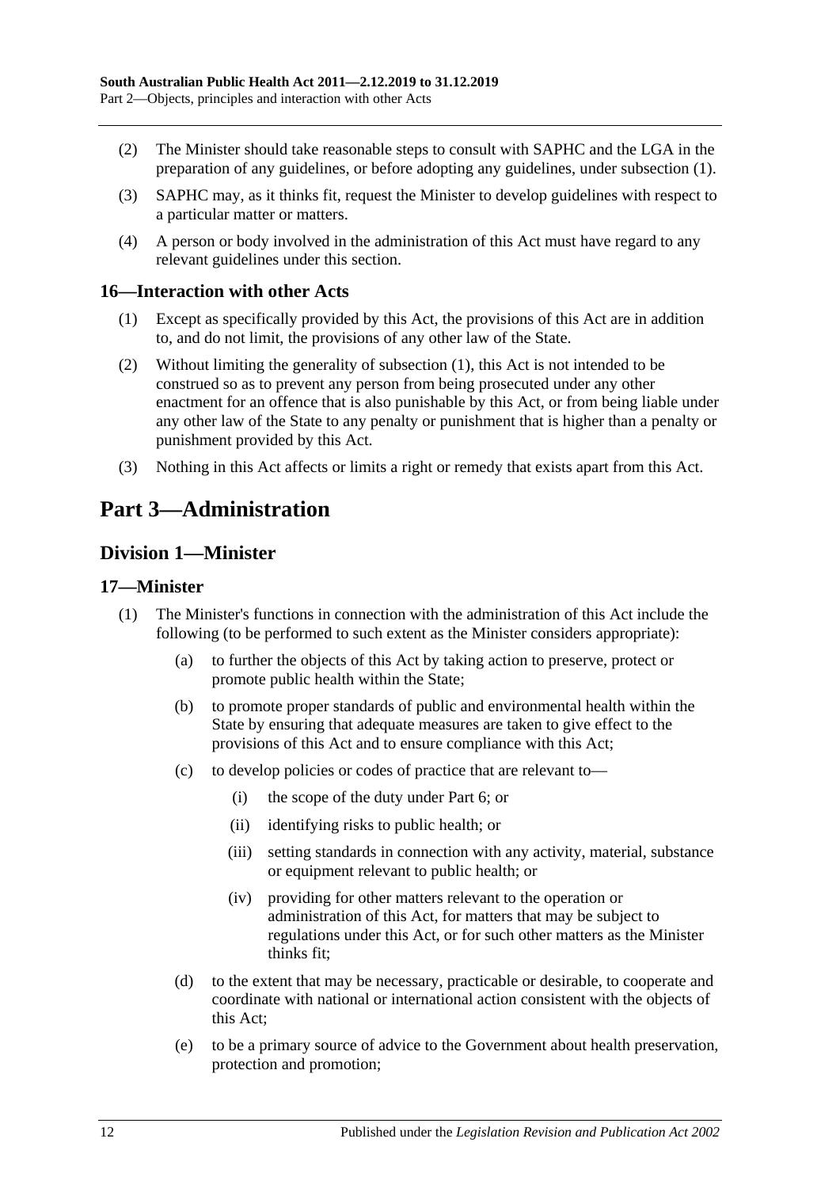(2) The Minister should take reasonable steps to consult with SAPHC and the LGA in the preparation of any guidelines, or before adopting any guidelines, under subsection (1).

(3) SAPHC may, as it thinks fit, request the Minister to develop guidelines with respect to a particular matter or matters.

(4) A person or body involved in the administration of this Act must have regard to any relevant guidelines under this section.

## 16—Interaction with other Acts

(1) Except as specifically provided by this Act, the provisions of this Act are in addition to, and do not limit, the provisions of any other law of the State.

(2) Without limiting the generality of subsection (1), this Act is not intended to be construed so as to prevent any person from being prosecuted under any other enactment for an offence that is also punishable by this Act, or from being liable under any other law of the State to any penalty or punishment that is higher than a penalty or punishment provided by this Act.

(3) Nothing in this Act affects or limits a right or remedy that exists apart from this Act.

# Part 3—Administration

## Division 1—Minister

## 17—Minister

(1) The Minister's functions in connection with the administration of this Act include the following (to be performed to such extent as the Minister considers appropriate):

(a) to further the objects of this Act by taking action to preserve, protect or promote public health within the State;

(b) to promote proper standards of public and environmental health within the State by ensuring that adequate measures are taken to give effect to the provisions of this Act and to ensure compliance with this Act;

(c) to develop policies or codes of practice that are relevant to—

(i) the scope of the duty under Part 6; or

(ii) identifying risks to public health; or

(iii) setting standards in connection with any activity, material, substance or equipment relevant to public health; or

(iv) providing for other matters relevant to the operation or administration of this Act, for matters that may be subject to regulations under this Act, or for such other matters as the Minister thinks fit;

(d) to the extent that may be necessary, practicable or desirable, to cooperate and coordinate with national or international action consistent with the objects of this Act;

(e) to be a primary source of advice to the Government about health preservation, protection and promotion;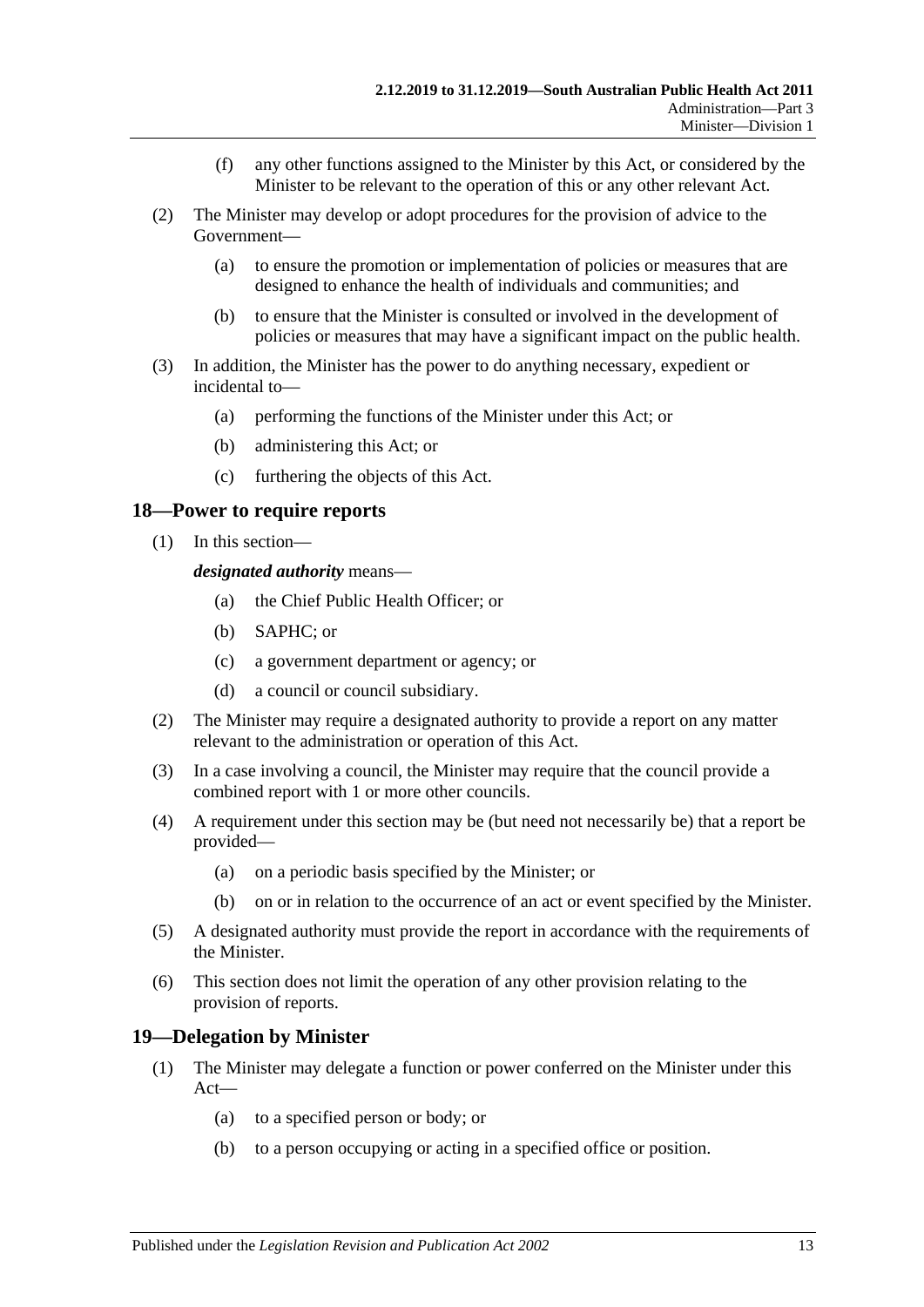(f) any other functions assigned to the Minister by this Act, or considered by the Minister to be relevant to the operation of this or any other relevant Act.

(2) The Minister may develop or adopt procedures for the provision of advice to the Government—

(a) to ensure the promotion or implementation of policies or measures that are designed to enhance the health of individuals and communities; and

(b) to ensure that the Minister is consulted or involved in the development of policies or measures that may have a significant impact on the public health.

(3) In addition, the Minister has the power to do anything necessary, expedient or incidental to—

(a) performing the functions of the Minister under this Act; or

(b) administering this Act; or

(c) furthering the objects of this Act.

## 18—Power to require reports

(1) In this section—

***designated authority*** means—

(a) the Chief Public Health Officer; or

(b) SAPHC; or

(c) a government department or agency; or

(d) a council or council subsidiary.

(2) The Minister may require a designated authority to provide a report on any matter relevant to the administration or operation of this Act.

(3) In a case involving a council, the Minister may require that the council provide a combined report with 1 or more other councils.

(4) A requirement under this section may be (but need not necessarily be) that a report be provided—

(a) on a periodic basis specified by the Minister; or

(b) on or in relation to the occurrence of an act or event specified by the Minister.

(5) A designated authority must provide the report in accordance with the requirements of the Minister.

(6) This section does not limit the operation of any other provision relating to the provision of reports.

## 19—Delegation by Minister

(1) The Minister may delegate a function or power conferred on the Minister under this Act—

(a) to a specified person or body; or

(b) to a person occupying or acting in a specified office or position.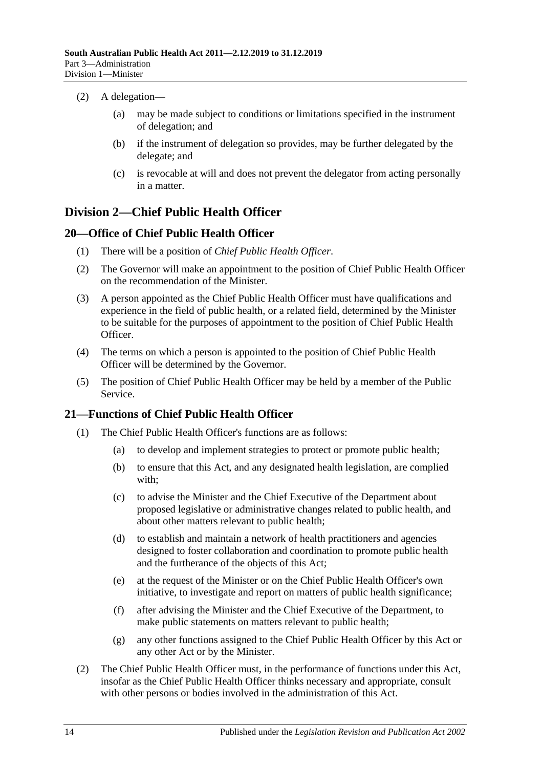(2) A delegation—

(a) may be made subject to conditions or limitations specified in the instrument of delegation; and

(b) if the instrument of delegation so provides, may be further delegated by the delegate; and

(c) is revocable at will and does not prevent the delegator from acting personally in a matter.

## Division 2—Chief Public Health Officer

### 20—Office of Chief Public Health Officer

(1) There will be a position of *Chief Public Health Officer*.

(2) The Governor will make an appointment to the position of Chief Public Health Officer on the recommendation of the Minister.

(3) A person appointed as the Chief Public Health Officer must have qualifications and experience in the field of public health, or a related field, determined by the Minister to be suitable for the purposes of appointment to the position of Chief Public Health Officer.

(4) The terms on which a person is appointed to the position of Chief Public Health Officer will be determined by the Governor.

(5) The position of Chief Public Health Officer may be held by a member of the Public Service.

### 21—Functions of Chief Public Health Officer

(1) The Chief Public Health Officer's functions are as follows:

(a) to develop and implement strategies to protect or promote public health;

(b) to ensure that this Act, and any designated health legislation, are complied with;

(c) to advise the Minister and the Chief Executive of the Department about proposed legislative or administrative changes related to public health, and about other matters relevant to public health;

(d) to establish and maintain a network of health practitioners and agencies designed to foster collaboration and coordination to promote public health and the furtherance of the objects of this Act;

(e) at the request of the Minister or on the Chief Public Health Officer's own initiative, to investigate and report on matters of public health significance;

(f) after advising the Minister and the Chief Executive of the Department, to make public statements on matters relevant to public health;

(g) any other functions assigned to the Chief Public Health Officer by this Act or any other Act or by the Minister.

(2) The Chief Public Health Officer must, in the performance of functions under this Act, insofar as the Chief Public Health Officer thinks necessary and appropriate, consult with other persons or bodies involved in the administration of this Act.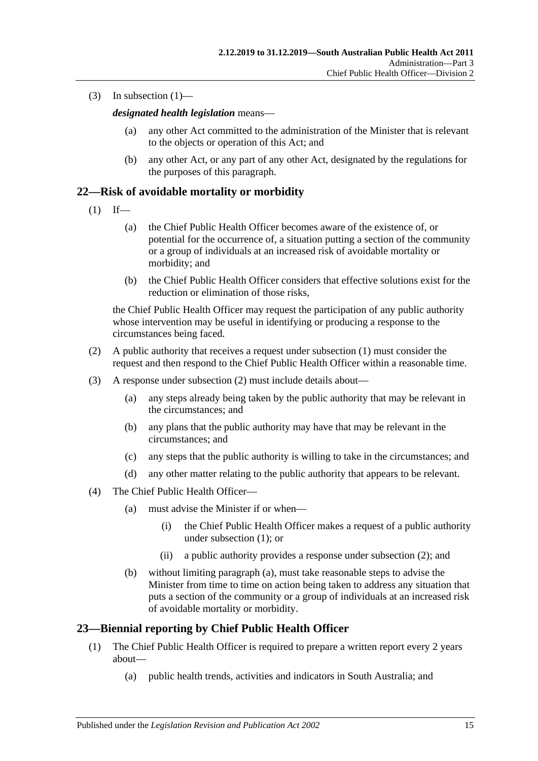(3) In subsection (1)—

***designated health legislation*** means—

(a) any other Act committed to the administration of the Minister that is relevant to the objects or operation of this Act; and

(b) any other Act, or any part of any other Act, designated by the regulations for the purposes of this paragraph.

## 22—Risk of avoidable mortality or morbidity

(1) If—

(a) the Chief Public Health Officer becomes aware of the existence of, or potential for the occurrence of, a situation putting a section of the community or a group of individuals at an increased risk of avoidable mortality or morbidity; and

(b) the Chief Public Health Officer considers that effective solutions exist for the reduction or elimination of those risks,

the Chief Public Health Officer may request the participation of any public authority whose intervention may be useful in identifying or producing a response to the circumstances being faced.

(2) A public authority that receives a request under subsection (1) must consider the request and then respond to the Chief Public Health Officer within a reasonable time.

(3) A response under subsection (2) must include details about—

(a) any steps already being taken by the public authority that may be relevant in the circumstances; and

(b) any plans that the public authority may have that may be relevant in the circumstances; and

(c) any steps that the public authority is willing to take in the circumstances; and

(d) any other matter relating to the public authority that appears to be relevant.

(4) The Chief Public Health Officer—

(a) must advise the Minister if or when—

(i) the Chief Public Health Officer makes a request of a public authority under subsection (1); or

(ii) a public authority provides a response under subsection (2); and

(b) without limiting paragraph (a), must take reasonable steps to advise the Minister from time to time on action being taken to address any situation that puts a section of the community or a group of individuals at an increased risk of avoidable mortality or morbidity.

## 23—Biennial reporting by Chief Public Health Officer

(1) The Chief Public Health Officer is required to prepare a written report every 2 years about—

(a) public health trends, activities and indicators in South Australia; and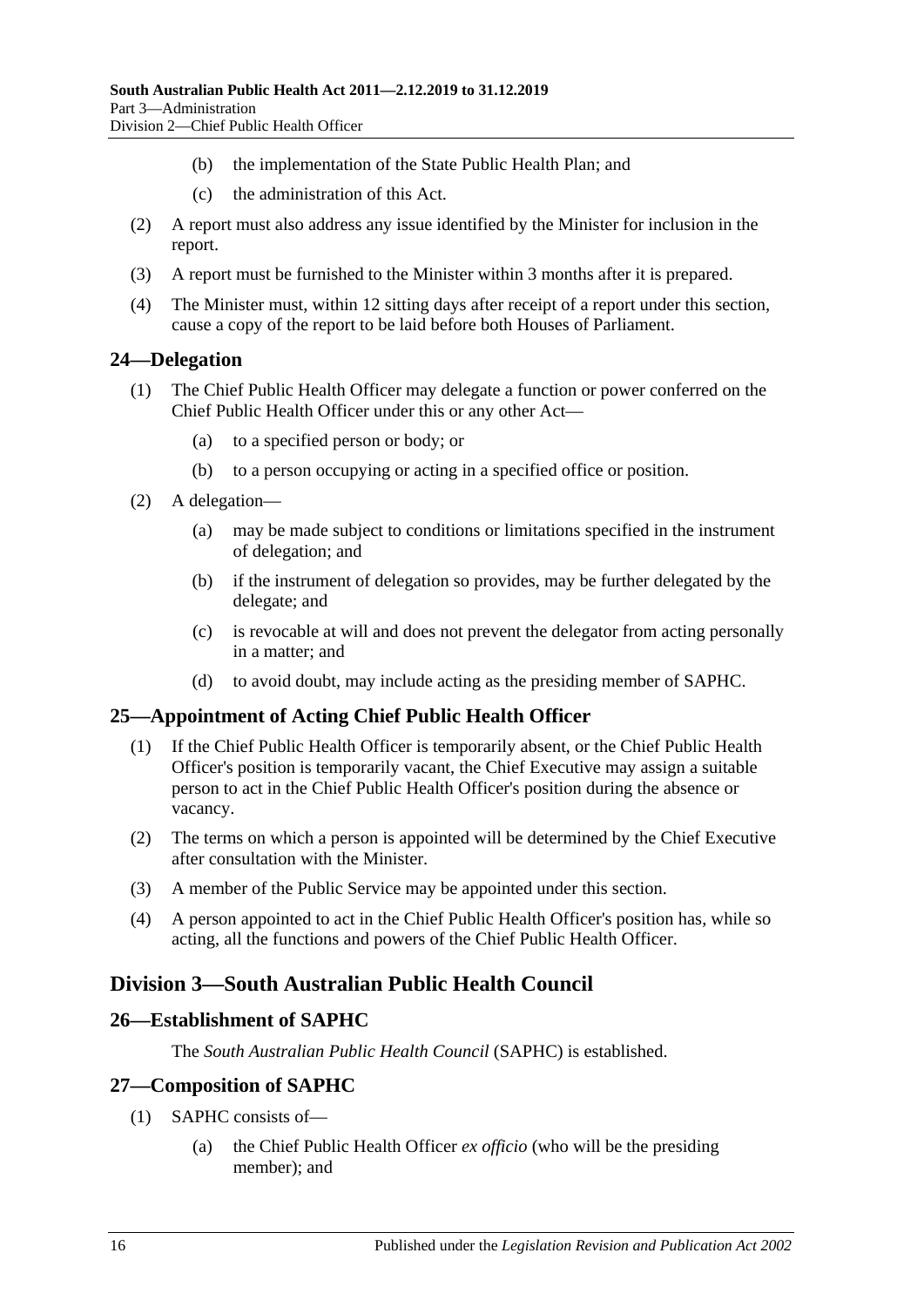(b) the implementation of the State Public Health Plan; and

(c) the administration of this Act.

(2) A report must also address any issue identified by the Minister for inclusion in the report.

(3) A report must be furnished to the Minister within 3 months after it is prepared.

(4) The Minister must, within 12 sitting days after receipt of a report under this section, cause a copy of the report to be laid before both Houses of Parliament.

## 24—Delegation

(1) The Chief Public Health Officer may delegate a function or power conferred on the Chief Public Health Officer under this or any other Act—

(a) to a specified person or body; or

(b) to a person occupying or acting in a specified office or position.

(2) A delegation—

(a) may be made subject to conditions or limitations specified in the instrument of delegation; and

(b) if the instrument of delegation so provides, may be further delegated by the delegate; and

(c) is revocable at will and does not prevent the delegator from acting personally in a matter; and

(d) to avoid doubt, may include acting as the presiding member of SAPHC.

## 25—Appointment of Acting Chief Public Health Officer

(1) If the Chief Public Health Officer is temporarily absent, or the Chief Public Health Officer's position is temporarily vacant, the Chief Executive may assign a suitable person to act in the Chief Public Health Officer's position during the absence or vacancy.

(2) The terms on which a person is appointed will be determined by the Chief Executive after consultation with the Minister.

(3) A member of the Public Service may be appointed under this section.

(4) A person appointed to act in the Chief Public Health Officer's position has, while so acting, all the functions and powers of the Chief Public Health Officer.

# Division 3—South Australian Public Health Council

## 26—Establishment of SAPHC

The *South Australian Public Health Council* (SAPHC) is established.

## 27—Composition of SAPHC

(1) SAPHC consists of—

(a) the Chief Public Health Officer *ex officio* (who will be the presiding member); and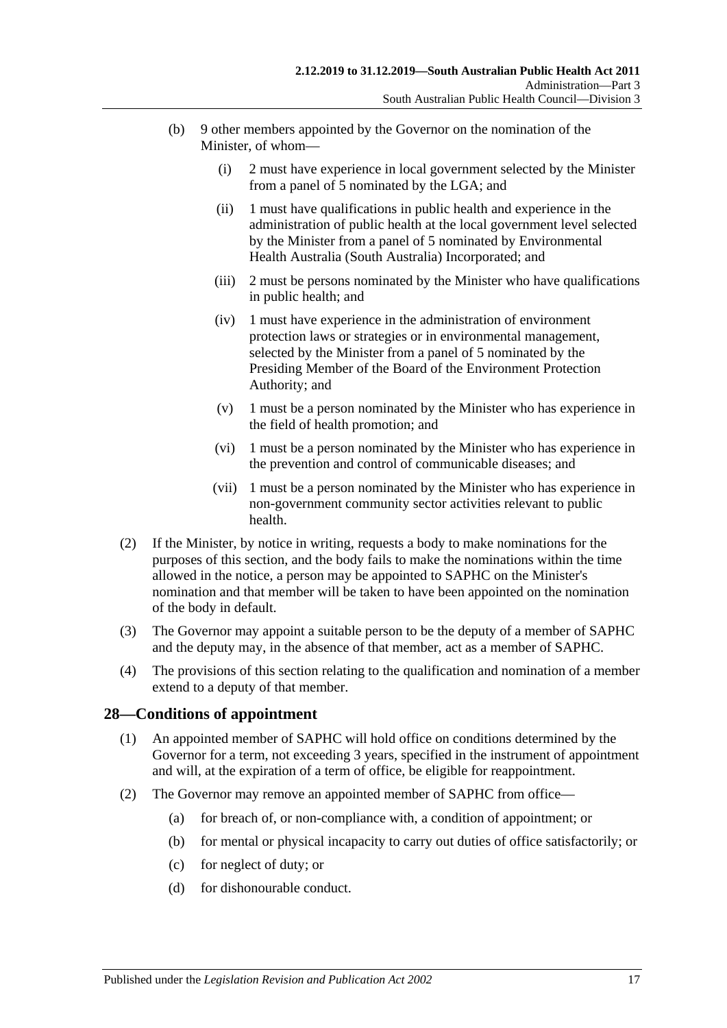(b) 9 other members appointed by the Governor on the nomination of the Minister, of whom—

  (i) 2 must have experience in local government selected by the Minister from a panel of 5 nominated by the LGA; and

  (ii) 1 must have qualifications in public health and experience in the administration of public health at the local government level selected by the Minister from a panel of 5 nominated by Environmental Health Australia (South Australia) Incorporated; and

  (iii) 2 must be persons nominated by the Minister who have qualifications in public health; and

  (iv) 1 must have experience in the administration of environment protection laws or strategies or in environmental management, selected by the Minister from a panel of 5 nominated by the Presiding Member of the Board of the Environment Protection Authority; and

  (v) 1 must be a person nominated by the Minister who has experience in the field of health promotion; and

  (vi) 1 must be a person nominated by the Minister who has experience in the prevention and control of communicable diseases; and

  (vii) 1 must be a person nominated by the Minister who has experience in non-government community sector activities relevant to public health.

(2) If the Minister, by notice in writing, requests a body to make nominations for the purposes of this section, and the body fails to make the nominations within the time allowed in the notice, a person may be appointed to SAPHC on the Minister's nomination and that member will be taken to have been appointed on the nomination of the body in default.

(3) The Governor may appoint a suitable person to be the deputy of a member of SAPHC and the deputy may, in the absence of that member, act as a member of SAPHC.

(4) The provisions of this section relating to the qualification and nomination of a member extend to a deputy of that member.

## 28—Conditions of appointment

(1) An appointed member of SAPHC will hold office on conditions determined by the Governor for a term, not exceeding 3 years, specified in the instrument of appointment and will, at the expiration of a term of office, be eligible for reappointment.

(2) The Governor may remove an appointed member of SAPHC from office—

  (a) for breach of, or non-compliance with, a condition of appointment; or

  (b) for mental or physical incapacity to carry out duties of office satisfactorily; or

  (c) for neglect of duty; or

  (d) for dishonourable conduct.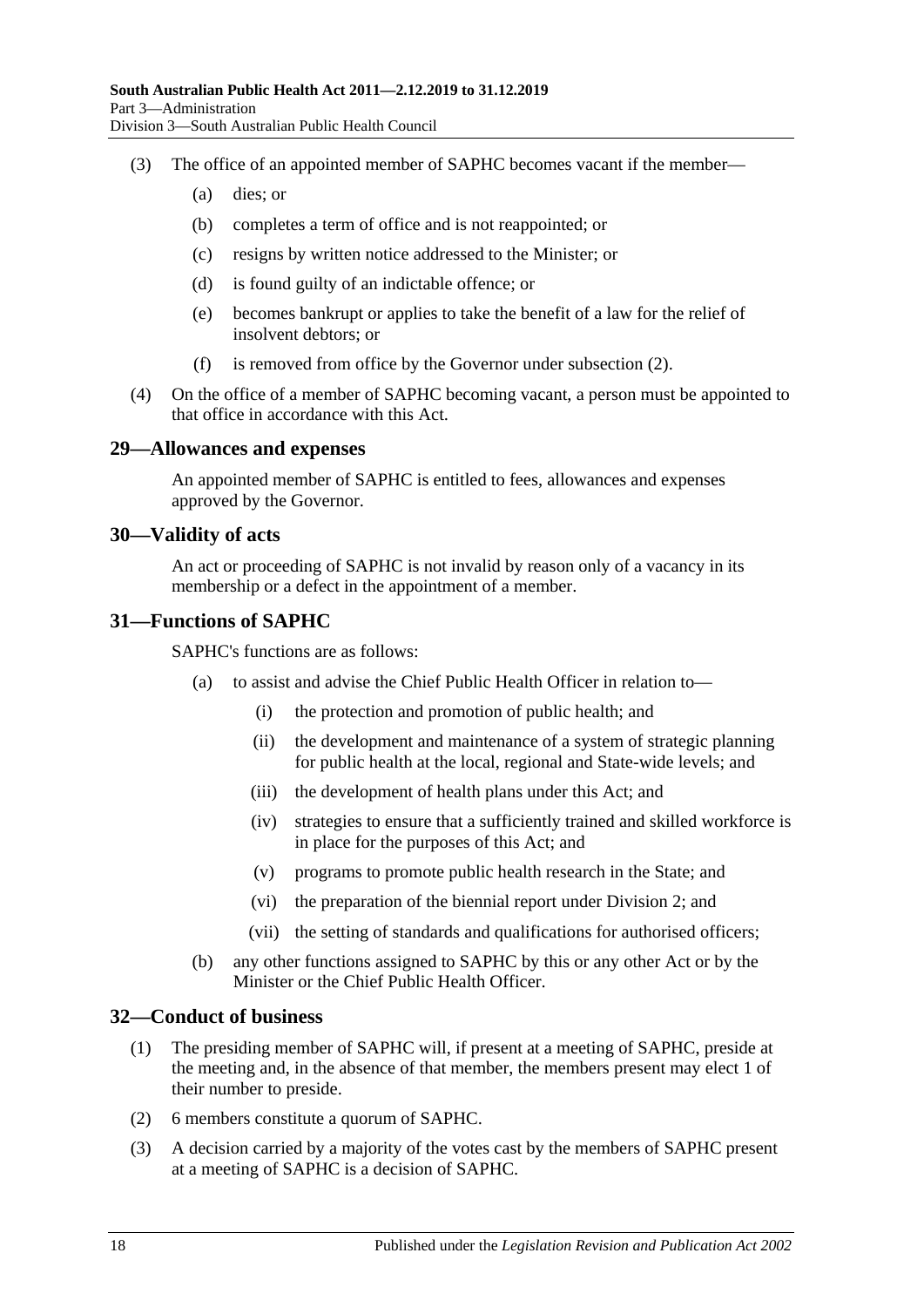(3) The office of an appointed member of SAPHC becomes vacant if the member—

(a) dies; or

(b) completes a term of office and is not reappointed; or

(c) resigns by written notice addressed to the Minister; or

(d) is found guilty of an indictable offence; or

(e) becomes bankrupt or applies to take the benefit of a law for the relief of insolvent debtors; or

(f) is removed from office by the Governor under subsection (2).

(4) On the office of a member of SAPHC becoming vacant, a person must be appointed to that office in accordance with this Act.

## 29—Allowances and expenses

An appointed member of SAPHC is entitled to fees, allowances and expenses approved by the Governor.

## 30—Validity of acts

An act or proceeding of SAPHC is not invalid by reason only of a vacancy in its membership or a defect in the appointment of a member.

## 31—Functions of SAPHC

SAPHC's functions are as follows:

(a) to assist and advise the Chief Public Health Officer in relation to—

(i) the protection and promotion of public health; and

(ii) the development and maintenance of a system of strategic planning for public health at the local, regional and State-wide levels; and

(iii) the development of health plans under this Act; and

(iv) strategies to ensure that a sufficiently trained and skilled workforce is in place for the purposes of this Act; and

(v) programs to promote public health research in the State; and

(vi) the preparation of the biennial report under Division 2; and

(vii) the setting of standards and qualifications for authorised officers;

(b) any other functions assigned to SAPHC by this or any other Act or by the Minister or the Chief Public Health Officer.

## 32—Conduct of business

(1) The presiding member of SAPHC will, if present at a meeting of SAPHC, preside at the meeting and, in the absence of that member, the members present may elect 1 of their number to preside.

(2) 6 members constitute a quorum of SAPHC.

(3) A decision carried by a majority of the votes cast by the members of SAPHC present at a meeting of SAPHC is a decision of SAPHC.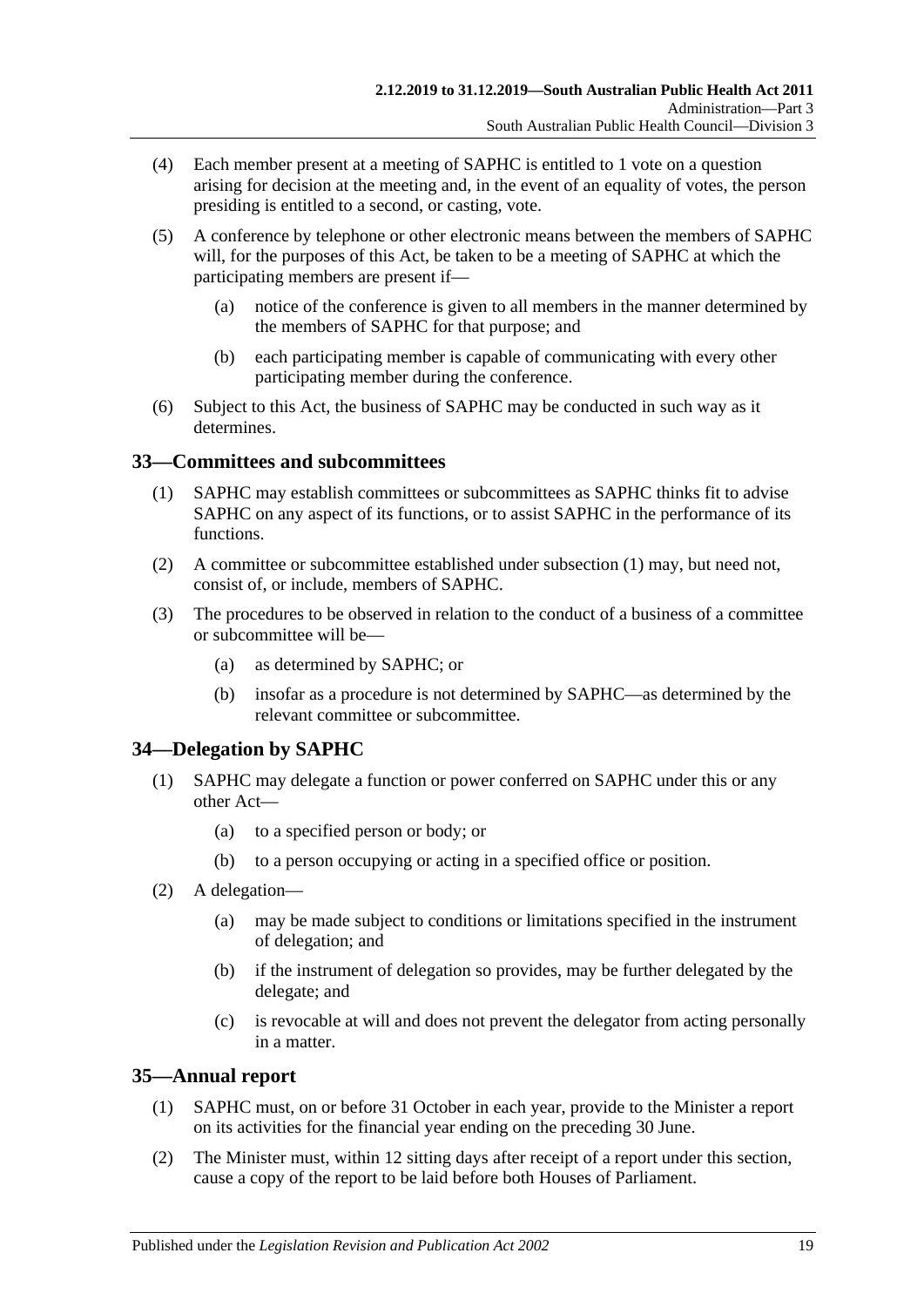(4) Each member present at a meeting of SAPHC is entitled to 1 vote on a question arising for decision at the meeting and, in the event of an equality of votes, the person presiding is entitled to a second, or casting, vote.

(5) A conference by telephone or other electronic means between the members of SAPHC will, for the purposes of this Act, be taken to be a meeting of SAPHC at which the participating members are present if—

(a) notice of the conference is given to all members in the manner determined by the members of SAPHC for that purpose; and

(b) each participating member is capable of communicating with every other participating member during the conference.

(6) Subject to this Act, the business of SAPHC may be conducted in such way as it determines.

## 33—Committees and subcommittees

(1) SAPHC may establish committees or subcommittees as SAPHC thinks fit to advise SAPHC on any aspect of its functions, or to assist SAPHC in the performance of its functions.

(2) A committee or subcommittee established under subsection (1) may, but need not, consist of, or include, members of SAPHC.

(3) The procedures to be observed in relation to the conduct of a business of a committee or subcommittee will be—

(a) as determined by SAPHC; or

(b) insofar as a procedure is not determined by SAPHC—as determined by the relevant committee or subcommittee.

## 34—Delegation by SAPHC

(1) SAPHC may delegate a function or power conferred on SAPHC under this or any other Act—

(a) to a specified person or body; or

(b) to a person occupying or acting in a specified office or position.

(2) A delegation—

(a) may be made subject to conditions or limitations specified in the instrument of delegation; and

(b) if the instrument of delegation so provides, may be further delegated by the delegate; and

(c) is revocable at will and does not prevent the delegator from acting personally in a matter.

## 35—Annual report

(1) SAPHC must, on or before 31 October in each year, provide to the Minister a report on its activities for the financial year ending on the preceding 30 June.

(2) The Minister must, within 12 sitting days after receipt of a report under this section, cause a copy of the report to be laid before both Houses of Parliament.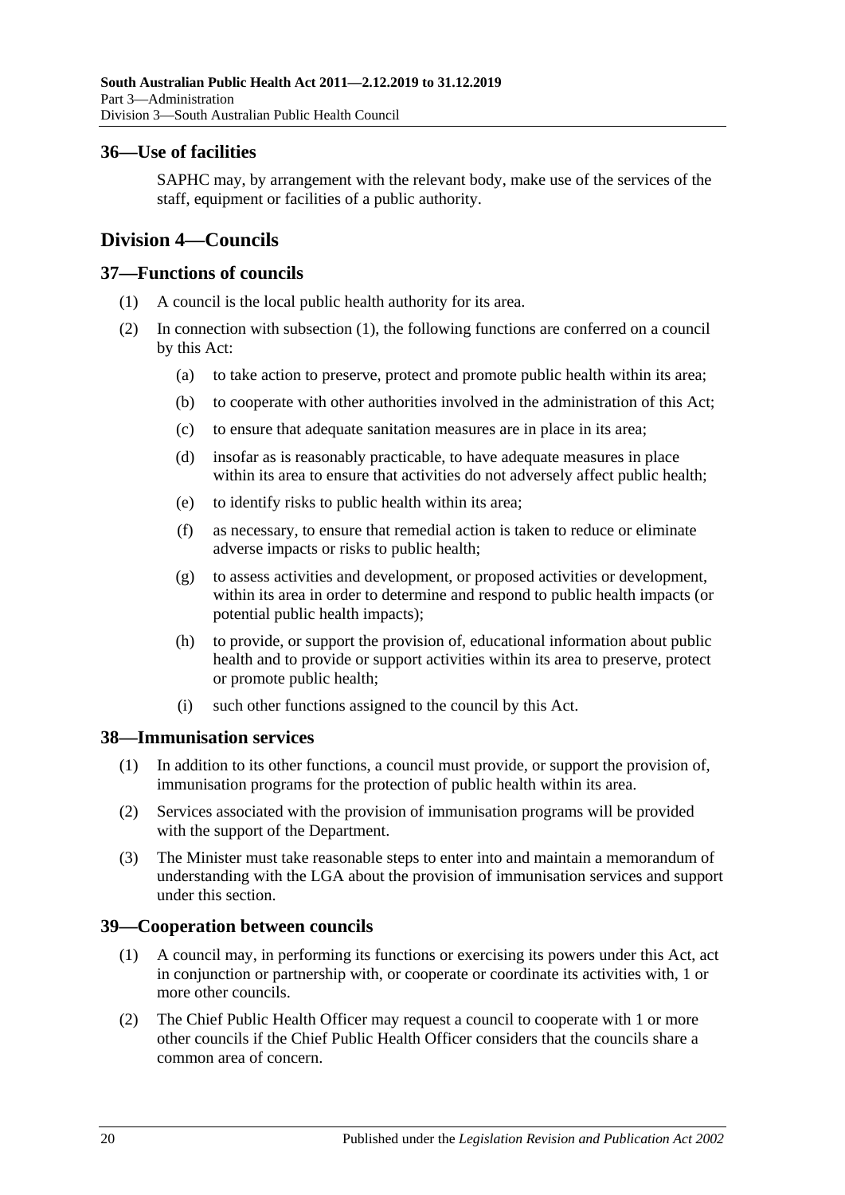## 36—Use of facilities

SAPHC may, by arrangement with the relevant body, make use of the services of the staff, equipment or facilities of a public authority.

# Division 4—Councils

## 37—Functions of councils

(1) A council is the local public health authority for its area.

(2) In connection with subsection (1), the following functions are conferred on a council by this Act:

(a) to take action to preserve, protect and promote public health within its area;

(b) to cooperate with other authorities involved in the administration of this Act;

(c) to ensure that adequate sanitation measures are in place in its area;

(d) insofar as is reasonably practicable, to have adequate measures in place within its area to ensure that activities do not adversely affect public health;

(e) to identify risks to public health within its area;

(f) as necessary, to ensure that remedial action is taken to reduce or eliminate adverse impacts or risks to public health;

(g) to assess activities and development, or proposed activities or development, within its area in order to determine and respond to public health impacts (or potential public health impacts);

(h) to provide, or support the provision of, educational information about public health and to provide or support activities within its area to preserve, protect or promote public health;

(i) such other functions assigned to the council by this Act.

## 38—Immunisation services

(1) In addition to its other functions, a council must provide, or support the provision of, immunisation programs for the protection of public health within its area.

(2) Services associated with the provision of immunisation programs will be provided with the support of the Department.

(3) The Minister must take reasonable steps to enter into and maintain a memorandum of understanding with the LGA about the provision of immunisation services and support under this section.

## 39—Cooperation between councils

(1) A council may, in performing its functions or exercising its powers under this Act, act in conjunction or partnership with, or cooperate or coordinate its activities with, 1 or more other councils.

(2) The Chief Public Health Officer may request a council to cooperate with 1 or more other councils if the Chief Public Health Officer considers that the councils share a common area of concern.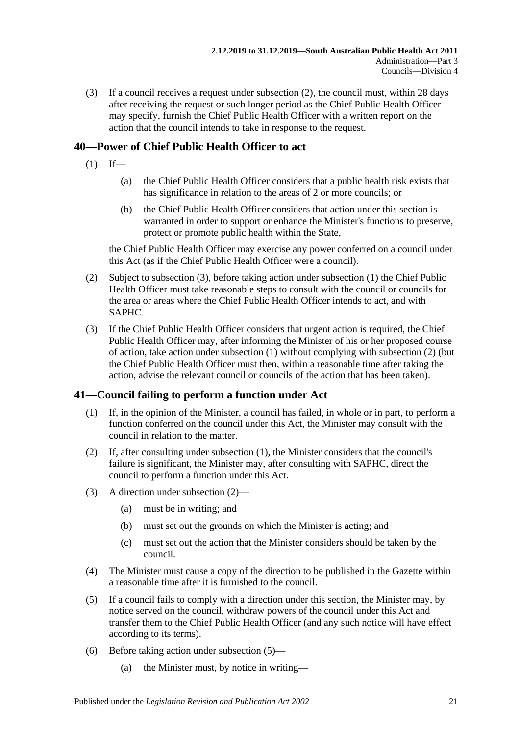(3) If a council receives a request under subsection (2), the council must, within 28 days after receiving the request or such longer period as the Chief Public Health Officer may specify, furnish the Chief Public Health Officer with a written report on the action that the council intends to take in response to the request.

## 40—Power of Chief Public Health Officer to act

(1) If—

(a) the Chief Public Health Officer considers that a public health risk exists that has significance in relation to the areas of 2 or more councils; or

(b) the Chief Public Health Officer considers that action under this section is warranted in order to support or enhance the Minister's functions to preserve, protect or promote public health within the State,

the Chief Public Health Officer may exercise any power conferred on a council under this Act (as if the Chief Public Health Officer were a council).

(2) Subject to subsection (3), before taking action under subsection (1) the Chief Public Health Officer must take reasonable steps to consult with the council or councils for the area or areas where the Chief Public Health Officer intends to act, and with SAPHC.

(3) If the Chief Public Health Officer considers that urgent action is required, the Chief Public Health Officer may, after informing the Minister of his or her proposed course of action, take action under subsection (1) without complying with subsection (2) (but the Chief Public Health Officer must then, within a reasonable time after taking the action, advise the relevant council or councils of the action that has been taken).

## 41—Council failing to perform a function under Act

(1) If, in the opinion of the Minister, a council has failed, in whole or in part, to perform a function conferred on the council under this Act, the Minister may consult with the council in relation to the matter.

(2) If, after consulting under subsection (1), the Minister considers that the council's failure is significant, the Minister may, after consulting with SAPHC, direct the council to perform a function under this Act.

(3) A direction under subsection (2)—

(a) must be in writing; and

(b) must set out the grounds on which the Minister is acting; and

(c) must set out the action that the Minister considers should be taken by the council.

(4) The Minister must cause a copy of the direction to be published in the Gazette within a reasonable time after it is furnished to the council.

(5) If a council fails to comply with a direction under this section, the Minister may, by notice served on the council, withdraw powers of the council under this Act and transfer them to the Chief Public Health Officer (and any such notice will have effect according to its terms).

(6) Before taking action under subsection (5)—

(a) the Minister must, by notice in writing—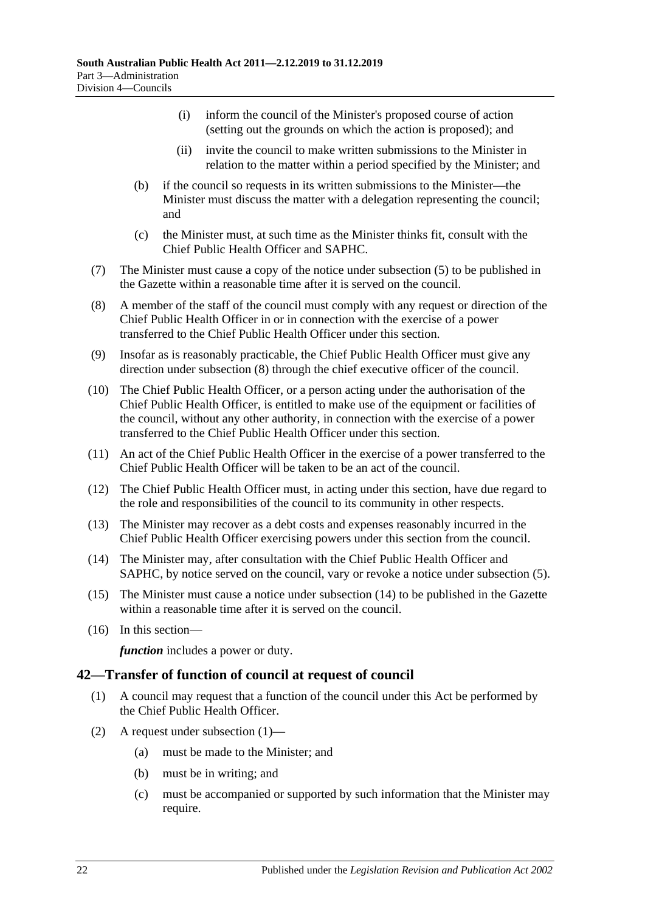(i) inform the council of the Minister's proposed course of action (setting out the grounds on which the action is proposed); and

(ii) invite the council to make written submissions to the Minister in relation to the matter within a period specified by the Minister; and

(b) if the council so requests in its written submissions to the Minister—the Minister must discuss the matter with a delegation representing the council; and

(c) the Minister must, at such time as the Minister thinks fit, consult with the Chief Public Health Officer and SAPHC.

(7) The Minister must cause a copy of the notice under subsection (5) to be published in the Gazette within a reasonable time after it is served on the council.

(8) A member of the staff of the council must comply with any request or direction of the Chief Public Health Officer in or in connection with the exercise of a power transferred to the Chief Public Health Officer under this section.

(9) Insofar as is reasonably practicable, the Chief Public Health Officer must give any direction under subsection (8) through the chief executive officer of the council.

(10) The Chief Public Health Officer, or a person acting under the authorisation of the Chief Public Health Officer, is entitled to make use of the equipment or facilities of the council, without any other authority, in connection with the exercise of a power transferred to the Chief Public Health Officer under this section.

(11) An act of the Chief Public Health Officer in the exercise of a power transferred to the Chief Public Health Officer will be taken to be an act of the council.

(12) The Chief Public Health Officer must, in acting under this section, have due regard to the role and responsibilities of the council to its community in other respects.

(13) The Minister may recover as a debt costs and expenses reasonably incurred in the Chief Public Health Officer exercising powers under this section from the council.

(14) The Minister may, after consultation with the Chief Public Health Officer and SAPHC, by notice served on the council, vary or revoke a notice under subsection (5).

(15) The Minister must cause a notice under subsection (14) to be published in the Gazette within a reasonable time after it is served on the council.

(16) In this section—

***function*** includes a power or duty.

## 42—Transfer of function of council at request of council

(1) A council may request that a function of the council under this Act be performed by the Chief Public Health Officer.

(2) A request under subsection (1)—

(a) must be made to the Minister; and

(b) must be in writing; and

(c) must be accompanied or supported by such information that the Minister may require.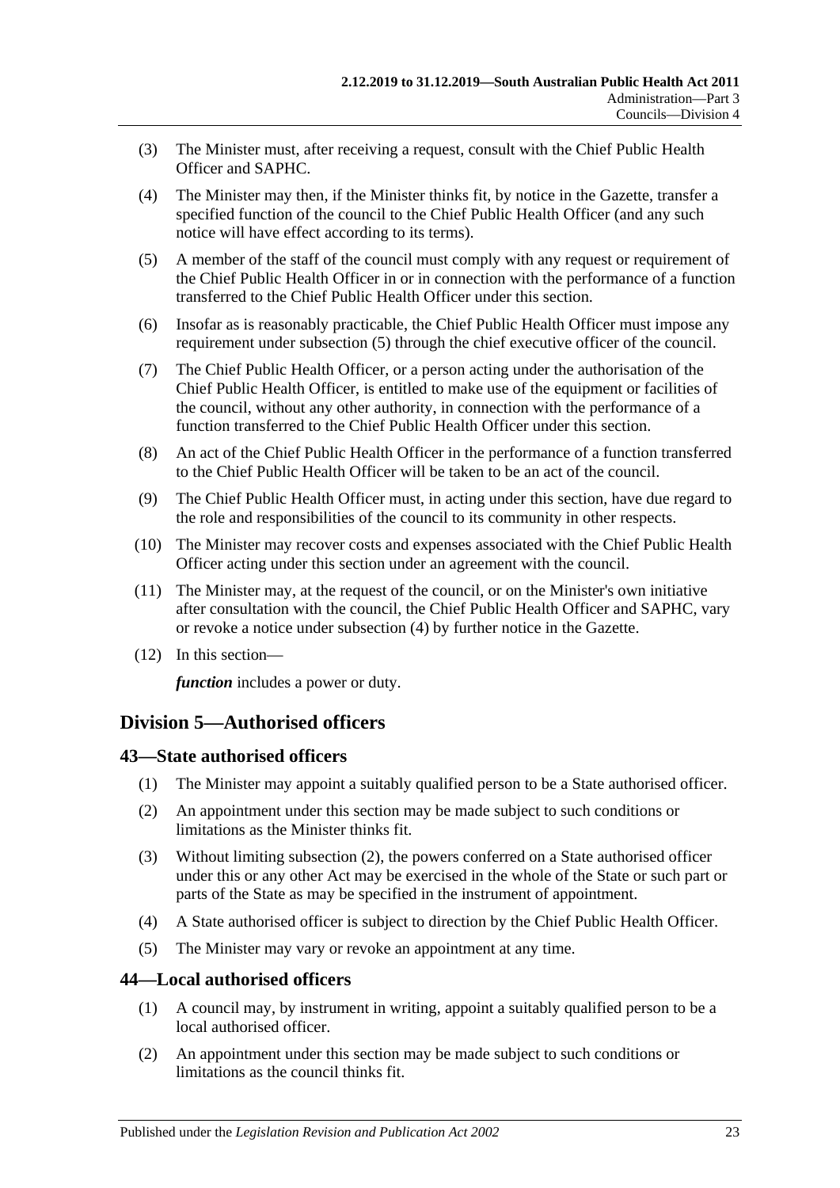(3) The Minister must, after receiving a request, consult with the Chief Public Health Officer and SAPHC.

(4) The Minister may then, if the Minister thinks fit, by notice in the Gazette, transfer a specified function of the council to the Chief Public Health Officer (and any such notice will have effect according to its terms).

(5) A member of the staff of the council must comply with any request or requirement of the Chief Public Health Officer in or in connection with the performance of a function transferred to the Chief Public Health Officer under this section.

(6) Insofar as is reasonably practicable, the Chief Public Health Officer must impose any requirement under subsection (5) through the chief executive officer of the council.

(7) The Chief Public Health Officer, or a person acting under the authorisation of the Chief Public Health Officer, is entitled to make use of the equipment or facilities of the council, without any other authority, in connection with the performance of a function transferred to the Chief Public Health Officer under this section.

(8) An act of the Chief Public Health Officer in the performance of a function transferred to the Chief Public Health Officer will be taken to be an act of the council.

(9) The Chief Public Health Officer must, in acting under this section, have due regard to the role and responsibilities of the council to its community in other respects.

(10) The Minister may recover costs and expenses associated with the Chief Public Health Officer acting under this section under an agreement with the council.

(11) The Minister may, at the request of the council, or on the Minister's own initiative after consultation with the council, the Chief Public Health Officer and SAPHC, vary or revoke a notice under subsection (4) by further notice in the Gazette.

(12) In this section—

***function*** includes a power or duty.

## Division 5—Authorised officers

### 43—State authorised officers

(1) The Minister may appoint a suitably qualified person to be a State authorised officer.

(2) An appointment under this section may be made subject to such conditions or limitations as the Minister thinks fit.

(3) Without limiting subsection (2), the powers conferred on a State authorised officer under this or any other Act may be exercised in the whole of the State or such part or parts of the State as may be specified in the instrument of appointment.

(4) A State authorised officer is subject to direction by the Chief Public Health Officer.

(5) The Minister may vary or revoke an appointment at any time.

### 44—Local authorised officers

(1) A council may, by instrument in writing, appoint a suitably qualified person to be a local authorised officer.

(2) An appointment under this section may be made subject to such conditions or limitations as the council thinks fit.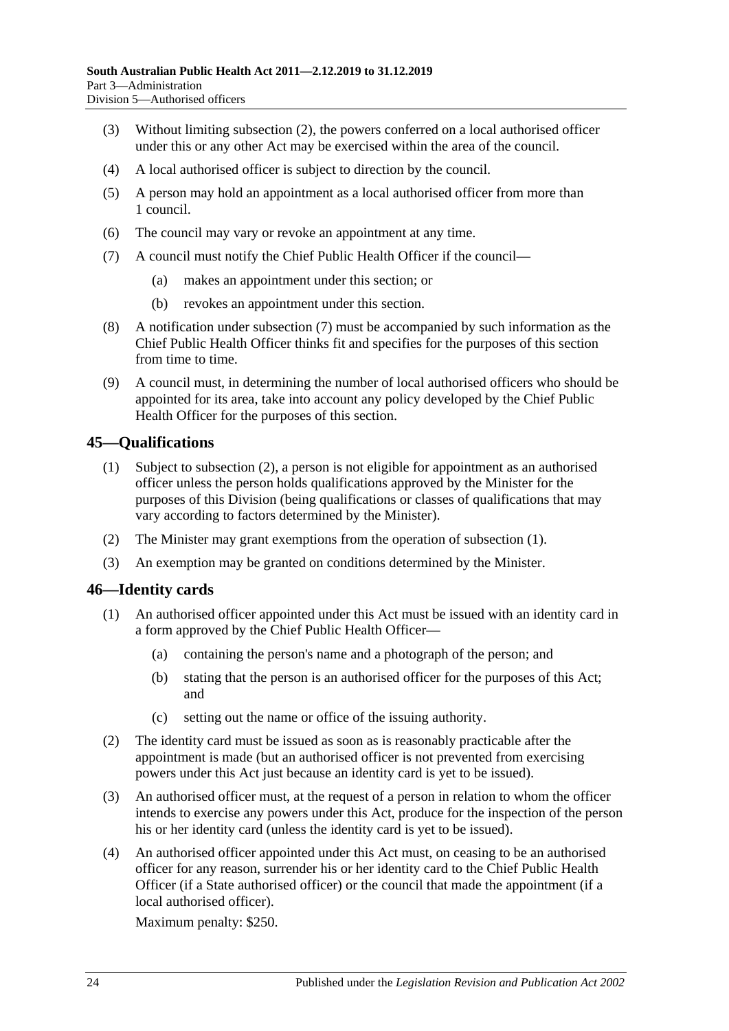(3) Without limiting subsection (2), the powers conferred on a local authorised officer under this or any other Act may be exercised within the area of the council.

(4) A local authorised officer is subject to direction by the council.

(5) A person may hold an appointment as a local authorised officer from more than 1 council.

(6) The council may vary or revoke an appointment at any time.

(7) A council must notify the Chief Public Health Officer if the council—

(a) makes an appointment under this section; or

(b) revokes an appointment under this section.

(8) A notification under subsection (7) must be accompanied by such information as the Chief Public Health Officer thinks fit and specifies for the purposes of this section from time to time.

(9) A council must, in determining the number of local authorised officers who should be appointed for its area, take into account any policy developed by the Chief Public Health Officer for the purposes of this section.

## 45—Qualifications

(1) Subject to subsection (2), a person is not eligible for appointment as an authorised officer unless the person holds qualifications approved by the Minister for the purposes of this Division (being qualifications or classes of qualifications that may vary according to factors determined by the Minister).

(2) The Minister may grant exemptions from the operation of subsection (1).

(3) An exemption may be granted on conditions determined by the Minister.

## 46—Identity cards

(1) An authorised officer appointed under this Act must be issued with an identity card in a form approved by the Chief Public Health Officer—

(a) containing the person's name and a photograph of the person; and

(b) stating that the person is an authorised officer for the purposes of this Act; and

(c) setting out the name or office of the issuing authority.

(2) The identity card must be issued as soon as is reasonably practicable after the appointment is made (but an authorised officer is not prevented from exercising powers under this Act just because an identity card is yet to be issued).

(3) An authorised officer must, at the request of a person in relation to whom the officer intends to exercise any powers under this Act, produce for the inspection of the person his or her identity card (unless the identity card is yet to be issued).

(4) An authorised officer appointed under this Act must, on ceasing to be an authorised officer for any reason, surrender his or her identity card to the Chief Public Health Officer (if a State authorised officer) or the council that made the appointment (if a local authorised officer).

Maximum penalty: $250.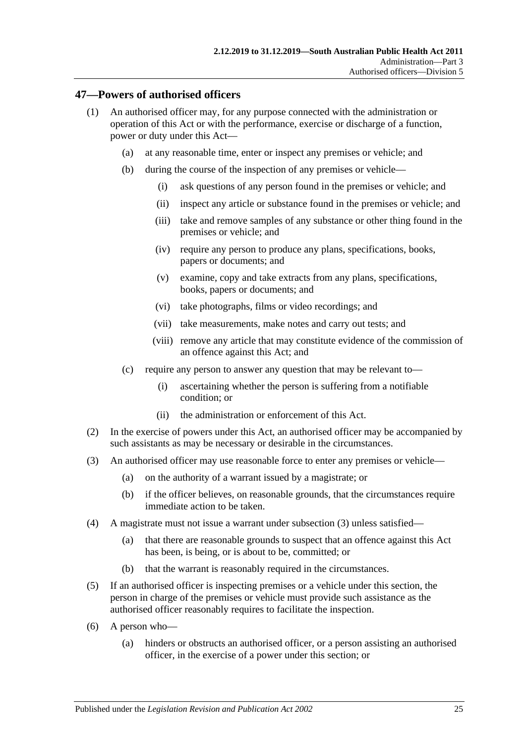## 47—Powers of authorised officers

(1) An authorised officer may, for any purpose connected with the administration or operation of this Act or with the performance, exercise or discharge of a function, power or duty under this Act—

(a) at any reasonable time, enter or inspect any premises or vehicle; and

(b) during the course of the inspection of any premises or vehicle—

(i) ask questions of any person found in the premises or vehicle; and

(ii) inspect any article or substance found in the premises or vehicle; and

(iii) take and remove samples of any substance or other thing found in the premises or vehicle; and

(iv) require any person to produce any plans, specifications, books, papers or documents; and

(v) examine, copy and take extracts from any plans, specifications, books, papers or documents; and

(vi) take photographs, films or video recordings; and

(vii) take measurements, make notes and carry out tests; and

(viii) remove any article that may constitute evidence of the commission of an offence against this Act; and

(c) require any person to answer any question that may be relevant to—

(i) ascertaining whether the person is suffering from a notifiable condition; or

(ii) the administration or enforcement of this Act.

(2) In the exercise of powers under this Act, an authorised officer may be accompanied by such assistants as may be necessary or desirable in the circumstances.

(3) An authorised officer may use reasonable force to enter any premises or vehicle—

(a) on the authority of a warrant issued by a magistrate; or

(b) if the officer believes, on reasonable grounds, that the circumstances require immediate action to be taken.

(4) A magistrate must not issue a warrant under subsection (3) unless satisfied—

(a) that there are reasonable grounds to suspect that an offence against this Act has been, is being, or is about to be, committed; or

(b) that the warrant is reasonably required in the circumstances.

(5) If an authorised officer is inspecting premises or a vehicle under this section, the person in charge of the premises or vehicle must provide such assistance as the authorised officer reasonably requires to facilitate the inspection.

(6) A person who—

(a) hinders or obstructs an authorised officer, or a person assisting an authorised officer, in the exercise of a power under this section; or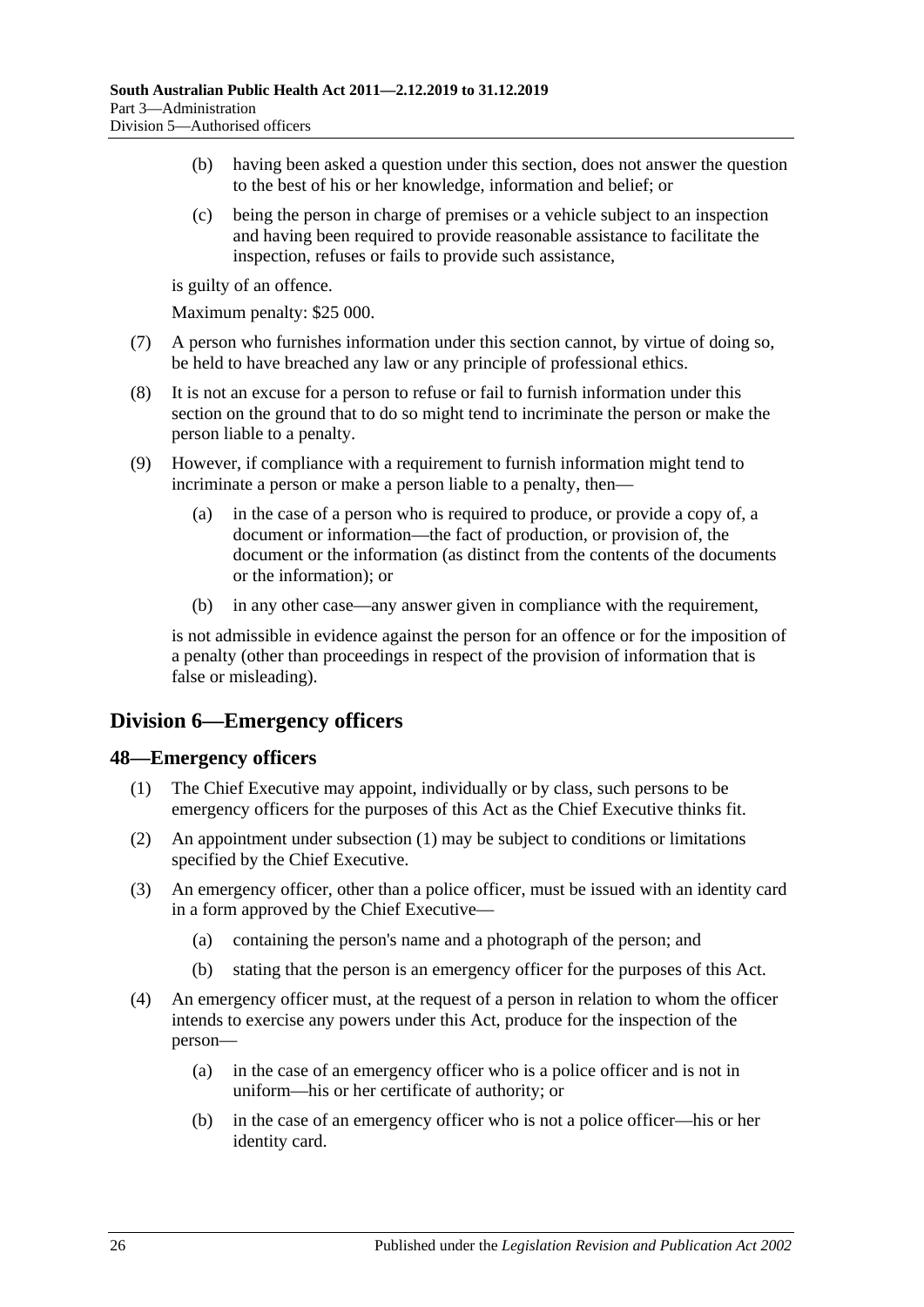(b) having been asked a question under this section, does not answer the question to the best of his or her knowledge, information and belief; or

(c) being the person in charge of premises or a vehicle subject to an inspection and having been required to provide reasonable assistance to facilitate the inspection, refuses or fails to provide such assistance,

is guilty of an offence.

Maximum penalty: $25 000.

(7) A person who furnishes information under this section cannot, by virtue of doing so, be held to have breached any law or any principle of professional ethics.

(8) It is not an excuse for a person to refuse or fail to furnish information under this section on the ground that to do so might tend to incriminate the person or make the person liable to a penalty.

(9) However, if compliance with a requirement to furnish information might tend to incriminate a person or make a person liable to a penalty, then—

(a) in the case of a person who is required to produce, or provide a copy of, a document or information—the fact of production, or provision of, the document or the information (as distinct from the contents of the documents or the information); or

(b) in any other case—any answer given in compliance with the requirement,

is not admissible in evidence against the person for an offence or for the imposition of a penalty (other than proceedings in respect of the provision of information that is false or misleading).

## Division 6—Emergency officers

### 48—Emergency officers

(1) The Chief Executive may appoint, individually or by class, such persons to be emergency officers for the purposes of this Act as the Chief Executive thinks fit.

(2) An appointment under subsection (1) may be subject to conditions or limitations specified by the Chief Executive.

(3) An emergency officer, other than a police officer, must be issued with an identity card in a form approved by the Chief Executive—

(a) containing the person's name and a photograph of the person; and

(b) stating that the person is an emergency officer for the purposes of this Act.

(4) An emergency officer must, at the request of a person in relation to whom the officer intends to exercise any powers under this Act, produce for the inspection of the person—

(a) in the case of an emergency officer who is a police officer and is not in uniform—his or her certificate of authority; or

(b) in the case of an emergency officer who is not a police officer—his or her identity card.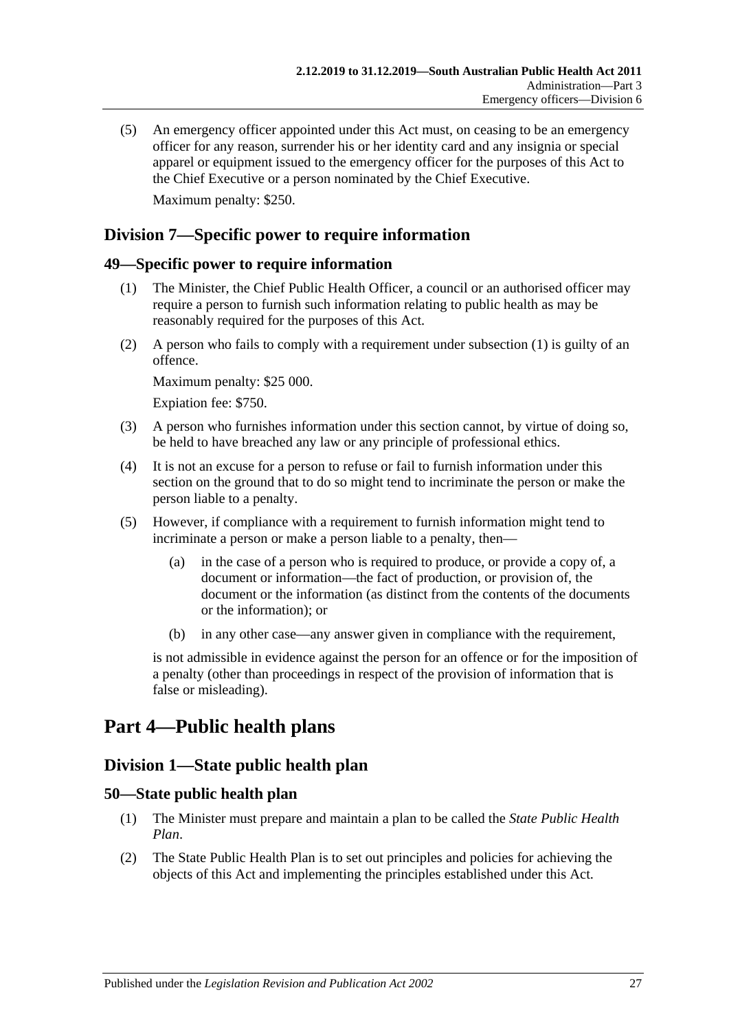(5) An emergency officer appointed under this Act must, on ceasing to be an emergency officer for any reason, surrender his or her identity card and any insignia or special apparel or equipment issued to the emergency officer for the purposes of this Act to the Chief Executive or a person nominated by the Chief Executive.

Maximum penalty: $250.

## Division 7—Specific power to require information

### 49—Specific power to require information

(1) The Minister, the Chief Public Health Officer, a council or an authorised officer may require a person to furnish such information relating to public health as may be reasonably required for the purposes of this Act.

(2) A person who fails to comply with a requirement under subsection (1) is guilty of an offence.

Maximum penalty: $25 000.

Expiation fee: $750.

(3) A person who furnishes information under this section cannot, by virtue of doing so, be held to have breached any law or any principle of professional ethics.

(4) It is not an excuse for a person to refuse or fail to furnish information under this section on the ground that to do so might tend to incriminate the person or make the person liable to a penalty.

(5) However, if compliance with a requirement to furnish information might tend to incriminate a person or make a person liable to a penalty, then—

(a) in the case of a person who is required to produce, or provide a copy of, a document or information—the fact of production, or provision of, the document or the information (as distinct from the contents of the documents or the information); or

(b) in any other case—any answer given in compliance with the requirement,

is not admissible in evidence against the person for an offence or for the imposition of a penalty (other than proceedings in respect of the provision of information that is false or misleading).

# Part 4—Public health plans

## Division 1—State public health plan

### 50—State public health plan

(1) The Minister must prepare and maintain a plan to be called the *State Public Health Plan*.

(2) The State Public Health Plan is to set out principles and policies for achieving the objects of this Act and implementing the principles established under this Act.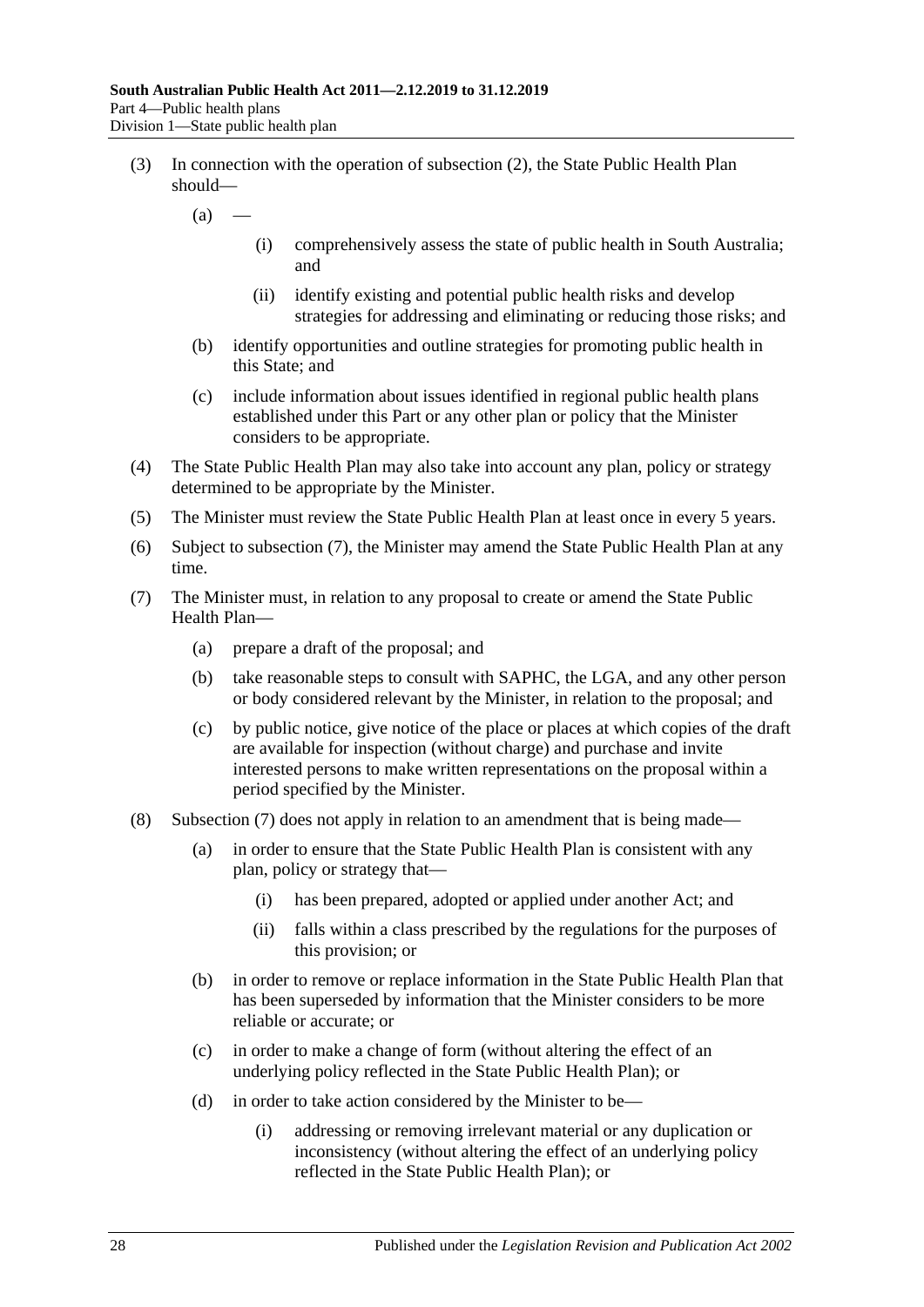(3) In connection with the operation of subsection (2), the State Public Health Plan should—

(a) —

(i) comprehensively assess the state of public health in South Australia; and

(ii) identify existing and potential public health risks and develop strategies for addressing and eliminating or reducing those risks; and

(b) identify opportunities and outline strategies for promoting public health in this State; and

(c) include information about issues identified in regional public health plans established under this Part or any other plan or policy that the Minister considers to be appropriate.

(4) The State Public Health Plan may also take into account any plan, policy or strategy determined to be appropriate by the Minister.

(5) The Minister must review the State Public Health Plan at least once in every 5 years.

(6) Subject to subsection (7), the Minister may amend the State Public Health Plan at any time.

(7) The Minister must, in relation to any proposal to create or amend the State Public Health Plan—

(a) prepare a draft of the proposal; and

(b) take reasonable steps to consult with SAPHC, the LGA, and any other person or body considered relevant by the Minister, in relation to the proposal; and

(c) by public notice, give notice of the place or places at which copies of the draft are available for inspection (without charge) and purchase and invite interested persons to make written representations on the proposal within a period specified by the Minister.

(8) Subsection (7) does not apply in relation to an amendment that is being made—

(a) in order to ensure that the State Public Health Plan is consistent with any plan, policy or strategy that—

(i) has been prepared, adopted or applied under another Act; and

(ii) falls within a class prescribed by the regulations for the purposes of this provision; or

(b) in order to remove or replace information in the State Public Health Plan that has been superseded by information that the Minister considers to be more reliable or accurate; or

(c) in order to make a change of form (without altering the effect of an underlying policy reflected in the State Public Health Plan); or

(d) in order to take action considered by the Minister to be—

(i) addressing or removing irrelevant material or any duplication or inconsistency (without altering the effect of an underlying policy reflected in the State Public Health Plan); or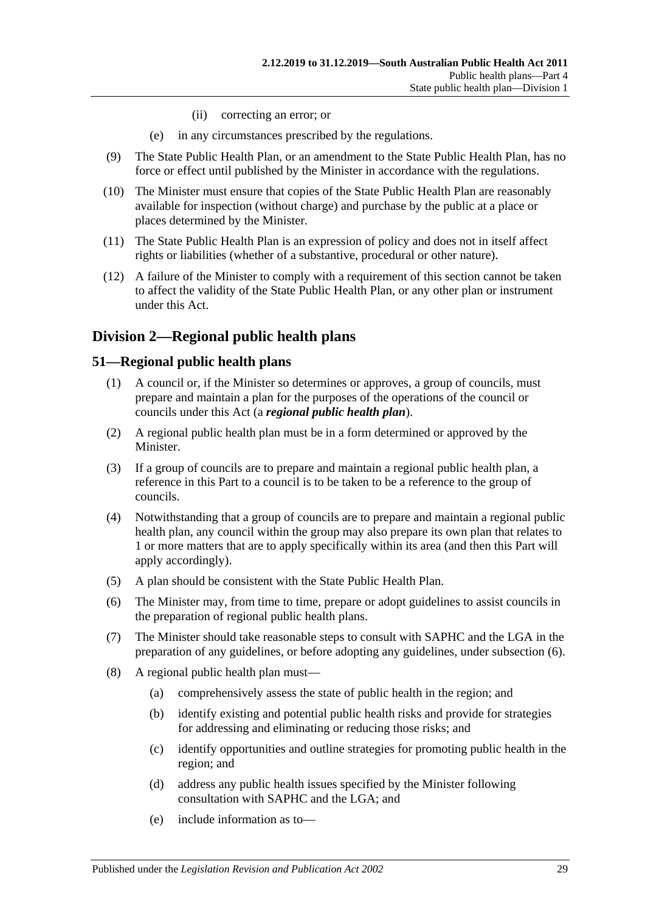(ii) correcting an error; or

(e) in any circumstances prescribed by the regulations.

(9) The State Public Health Plan, or an amendment to the State Public Health Plan, has no force or effect until published by the Minister in accordance with the regulations.

(10) The Minister must ensure that copies of the State Public Health Plan are reasonably available for inspection (without charge) and purchase by the public at a place or places determined by the Minister.

(11) The State Public Health Plan is an expression of policy and does not in itself affect rights or liabilities (whether of a substantive, procedural or other nature).

(12) A failure of the Minister to comply with a requirement of this section cannot be taken to affect the validity of the State Public Health Plan, or any other plan or instrument under this Act.

## Division 2—Regional public health plans

### 51—Regional public health plans

(1) A council or, if the Minister so determines or approves, a group of councils, must prepare and maintain a plan for the purposes of the operations of the council or councils under this Act (a ***regional public health plan***).

(2) A regional public health plan must be in a form determined or approved by the Minister.

(3) If a group of councils are to prepare and maintain a regional public health plan, a reference in this Part to a council is to be taken to be a reference to the group of councils.

(4) Notwithstanding that a group of councils are to prepare and maintain a regional public health plan, any council within the group may also prepare its own plan that relates to 1 or more matters that are to apply specifically within its area (and then this Part will apply accordingly).

(5) A plan should be consistent with the State Public Health Plan.

(6) The Minister may, from time to time, prepare or adopt guidelines to assist councils in the preparation of regional public health plans.

(7) The Minister should take reasonable steps to consult with SAPHC and the LGA in the preparation of any guidelines, or before adopting any guidelines, under subsection (6).

(8) A regional public health plan must—

(a) comprehensively assess the state of public health in the region; and

(b) identify existing and potential public health risks and provide for strategies for addressing and eliminating or reducing those risks; and

(c) identify opportunities and outline strategies for promoting public health in the region; and

(d) address any public health issues specified by the Minister following consultation with SAPHC and the LGA; and

(e) include information as to—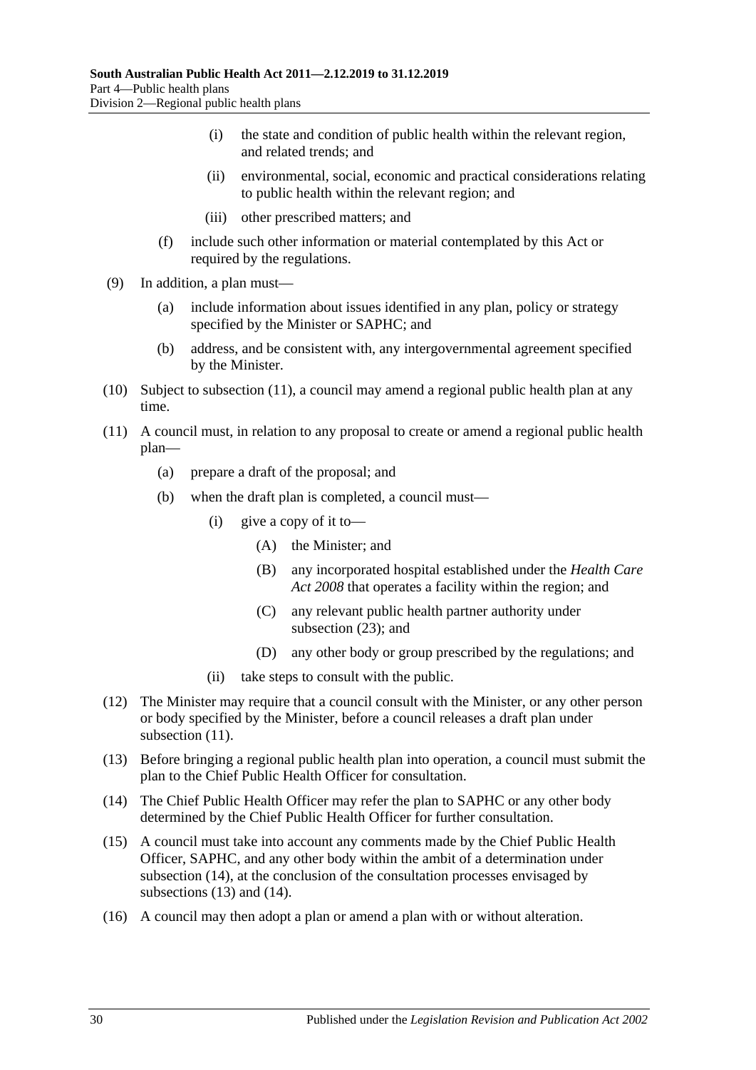(i) the state and condition of public health within the relevant region, and related trends; and

(ii) environmental, social, economic and practical considerations relating to public health within the relevant region; and

(iii) other prescribed matters; and

(f) include such other information or material contemplated by this Act or required by the regulations.

(9) In addition, a plan must—

(a) include information about issues identified in any plan, policy or strategy specified by the Minister or SAPHC; and

(b) address, and be consistent with, any intergovernmental agreement specified by the Minister.

(10) Subject to subsection (11), a council may amend a regional public health plan at any time.

(11) A council must, in relation to any proposal to create or amend a regional public health plan—

(a) prepare a draft of the proposal; and

(b) when the draft plan is completed, a council must—

(i) give a copy of it to—

(A) the Minister; and

(B) any incorporated hospital established under the *Health Care Act 2008* that operates a facility within the region; and

(C) any relevant public health partner authority under subsection (23); and

(D) any other body or group prescribed by the regulations; and

(ii) take steps to consult with the public.

(12) The Minister may require that a council consult with the Minister, or any other person or body specified by the Minister, before a council releases a draft plan under subsection (11).

(13) Before bringing a regional public health plan into operation, a council must submit the plan to the Chief Public Health Officer for consultation.

(14) The Chief Public Health Officer may refer the plan to SAPHC or any other body determined by the Chief Public Health Officer for further consultation.

(15) A council must take into account any comments made by the Chief Public Health Officer, SAPHC, and any other body within the ambit of a determination under subsection (14), at the conclusion of the consultation processes envisaged by subsections (13) and (14).

(16) A council may then adopt a plan or amend a plan with or without alteration.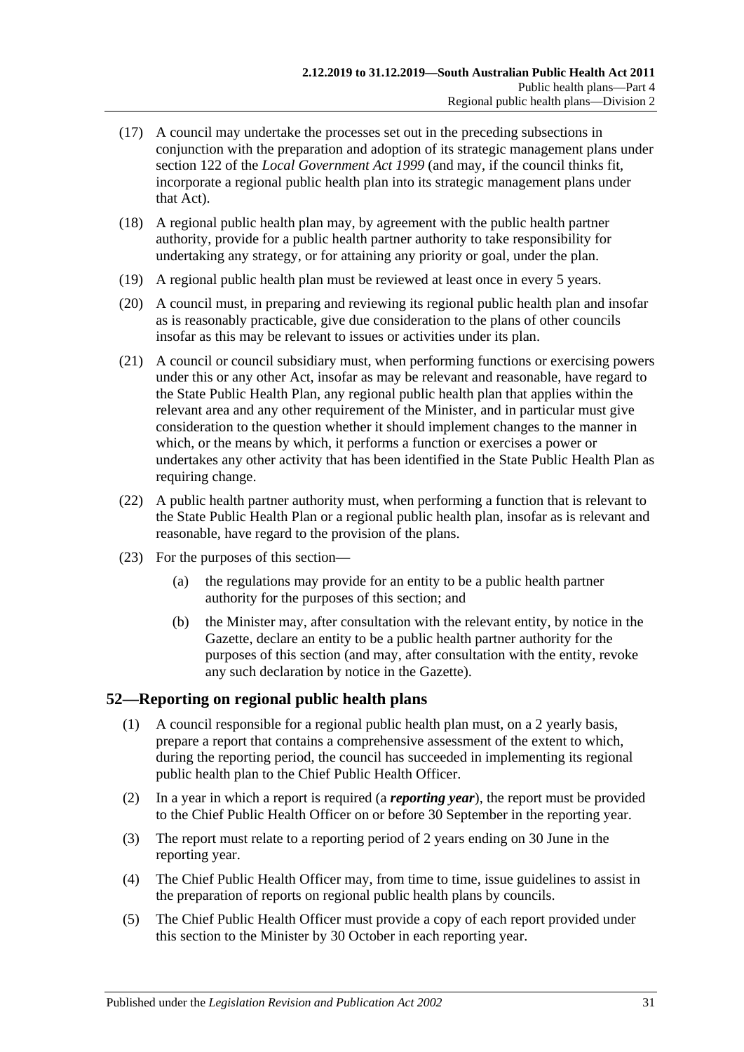(17) A council may undertake the processes set out in the preceding subsections in conjunction with the preparation and adoption of its strategic management plans under section 122 of the *Local Government Act 1999* (and may, if the council thinks fit, incorporate a regional public health plan into its strategic management plans under that Act).

(18) A regional public health plan may, by agreement with the public health partner authority, provide for a public health partner authority to take responsibility for undertaking any strategy, or for attaining any priority or goal, under the plan.

(19) A regional public health plan must be reviewed at least once in every 5 years.

(20) A council must, in preparing and reviewing its regional public health plan and insofar as is reasonably practicable, give due consideration to the plans of other councils insofar as this may be relevant to issues or activities under its plan.

(21) A council or council subsidiary must, when performing functions or exercising powers under this or any other Act, insofar as may be relevant and reasonable, have regard to the State Public Health Plan, any regional public health plan that applies within the relevant area and any other requirement of the Minister, and in particular must give consideration to the question whether it should implement changes to the manner in which, or the means by which, it performs a function or exercises a power or undertakes any other activity that has been identified in the State Public Health Plan as requiring change.

(22) A public health partner authority must, when performing a function that is relevant to the State Public Health Plan or a regional public health plan, insofar as is relevant and reasonable, have regard to the provision of the plans.

(23) For the purposes of this section—

(a) the regulations may provide for an entity to be a public health partner authority for the purposes of this section; and

(b) the Minister may, after consultation with the relevant entity, by notice in the Gazette, declare an entity to be a public health partner authority for the purposes of this section (and may, after consultation with the entity, revoke any such declaration by notice in the Gazette).

## 52—Reporting on regional public health plans

(1) A council responsible for a regional public health plan must, on a 2 yearly basis, prepare a report that contains a comprehensive assessment of the extent to which, during the reporting period, the council has succeeded in implementing its regional public health plan to the Chief Public Health Officer.

(2) In a year in which a report is required (a ***reporting year***), the report must be provided to the Chief Public Health Officer on or before 30 September in the reporting year.

(3) The report must relate to a reporting period of 2 years ending on 30 June in the reporting year.

(4) The Chief Public Health Officer may, from time to time, issue guidelines to assist in the preparation of reports on regional public health plans by councils.

(5) The Chief Public Health Officer must provide a copy of each report provided under this section to the Minister by 30 October in each reporting year.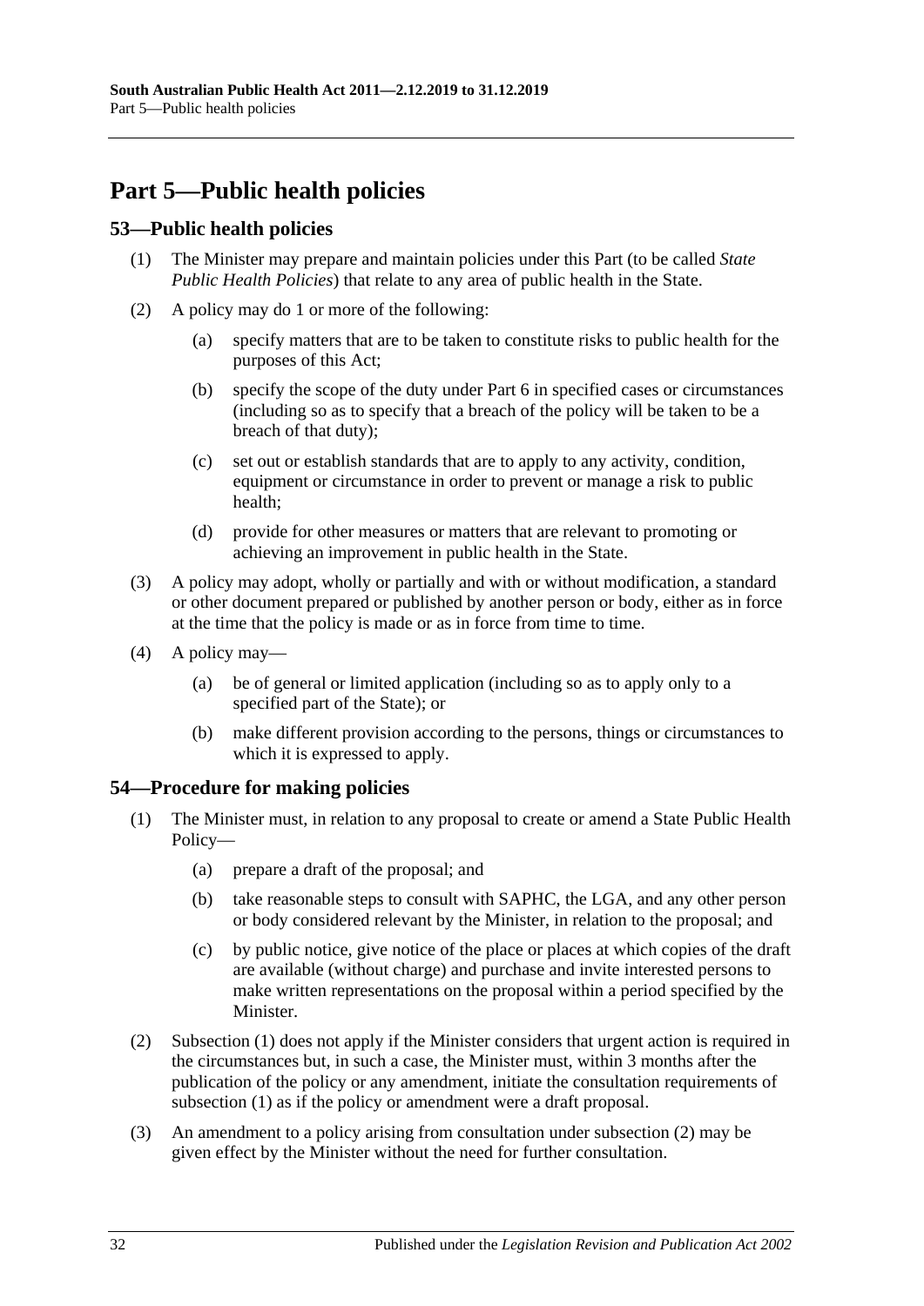# Part 5—Public health policies

## 53—Public health policies

(1) The Minister may prepare and maintain policies under this Part (to be called *State Public Health Policies*) that relate to any area of public health in the State.

(2) A policy may do 1 or more of the following:

  (a) specify matters that are to be taken to constitute risks to public health for the purposes of this Act;

  (b) specify the scope of the duty under Part 6 in specified cases or circumstances (including so as to specify that a breach of the policy will be taken to be a breach of that duty);

  (c) set out or establish standards that are to apply to any activity, condition, equipment or circumstance in order to prevent or manage a risk to public health;

  (d) provide for other measures or matters that are relevant to promoting or achieving an improvement in public health in the State.

(3) A policy may adopt, wholly or partially and with or without modification, a standard or other document prepared or published by another person or body, either as in force at the time that the policy is made or as in force from time to time.

(4) A policy may—

  (a) be of general or limited application (including so as to apply only to a specified part of the State); or

  (b) make different provision according to the persons, things or circumstances to which it is expressed to apply.

## 54—Procedure for making policies

(1) The Minister must, in relation to any proposal to create or amend a State Public Health Policy—

  (a) prepare a draft of the proposal; and

  (b) take reasonable steps to consult with SAPHC, the LGA, and any other person or body considered relevant by the Minister, in relation to the proposal; and

  (c) by public notice, give notice of the place or places at which copies of the draft are available (without charge) and purchase and invite interested persons to make written representations on the proposal within a period specified by the Minister.

(2) Subsection (1) does not apply if the Minister considers that urgent action is required in the circumstances but, in such a case, the Minister must, within 3 months after the publication of the policy or any amendment, initiate the consultation requirements of subsection (1) as if the policy or amendment were a draft proposal.

(3) An amendment to a policy arising from consultation under subsection (2) may be given effect by the Minister without the need for further consultation.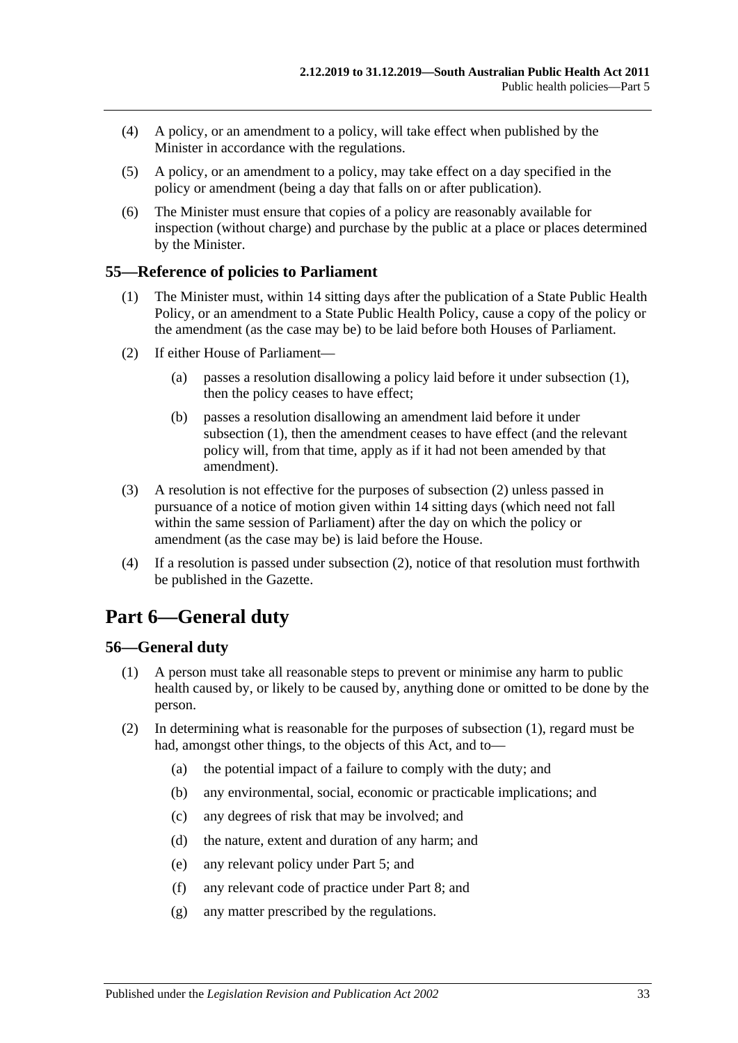(4) A policy, or an amendment to a policy, will take effect when published by the Minister in accordance with the regulations.

(5) A policy, or an amendment to a policy, may take effect on a day specified in the policy or amendment (being a day that falls on or after publication).

(6) The Minister must ensure that copies of a policy are reasonably available for inspection (without charge) and purchase by the public at a place or places determined by the Minister.

## 55—Reference of policies to Parliament

(1) The Minister must, within 14 sitting days after the publication of a State Public Health Policy, or an amendment to a State Public Health Policy, cause a copy of the policy or the amendment (as the case may be) to be laid before both Houses of Parliament.

(2) If either House of Parliament—

(a) passes a resolution disallowing a policy laid before it under subsection (1), then the policy ceases to have effect;

(b) passes a resolution disallowing an amendment laid before it under subsection (1), then the amendment ceases to have effect (and the relevant policy will, from that time, apply as if it had not been amended by that amendment).

(3) A resolution is not effective for the purposes of subsection (2) unless passed in pursuance of a notice of motion given within 14 sitting days (which need not fall within the same session of Parliament) after the day on which the policy or amendment (as the case may be) is laid before the House.

(4) If a resolution is passed under subsection (2), notice of that resolution must forthwith be published in the Gazette.

# Part 6—General duty

## 56—General duty

(1) A person must take all reasonable steps to prevent or minimise any harm to public health caused by, or likely to be caused by, anything done or omitted to be done by the person.

(2) In determining what is reasonable for the purposes of subsection (1), regard must be had, amongst other things, to the objects of this Act, and to—

(a) the potential impact of a failure to comply with the duty; and

(b) any environmental, social, economic or practicable implications; and

(c) any degrees of risk that may be involved; and

(d) the nature, extent and duration of any harm; and

(e) any relevant policy under Part 5; and

(f) any relevant code of practice under Part 8; and

(g) any matter prescribed by the regulations.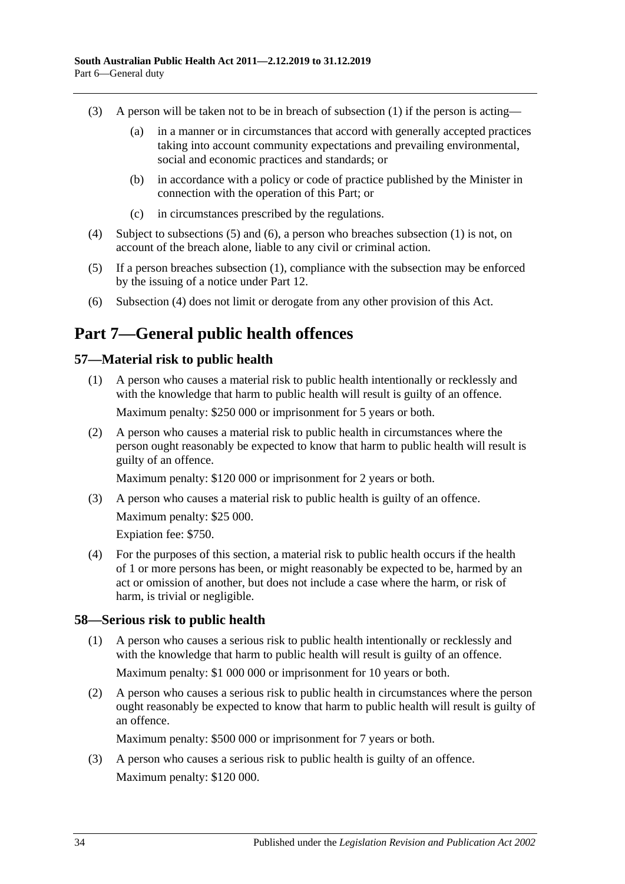(3) A person will be taken not to be in breach of subsection (1) if the person is acting—

   (a) in a manner or in circumstances that accord with generally accepted practices taking into account community expectations and prevailing environmental, social and economic practices and standards; or

   (b) in accordance with a policy or code of practice published by the Minister in connection with the operation of this Part; or

   (c) in circumstances prescribed by the regulations.

(4) Subject to subsections (5) and (6), a person who breaches subsection (1) is not, on account of the breach alone, liable to any civil or criminal action.

(5) If a person breaches subsection (1), compliance with the subsection may be enforced by the issuing of a notice under Part 12.

(6) Subsection (4) does not limit or derogate from any other provision of this Act.

# Part 7—General public health offences

## 57—Material risk to public health

(1) A person who causes a material risk to public health intentionally or recklessly and with the knowledge that harm to public health will result is guilty of an offence.

Maximum penalty: $250 000 or imprisonment for 5 years or both.

(2) A person who causes a material risk to public health in circumstances where the person ought reasonably be expected to know that harm to public health will result is guilty of an offence.

Maximum penalty: $120 000 or imprisonment for 2 years or both.

(3) A person who causes a material risk to public health is guilty of an offence.

Maximum penalty: $25 000.

Expiation fee: $750.

(4) For the purposes of this section, a material risk to public health occurs if the health of 1 or more persons has been, or might reasonably be expected to be, harmed by an act or omission of another, but does not include a case where the harm, or risk of harm, is trivial or negligible.

## 58—Serious risk to public health

(1) A person who causes a serious risk to public health intentionally or recklessly and with the knowledge that harm to public health will result is guilty of an offence.

Maximum penalty: $1 000 000 or imprisonment for 10 years or both.

(2) A person who causes a serious risk to public health in circumstances where the person ought reasonably be expected to know that harm to public health will result is guilty of an offence.

Maximum penalty: $500 000 or imprisonment for 7 years or both.

(3) A person who causes a serious risk to public health is guilty of an offence.

Maximum penalty: $120 000.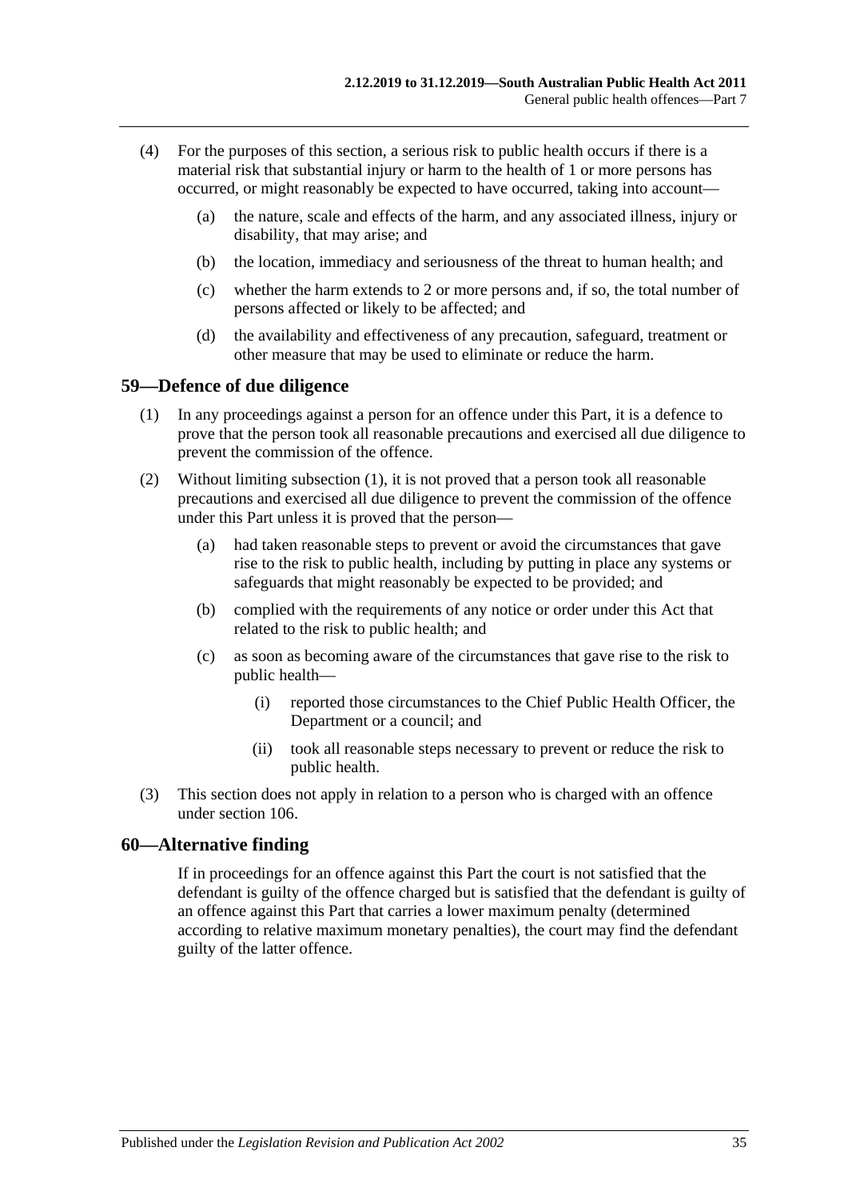(4) For the purposes of this section, a serious risk to public health occurs if there is a material risk that substantial injury or harm to the health of 1 or more persons has occurred, or might reasonably be expected to have occurred, taking into account—

(a) the nature, scale and effects of the harm, and any associated illness, injury or disability, that may arise; and

(b) the location, immediacy and seriousness of the threat to human health; and

(c) whether the harm extends to 2 or more persons and, if so, the total number of persons affected or likely to be affected; and

(d) the availability and effectiveness of any precaution, safeguard, treatment or other measure that may be used to eliminate or reduce the harm.

## 59—Defence of due diligence

(1) In any proceedings against a person for an offence under this Part, it is a defence to prove that the person took all reasonable precautions and exercised all due diligence to prevent the commission of the offence.

(2) Without limiting subsection (1), it is not proved that a person took all reasonable precautions and exercised all due diligence to prevent the commission of the offence under this Part unless it is proved that the person—

(a) had taken reasonable steps to prevent or avoid the circumstances that gave rise to the risk to public health, including by putting in place any systems or safeguards that might reasonably be expected to be provided; and

(b) complied with the requirements of any notice or order under this Act that related to the risk to public health; and

(c) as soon as becoming aware of the circumstances that gave rise to the risk to public health—

(i) reported those circumstances to the Chief Public Health Officer, the Department or a council; and

(ii) took all reasonable steps necessary to prevent or reduce the risk to public health.

(3) This section does not apply in relation to a person who is charged with an offence under section 106.

## 60—Alternative finding

If in proceedings for an offence against this Part the court is not satisfied that the defendant is guilty of the offence charged but is satisfied that the defendant is guilty of an offence against this Part that carries a lower maximum penalty (determined according to relative maximum monetary penalties), the court may find the defendant guilty of the latter offence.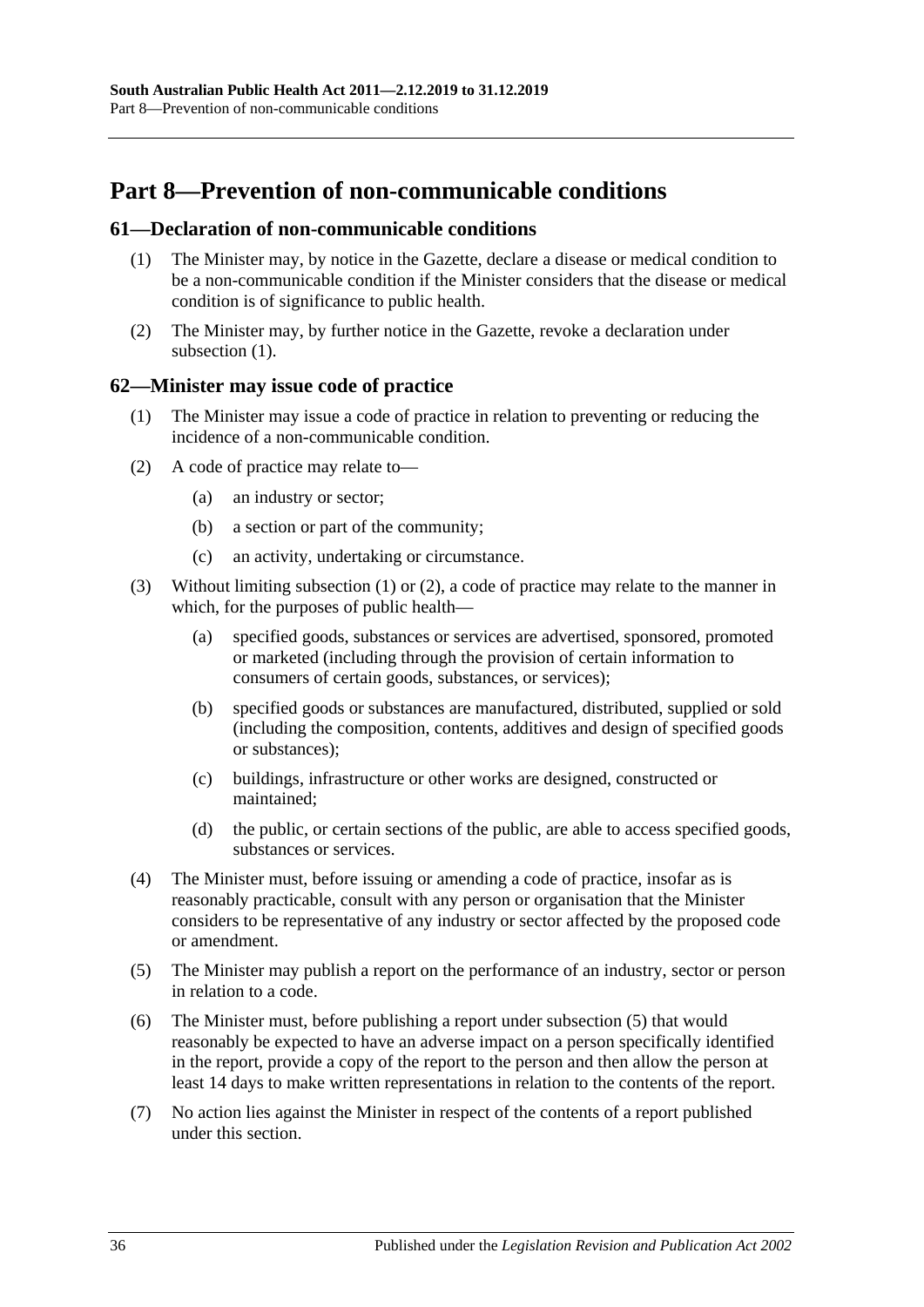# Part 8—Prevention of non-communicable conditions

## 61—Declaration of non-communicable conditions

(1) The Minister may, by notice in the Gazette, declare a disease or medical condition to be a non-communicable condition if the Minister considers that the disease or medical condition is of significance to public health.

(2) The Minister may, by further notice in the Gazette, revoke a declaration under subsection (1).

## 62—Minister may issue code of practice

(1) The Minister may issue a code of practice in relation to preventing or reducing the incidence of a non-communicable condition.

(2) A code of practice may relate to—

- (a) an industry or sector;
- (b) a section or part of the community;
- (c) an activity, undertaking or circumstance.

(3) Without limiting subsection (1) or (2), a code of practice may relate to the manner in which, for the purposes of public health—

- (a) specified goods, substances or services are advertised, sponsored, promoted or marketed (including through the provision of certain information to consumers of certain goods, substances, or services);
- (b) specified goods or substances are manufactured, distributed, supplied or sold (including the composition, contents, additives and design of specified goods or substances);
- (c) buildings, infrastructure or other works are designed, constructed or maintained;
- (d) the public, or certain sections of the public, are able to access specified goods, substances or services.

(4) The Minister must, before issuing or amending a code of practice, insofar as is reasonably practicable, consult with any person or organisation that the Minister considers to be representative of any industry or sector affected by the proposed code or amendment.

(5) The Minister may publish a report on the performance of an industry, sector or person in relation to a code.

(6) The Minister must, before publishing a report under subsection (5) that would reasonably be expected to have an adverse impact on a person specifically identified in the report, provide a copy of the report to the person and then allow the person at least 14 days to make written representations in relation to the contents of the report.

(7) No action lies against the Minister in respect of the contents of a report published under this section.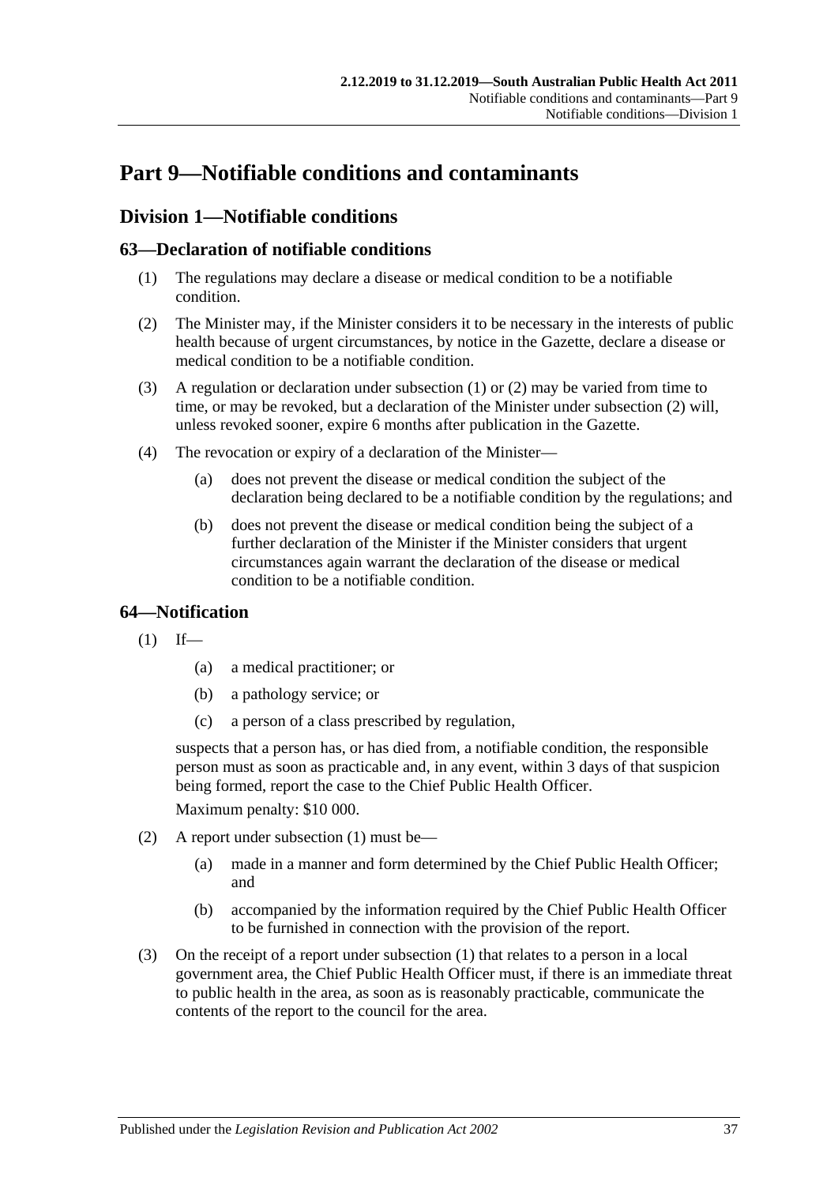# Part 9—Notifiable conditions and contaminants

## Division 1—Notifiable conditions

### 63—Declaration of notifiable conditions

(1) The regulations may declare a disease or medical condition to be a notifiable condition.

(2) The Minister may, if the Minister considers it to be necessary in the interests of public health because of urgent circumstances, by notice in the Gazette, declare a disease or medical condition to be a notifiable condition.

(3) A regulation or declaration under subsection (1) or (2) may be varied from time to time, or may be revoked, but a declaration of the Minister under subsection (2) will, unless revoked sooner, expire 6 months after publication in the Gazette.

(4) The revocation or expiry of a declaration of the Minister—

(a) does not prevent the disease or medical condition the subject of the declaration being declared to be a notifiable condition by the regulations; and

(b) does not prevent the disease or medical condition being the subject of a further declaration of the Minister if the Minister considers that urgent circumstances again warrant the declaration of the disease or medical condition to be a notifiable condition.

### 64—Notification

(1) If—

(a) a medical practitioner; or

(b) a pathology service; or

(c) a person of a class prescribed by regulation,

suspects that a person has, or has died from, a notifiable condition, the responsible person must as soon as practicable and, in any event, within 3 days of that suspicion being formed, report the case to the Chief Public Health Officer.

Maximum penalty: $10 000.

(2) A report under subsection (1) must be—

(a) made in a manner and form determined by the Chief Public Health Officer; and

(b) accompanied by the information required by the Chief Public Health Officer to be furnished in connection with the provision of the report.

(3) On the receipt of a report under subsection (1) that relates to a person in a local government area, the Chief Public Health Officer must, if there is an immediate threat to public health in the area, as soon as is reasonably practicable, communicate the contents of the report to the council for the area.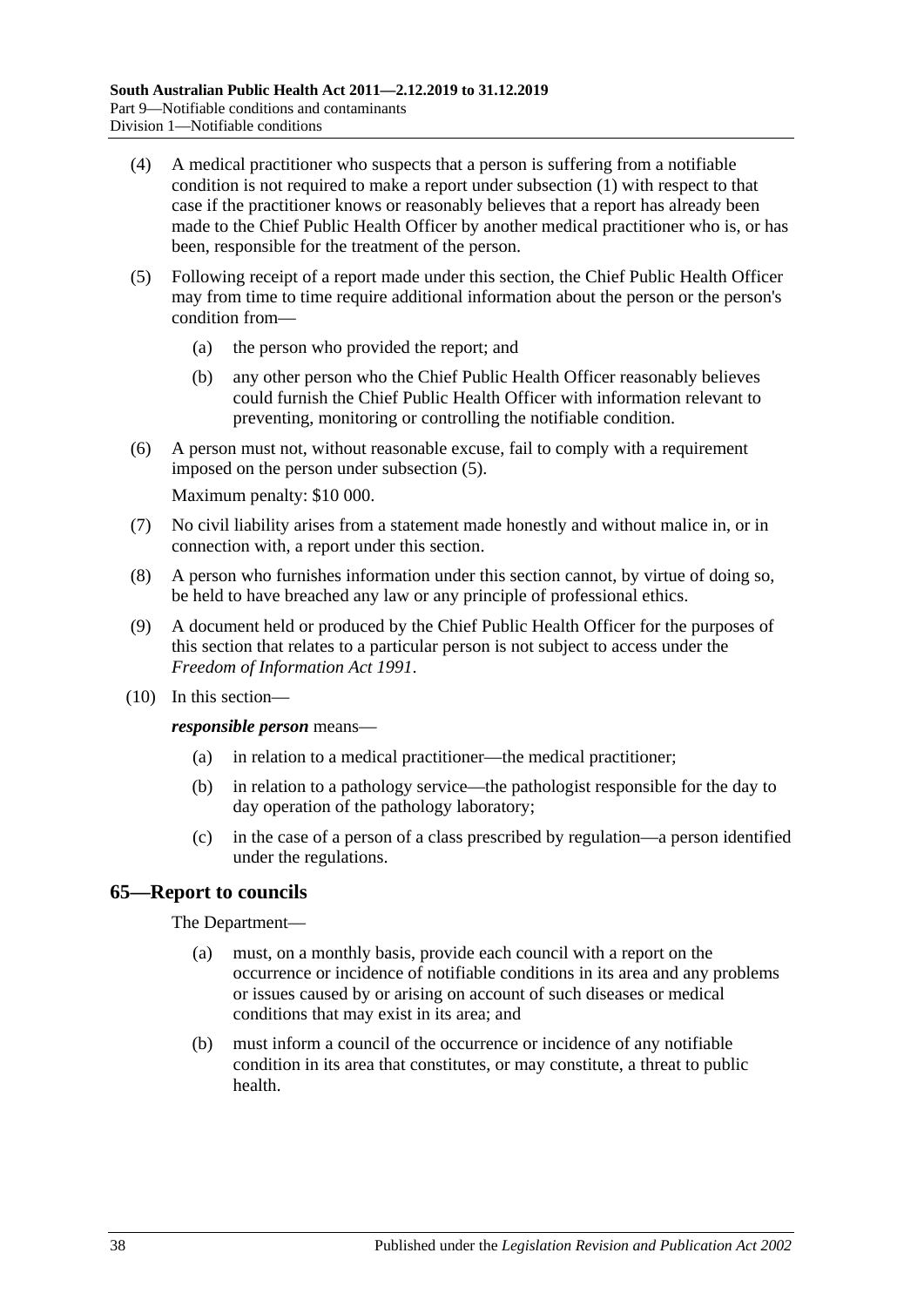(4) A medical practitioner who suspects that a person is suffering from a notifiable condition is not required to make a report under subsection (1) with respect to that case if the practitioner knows or reasonably believes that a report has already been made to the Chief Public Health Officer by another medical practitioner who is, or has been, responsible for the treatment of the person.

(5) Following receipt of a report made under this section, the Chief Public Health Officer may from time to time require additional information about the person or the person's condition from—

(a) the person who provided the report; and

(b) any other person who the Chief Public Health Officer reasonably believes could furnish the Chief Public Health Officer with information relevant to preventing, monitoring or controlling the notifiable condition.

(6) A person must not, without reasonable excuse, fail to comply with a requirement imposed on the person under subsection (5).

Maximum penalty: $10 000.

(7) No civil liability arises from a statement made honestly and without malice in, or in connection with, a report under this section.

(8) A person who furnishes information under this section cannot, by virtue of doing so, be held to have breached any law or any principle of professional ethics.

(9) A document held or produced by the Chief Public Health Officer for the purposes of this section that relates to a particular person is not subject to access under the *Freedom of Information Act 1991*.

(10) In this section—

***responsible person*** means—

(a) in relation to a medical practitioner—the medical practitioner;

(b) in relation to a pathology service—the pathologist responsible for the day to day operation of the pathology laboratory;

(c) in the case of a person of a class prescribed by regulation—a person identified under the regulations.

## 65—Report to councils

The Department—

(a) must, on a monthly basis, provide each council with a report on the occurrence or incidence of notifiable conditions in its area and any problems or issues caused by or arising on account of such diseases or medical conditions that may exist in its area; and

(b) must inform a council of the occurrence or incidence of any notifiable condition in its area that constitutes, or may constitute, a threat to public health.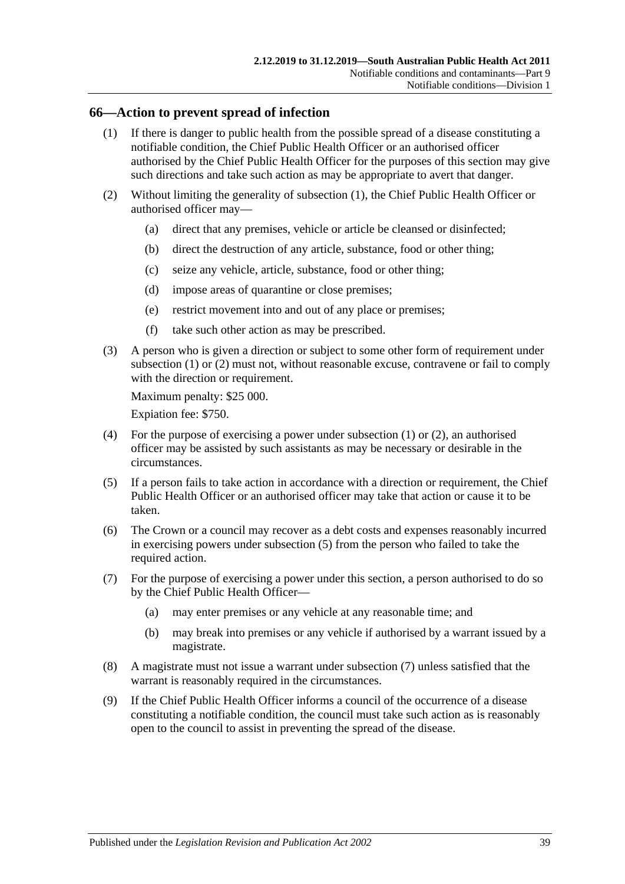## 66—Action to prevent spread of infection

(1) If there is danger to public health from the possible spread of a disease constituting a notifiable condition, the Chief Public Health Officer or an authorised officer authorised by the Chief Public Health Officer for the purposes of this section may give such directions and take such action as may be appropriate to avert that danger.

(2) Without limiting the generality of subsection (1), the Chief Public Health Officer or authorised officer may—

- (a) direct that any premises, vehicle or article be cleansed or disinfected;
- (b) direct the destruction of any article, substance, food or other thing;
- (c) seize any vehicle, article, substance, food or other thing;
- (d) impose areas of quarantine or close premises;
- (e) restrict movement into and out of any place or premises;
- (f) take such other action as may be prescribed.

(3) A person who is given a direction or subject to some other form of requirement under subsection (1) or (2) must not, without reasonable excuse, contravene or fail to comply with the direction or requirement.

Maximum penalty: $25 000.

Expiation fee: $750.

(4) For the purpose of exercising a power under subsection (1) or (2), an authorised officer may be assisted by such assistants as may be necessary or desirable in the circumstances.

(5) If a person fails to take action in accordance with a direction or requirement, the Chief Public Health Officer or an authorised officer may take that action or cause it to be taken.

(6) The Crown or a council may recover as a debt costs and expenses reasonably incurred in exercising powers under subsection (5) from the person who failed to take the required action.

(7) For the purpose of exercising a power under this section, a person authorised to do so by the Chief Public Health Officer—

- (a) may enter premises or any vehicle at any reasonable time; and
- (b) may break into premises or any vehicle if authorised by a warrant issued by a magistrate.

(8) A magistrate must not issue a warrant under subsection (7) unless satisfied that the warrant is reasonably required in the circumstances.

(9) If the Chief Public Health Officer informs a council of the occurrence of a disease constituting a notifiable condition, the council must take such action as is reasonably open to the council to assist in preventing the spread of the disease.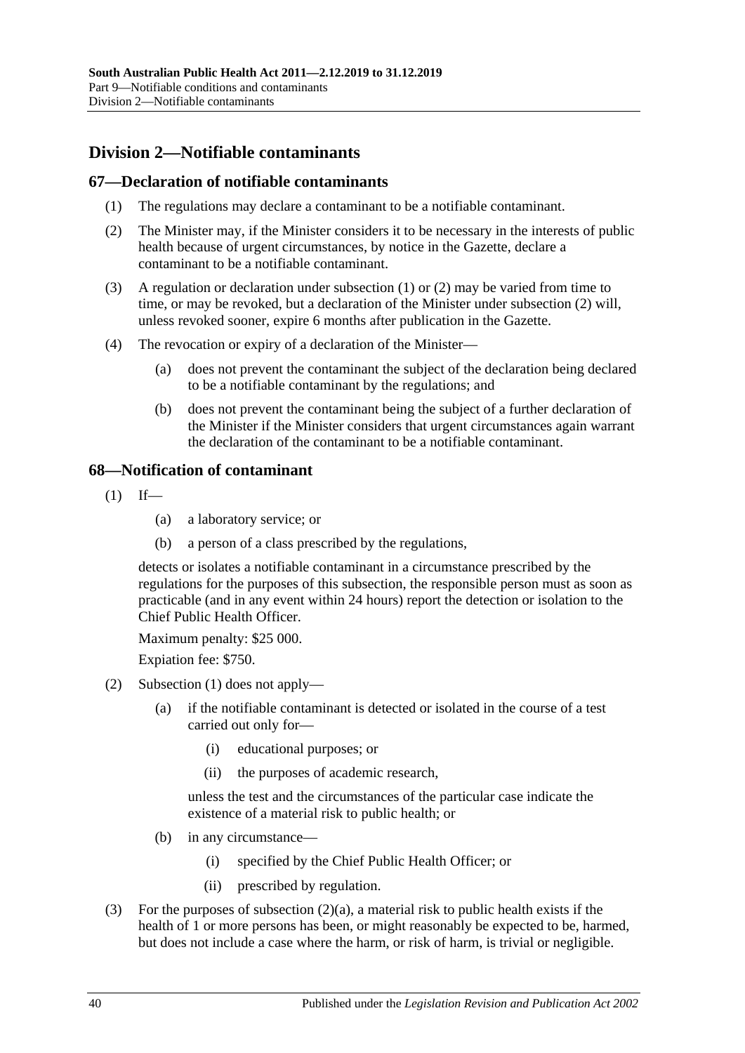## Division 2—Notifiable contaminants

### 67—Declaration of notifiable contaminants

(1) The regulations may declare a contaminant to be a notifiable contaminant.

(2) The Minister may, if the Minister considers it to be necessary in the interests of public health because of urgent circumstances, by notice in the Gazette, declare a contaminant to be a notifiable contaminant.

(3) A regulation or declaration under subsection (1) or (2) may be varied from time to time, or may be revoked, but a declaration of the Minister under subsection (2) will, unless revoked sooner, expire 6 months after publication in the Gazette.

(4) The revocation or expiry of a declaration of the Minister—

(a) does not prevent the contaminant the subject of the declaration being declared to be a notifiable contaminant by the regulations; and

(b) does not prevent the contaminant being the subject of a further declaration of the Minister if the Minister considers that urgent circumstances again warrant the declaration of the contaminant to be a notifiable contaminant.

### 68—Notification of contaminant

(1) If—

(a) a laboratory service; or

(b) a person of a class prescribed by the regulations,

detects or isolates a notifiable contaminant in a circumstance prescribed by the regulations for the purposes of this subsection, the responsible person must as soon as practicable (and in any event within 24 hours) report the detection or isolation to the Chief Public Health Officer.

Maximum penalty: $25 000.

Expiation fee: $750.

(2) Subsection (1) does not apply—

(a) if the notifiable contaminant is detected or isolated in the course of a test carried out only for—

(i) educational purposes; or

(ii) the purposes of academic research,

unless the test and the circumstances of the particular case indicate the existence of a material risk to public health; or

(b) in any circumstance—

(i) specified by the Chief Public Health Officer; or

(ii) prescribed by regulation.

(3) For the purposes of subsection (2)(a), a material risk to public health exists if the health of 1 or more persons has been, or might reasonably be expected to be, harmed, but does not include a case where the harm, or risk of harm, is trivial or negligible.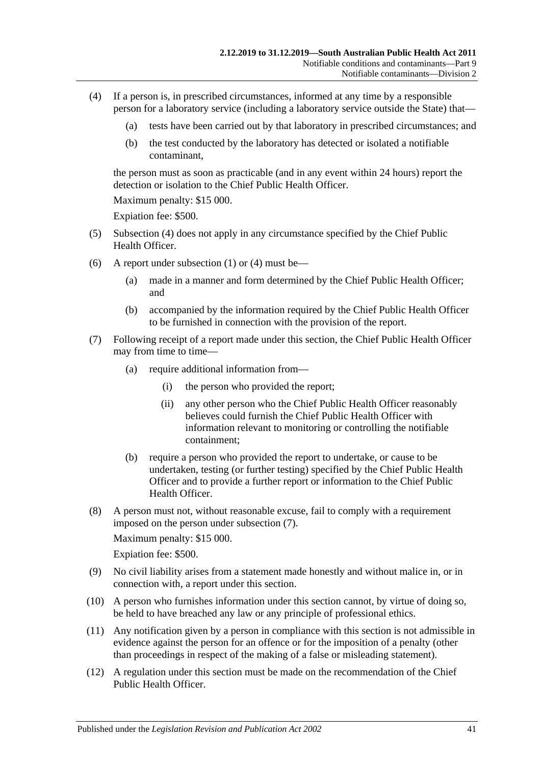(4) If a person is, in prescribed circumstances, informed at any time by a responsible person for a laboratory service (including a laboratory service outside the State) that—

(a) tests have been carried out by that laboratory in prescribed circumstances; and

(b) the test conducted by the laboratory has detected or isolated a notifiable contaminant,

the person must as soon as practicable (and in any event within 24 hours) report the detection or isolation to the Chief Public Health Officer.

Maximum penalty: $15 000.

Expiation fee: $500.

(5) Subsection (4) does not apply in any circumstance specified by the Chief Public Health Officer.

(6) A report under subsection (1) or (4) must be—

(a) made in a manner and form determined by the Chief Public Health Officer; and

(b) accompanied by the information required by the Chief Public Health Officer to be furnished in connection with the provision of the report.

(7) Following receipt of a report made under this section, the Chief Public Health Officer may from time to time—

(a) require additional information from—

(i) the person who provided the report;

(ii) any other person who the Chief Public Health Officer reasonably believes could furnish the Chief Public Health Officer with information relevant to monitoring or controlling the notifiable containment;

(b) require a person who provided the report to undertake, or cause to be undertaken, testing (or further testing) specified by the Chief Public Health Officer and to provide a further report or information to the Chief Public Health Officer.

(8) A person must not, without reasonable excuse, fail to comply with a requirement imposed on the person under subsection (7).

Maximum penalty: $15 000.

Expiation fee: $500.

(9) No civil liability arises from a statement made honestly and without malice in, or in connection with, a report under this section.

(10) A person who furnishes information under this section cannot, by virtue of doing so, be held to have breached any law or any principle of professional ethics.

(11) Any notification given by a person in compliance with this section is not admissible in evidence against the person for an offence or for the imposition of a penalty (other than proceedings in respect of the making of a false or misleading statement).

(12) A regulation under this section must be made on the recommendation of the Chief Public Health Officer.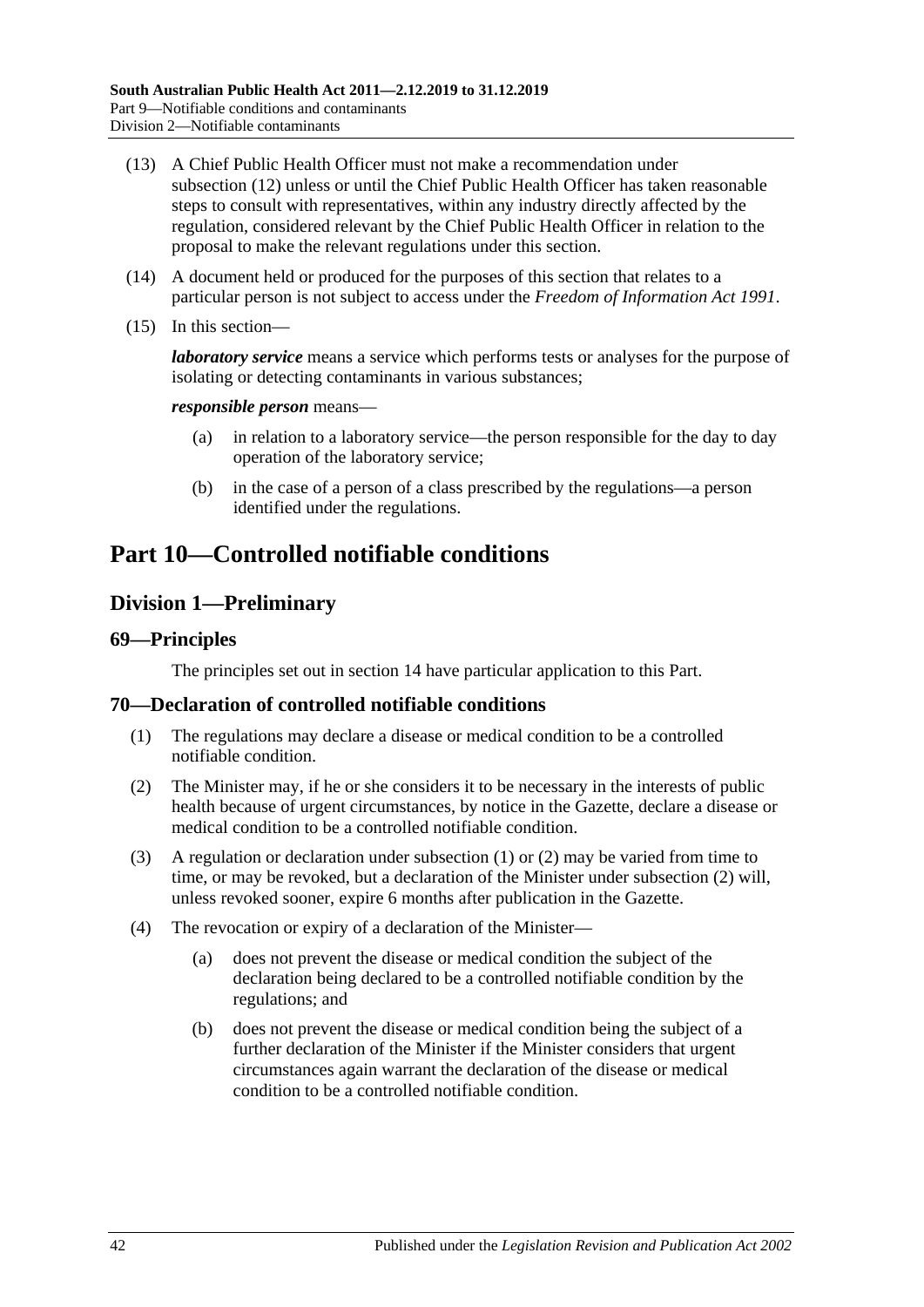(13) A Chief Public Health Officer must not make a recommendation under subsection (12) unless or until the Chief Public Health Officer has taken reasonable steps to consult with representatives, within any industry directly affected by the regulation, considered relevant by the Chief Public Health Officer in relation to the proposal to make the relevant regulations under this section.

(14) A document held or produced for the purposes of this section that relates to a particular person is not subject to access under the *Freedom of Information Act 1991*.

(15) In this section—

***laboratory service*** means a service which performs tests or analyses for the purpose of isolating or detecting contaminants in various substances;

***responsible person*** means—

(a) in relation to a laboratory service—the person responsible for the day to day operation of the laboratory service;

(b) in the case of a person of a class prescribed by the regulations—a person identified under the regulations.

# Part 10—Controlled notifiable conditions

## Division 1—Preliminary

### 69—Principles

The principles set out in section 14 have particular application to this Part.

### 70—Declaration of controlled notifiable conditions

(1) The regulations may declare a disease or medical condition to be a controlled notifiable condition.

(2) The Minister may, if he or she considers it to be necessary in the interests of public health because of urgent circumstances, by notice in the Gazette, declare a disease or medical condition to be a controlled notifiable condition.

(3) A regulation or declaration under subsection (1) or (2) may be varied from time to time, or may be revoked, but a declaration of the Minister under subsection (2) will, unless revoked sooner, expire 6 months after publication in the Gazette.

(4) The revocation or expiry of a declaration of the Minister—

(a) does not prevent the disease or medical condition the subject of the declaration being declared to be a controlled notifiable condition by the regulations; and

(b) does not prevent the disease or medical condition being the subject of a further declaration of the Minister if the Minister considers that urgent circumstances again warrant the declaration of the disease or medical condition to be a controlled notifiable condition.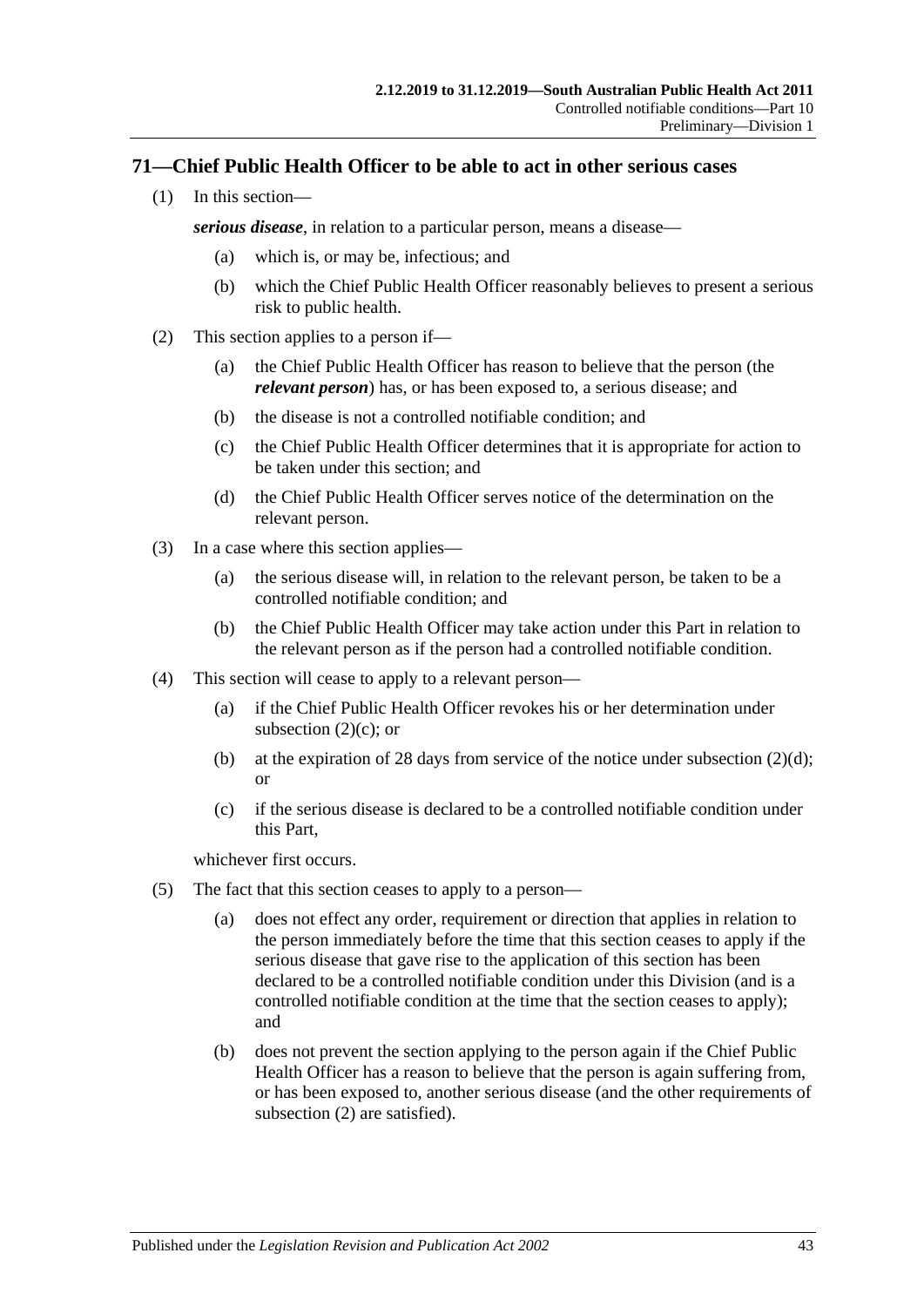## 71—Chief Public Health Officer to be able to act in other serious cases

(1) In this section—

***serious disease***, in relation to a particular person, means a disease—

(a) which is, or may be, infectious; and

(b) which the Chief Public Health Officer reasonably believes to present a serious risk to public health.

(2) This section applies to a person if—

(a) the Chief Public Health Officer has reason to believe that the person (the ***relevant person***) has, or has been exposed to, a serious disease; and

(b) the disease is not a controlled notifiable condition; and

(c) the Chief Public Health Officer determines that it is appropriate for action to be taken under this section; and

(d) the Chief Public Health Officer serves notice of the determination on the relevant person.

(3) In a case where this section applies—

(a) the serious disease will, in relation to the relevant person, be taken to be a controlled notifiable condition; and

(b) the Chief Public Health Officer may take action under this Part in relation to the relevant person as if the person had a controlled notifiable condition.

(4) This section will cease to apply to a relevant person—

(a) if the Chief Public Health Officer revokes his or her determination under subsection (2)(c); or

(b) at the expiration of 28 days from service of the notice under subsection (2)(d); or

(c) if the serious disease is declared to be a controlled notifiable condition under this Part,

whichever first occurs.

(5) The fact that this section ceases to apply to a person—

(a) does not effect any order, requirement or direction that applies in relation to the person immediately before the time that this section ceases to apply if the serious disease that gave rise to the application of this section has been declared to be a controlled notifiable condition under this Division (and is a controlled notifiable condition at the time that the section ceases to apply); and

(b) does not prevent the section applying to the person again if the Chief Public Health Officer has a reason to believe that the person is again suffering from, or has been exposed to, another serious disease (and the other requirements of subsection (2) are satisfied).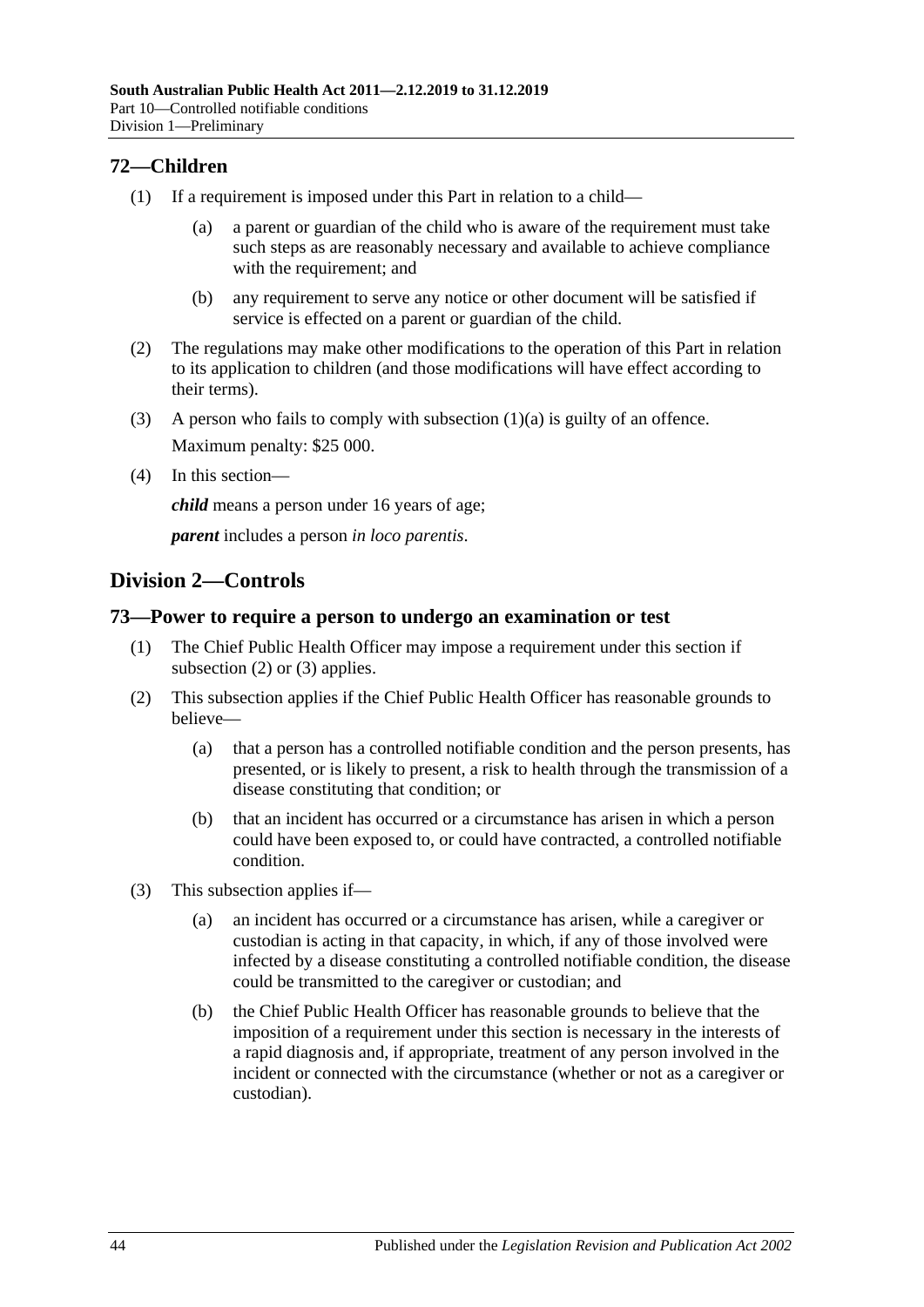## 72—Children

(1) If a requirement is imposed under this Part in relation to a child—

(a) a parent or guardian of the child who is aware of the requirement must take such steps as are reasonably necessary and available to achieve compliance with the requirement; and

(b) any requirement to serve any notice or other document will be satisfied if service is effected on a parent or guardian of the child.

(2) The regulations may make other modifications to the operation of this Part in relation to its application to children (and those modifications will have effect according to their terms).

(3) A person who fails to comply with subsection (1)(a) is guilty of an offence.

Maximum penalty: $25 000.

(4) In this section—

***child*** means a person under 16 years of age;

***parent*** includes a person *in loco parentis*.

# Division 2—Controls

## 73—Power to require a person to undergo an examination or test

(1) The Chief Public Health Officer may impose a requirement under this section if subsection (2) or (3) applies.

(2) This subsection applies if the Chief Public Health Officer has reasonable grounds to believe—

(a) that a person has a controlled notifiable condition and the person presents, has presented, or is likely to present, a risk to health through the transmission of a disease constituting that condition; or

(b) that an incident has occurred or a circumstance has arisen in which a person could have been exposed to, or could have contracted, a controlled notifiable condition.

(3) This subsection applies if—

(a) an incident has occurred or a circumstance has arisen, while a caregiver or custodian is acting in that capacity, in which, if any of those involved were infected by a disease constituting a controlled notifiable condition, the disease could be transmitted to the caregiver or custodian; and

(b) the Chief Public Health Officer has reasonable grounds to believe that the imposition of a requirement under this section is necessary in the interests of a rapid diagnosis and, if appropriate, treatment of any person involved in the incident or connected with the circumstance (whether or not as a caregiver or custodian).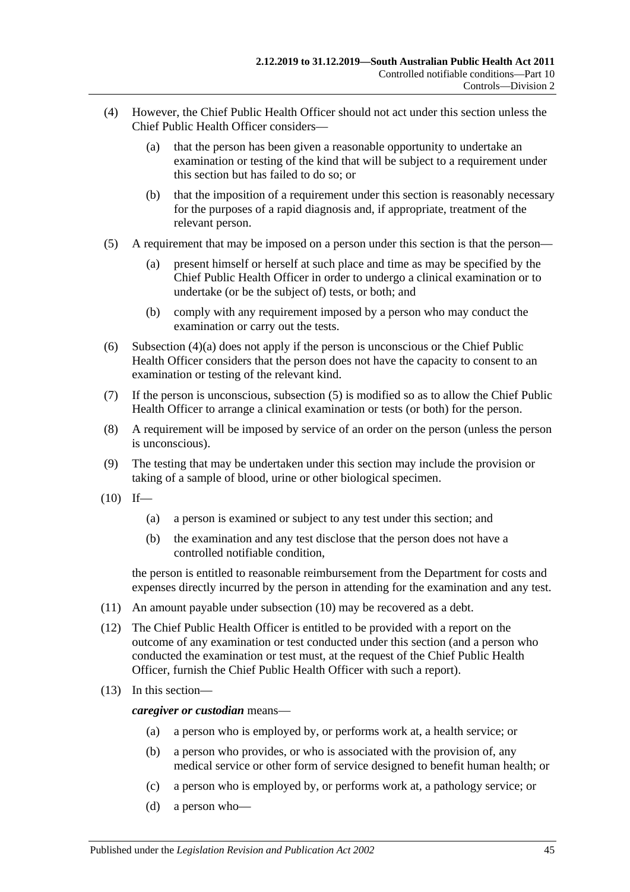(4) However, the Chief Public Health Officer should not act under this section unless the Chief Public Health Officer considers—

(a) that the person has been given a reasonable opportunity to undertake an examination or testing of the kind that will be subject to a requirement under this section but has failed to do so; or

(b) that the imposition of a requirement under this section is reasonably necessary for the purposes of a rapid diagnosis and, if appropriate, treatment of the relevant person.

(5) A requirement that may be imposed on a person under this section is that the person—

(a) present himself or herself at such place and time as may be specified by the Chief Public Health Officer in order to undergo a clinical examination or to undertake (or be the subject of) tests, or both; and

(b) comply with any requirement imposed by a person who may conduct the examination or carry out the tests.

(6) Subsection (4)(a) does not apply if the person is unconscious or the Chief Public Health Officer considers that the person does not have the capacity to consent to an examination or testing of the relevant kind.

(7) If the person is unconscious, subsection (5) is modified so as to allow the Chief Public Health Officer to arrange a clinical examination or tests (or both) for the person.

(8) A requirement will be imposed by service of an order on the person (unless the person is unconscious).

(9) The testing that may be undertaken under this section may include the provision or taking of a sample of blood, urine or other biological specimen.

(10) If—

(a) a person is examined or subject to any test under this section; and

(b) the examination and any test disclose that the person does not have a controlled notifiable condition,

the person is entitled to reasonable reimbursement from the Department for costs and expenses directly incurred by the person in attending for the examination and any test.

(11) An amount payable under subsection (10) may be recovered as a debt.

(12) The Chief Public Health Officer is entitled to be provided with a report on the outcome of any examination or test conducted under this section (and a person who conducted the examination or test must, at the request of the Chief Public Health Officer, furnish the Chief Public Health Officer with such a report).

(13) In this section—

***caregiver or custodian*** means—

(a) a person who is employed by, or performs work at, a health service; or

(b) a person who provides, or who is associated with the provision of, any medical service or other form of service designed to benefit human health; or

(c) a person who is employed by, or performs work at, a pathology service; or

(d) a person who—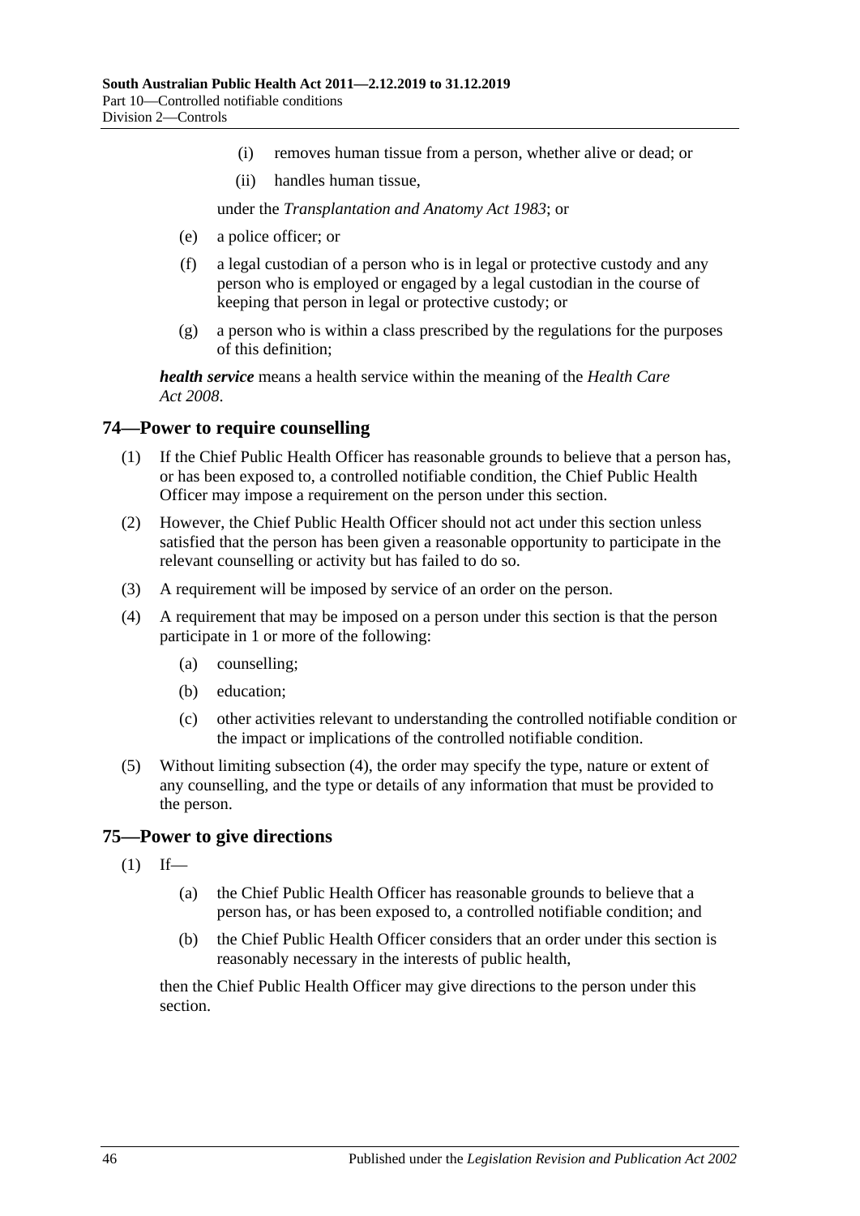(i) removes human tissue from a person, whether alive or dead; or

(ii) handles human tissue,

under the *Transplantation and Anatomy Act 1983*; or

(e) a police officer; or

(f) a legal custodian of a person who is in legal or protective custody and any person who is employed or engaged by a legal custodian in the course of keeping that person in legal or protective custody; or

(g) a person who is within a class prescribed by the regulations for the purposes of this definition;

***health service*** means a health service within the meaning of the *Health Care Act 2008*.

## 74—Power to require counselling

(1) If the Chief Public Health Officer has reasonable grounds to believe that a person has, or has been exposed to, a controlled notifiable condition, the Chief Public Health Officer may impose a requirement on the person under this section.

(2) However, the Chief Public Health Officer should not act under this section unless satisfied that the person has been given a reasonable opportunity to participate in the relevant counselling or activity but has failed to do so.

(3) A requirement will be imposed by service of an order on the person.

(4) A requirement that may be imposed on a person under this section is that the person participate in 1 or more of the following:

(a) counselling;

(b) education;

(c) other activities relevant to understanding the controlled notifiable condition or the impact or implications of the controlled notifiable condition.

(5) Without limiting subsection (4), the order may specify the type, nature or extent of any counselling, and the type or details of any information that must be provided to the person.

## 75—Power to give directions

(1) If—

(a) the Chief Public Health Officer has reasonable grounds to believe that a person has, or has been exposed to, a controlled notifiable condition; and

(b) the Chief Public Health Officer considers that an order under this section is reasonably necessary in the interests of public health,

then the Chief Public Health Officer may give directions to the person under this section.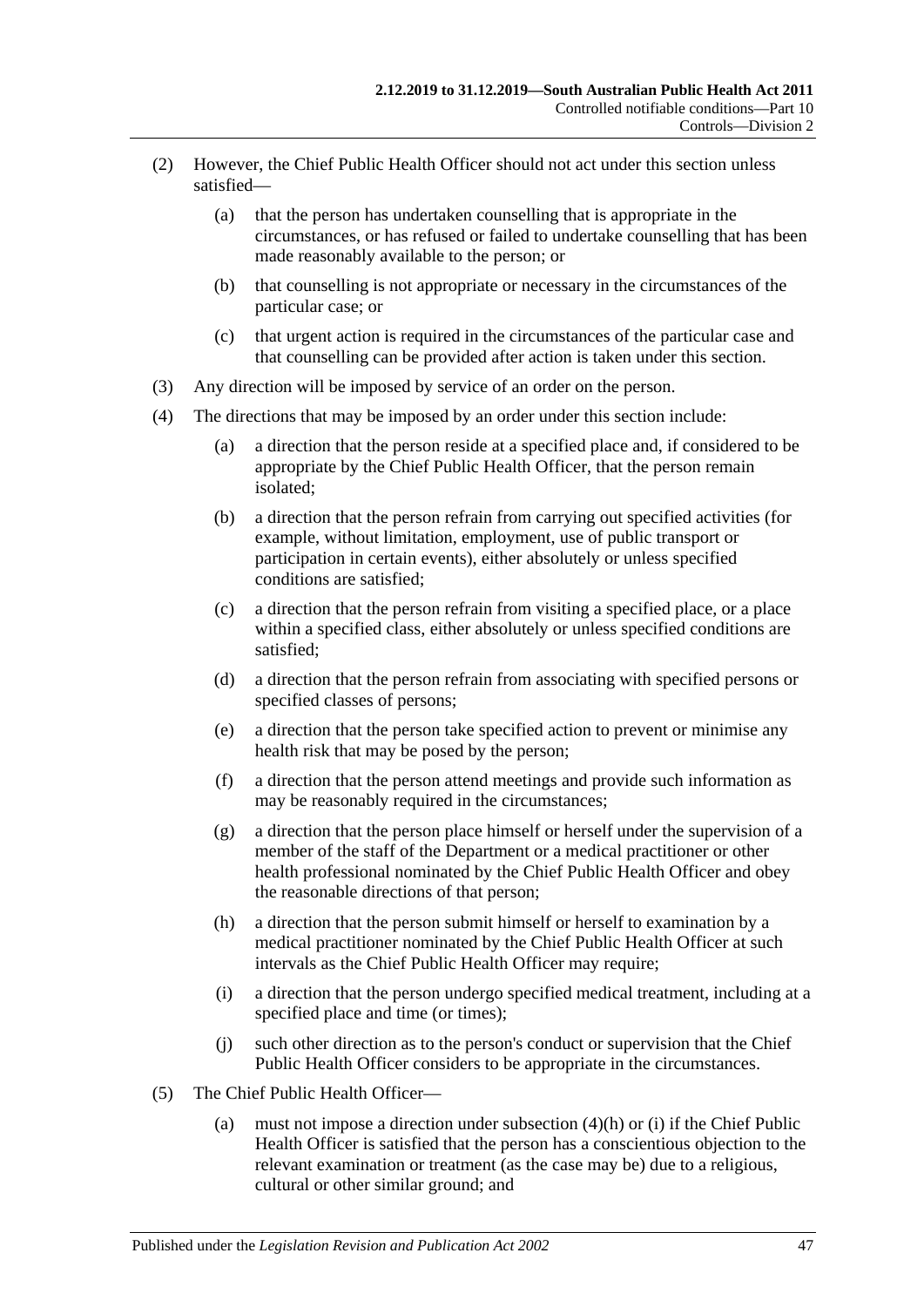(2) However, the Chief Public Health Officer should not act under this section unless satisfied—

(a) that the person has undertaken counselling that is appropriate in the circumstances, or has refused or failed to undertake counselling that has been made reasonably available to the person; or

(b) that counselling is not appropriate or necessary in the circumstances of the particular case; or

(c) that urgent action is required in the circumstances of the particular case and that counselling can be provided after action is taken under this section.

(3) Any direction will be imposed by service of an order on the person.

(4) The directions that may be imposed by an order under this section include:

(a) a direction that the person reside at a specified place and, if considered to be appropriate by the Chief Public Health Officer, that the person remain isolated;

(b) a direction that the person refrain from carrying out specified activities (for example, without limitation, employment, use of public transport or participation in certain events), either absolutely or unless specified conditions are satisfied;

(c) a direction that the person refrain from visiting a specified place, or a place within a specified class, either absolutely or unless specified conditions are satisfied;

(d) a direction that the person refrain from associating with specified persons or specified classes of persons;

(e) a direction that the person take specified action to prevent or minimise any health risk that may be posed by the person;

(f) a direction that the person attend meetings and provide such information as may be reasonably required in the circumstances;

(g) a direction that the person place himself or herself under the supervision of a member of the staff of the Department or a medical practitioner or other health professional nominated by the Chief Public Health Officer and obey the reasonable directions of that person;

(h) a direction that the person submit himself or herself to examination by a medical practitioner nominated by the Chief Public Health Officer at such intervals as the Chief Public Health Officer may require;

(i) a direction that the person undergo specified medical treatment, including at a specified place and time (or times);

(j) such other direction as to the person's conduct or supervision that the Chief Public Health Officer considers to be appropriate in the circumstances.

(5) The Chief Public Health Officer—

(a) must not impose a direction under subsection (4)(h) or (i) if the Chief Public Health Officer is satisfied that the person has a conscientious objection to the relevant examination or treatment (as the case may be) due to a religious, cultural or other similar ground; and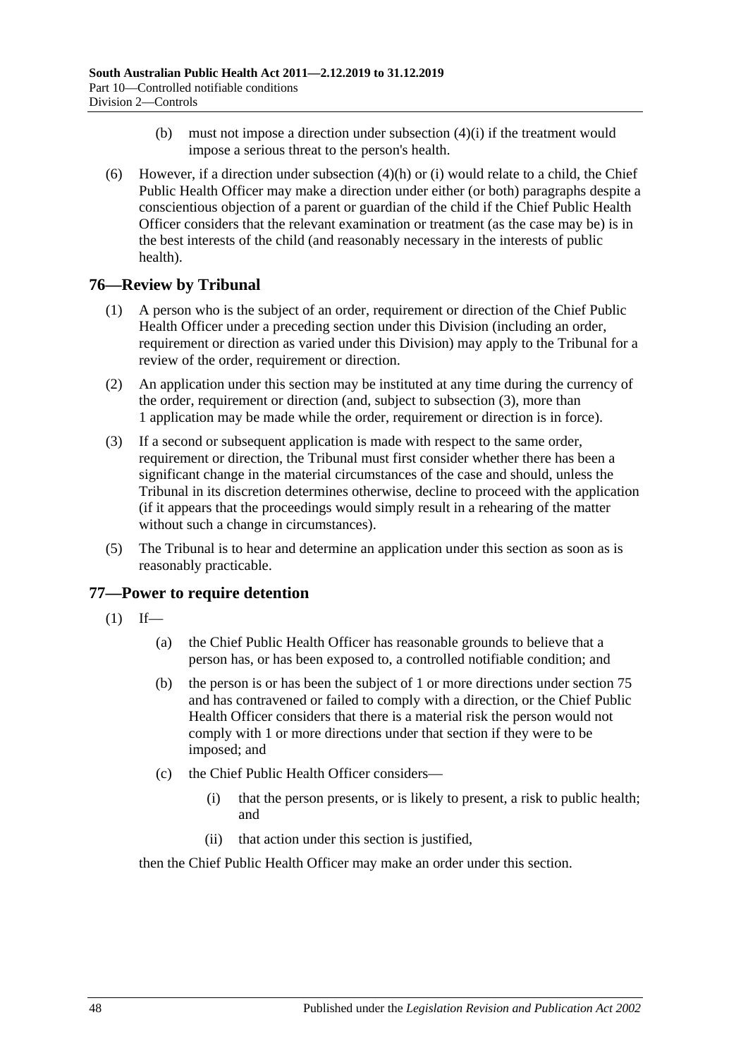(b) must not impose a direction under subsection (4)(i) if the treatment would impose a serious threat to the person's health.

(6) However, if a direction under subsection (4)(h) or (i) would relate to a child, the Chief Public Health Officer may make a direction under either (or both) paragraphs despite a conscientious objection of a parent or guardian of the child if the Chief Public Health Officer considers that the relevant examination or treatment (as the case may be) is in the best interests of the child (and reasonably necessary in the interests of public health).

## 76—Review by Tribunal

(1) A person who is the subject of an order, requirement or direction of the Chief Public Health Officer under a preceding section under this Division (including an order, requirement or direction as varied under this Division) may apply to the Tribunal for a review of the order, requirement or direction.

(2) An application under this section may be instituted at any time during the currency of the order, requirement or direction (and, subject to subsection (3), more than 1 application may be made while the order, requirement or direction is in force).

(3) If a second or subsequent application is made with respect to the same order, requirement or direction, the Tribunal must first consider whether there has been a significant change in the material circumstances of the case and should, unless the Tribunal in its discretion determines otherwise, decline to proceed with the application (if it appears that the proceedings would simply result in a rehearing of the matter without such a change in circumstances).

(5) The Tribunal is to hear and determine an application under this section as soon as is reasonably practicable.

## 77—Power to require detention

(1) If—

(a) the Chief Public Health Officer has reasonable grounds to believe that a person has, or has been exposed to, a controlled notifiable condition; and

(b) the person is or has been the subject of 1 or more directions under section 75 and has contravened or failed to comply with a direction, or the Chief Public Health Officer considers that there is a material risk the person would not comply with 1 or more directions under that section if they were to be imposed; and

(c) the Chief Public Health Officer considers—

(i) that the person presents, or is likely to present, a risk to public health; and

(ii) that action under this section is justified,

then the Chief Public Health Officer may make an order under this section.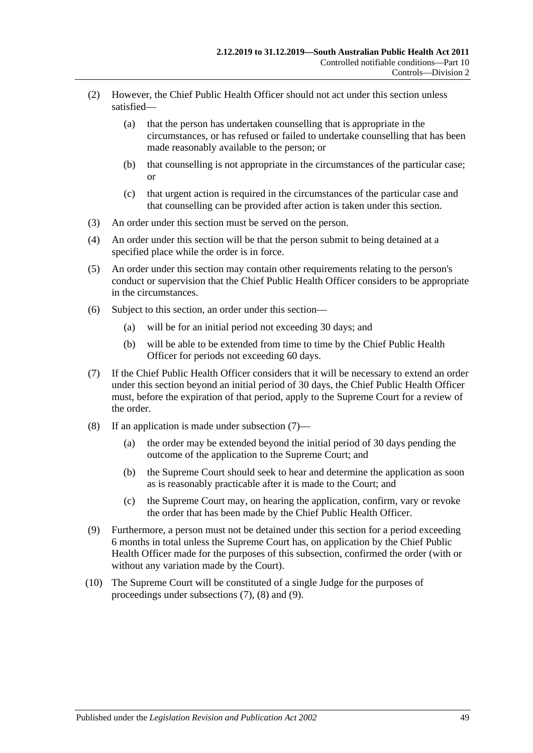(2) However, the Chief Public Health Officer should not act under this section unless satisfied—

(a) that the person has undertaken counselling that is appropriate in the circumstances, or has refused or failed to undertake counselling that has been made reasonably available to the person; or

(b) that counselling is not appropriate in the circumstances of the particular case; or

(c) that urgent action is required in the circumstances of the particular case and that counselling can be provided after action is taken under this section.

(3) An order under this section must be served on the person.

(4) An order under this section will be that the person submit to being detained at a specified place while the order is in force.

(5) An order under this section may contain other requirements relating to the person's conduct or supervision that the Chief Public Health Officer considers to be appropriate in the circumstances.

(6) Subject to this section, an order under this section—

(a) will be for an initial period not exceeding 30 days; and

(b) will be able to be extended from time to time by the Chief Public Health Officer for periods not exceeding 60 days.

(7) If the Chief Public Health Officer considers that it will be necessary to extend an order under this section beyond an initial period of 30 days, the Chief Public Health Officer must, before the expiration of that period, apply to the Supreme Court for a review of the order.

(8) If an application is made under subsection (7)—

(a) the order may be extended beyond the initial period of 30 days pending the outcome of the application to the Supreme Court; and

(b) the Supreme Court should seek to hear and determine the application as soon as is reasonably practicable after it is made to the Court; and

(c) the Supreme Court may, on hearing the application, confirm, vary or revoke the order that has been made by the Chief Public Health Officer.

(9) Furthermore, a person must not be detained under this section for a period exceeding 6 months in total unless the Supreme Court has, on application by the Chief Public Health Officer made for the purposes of this subsection, confirmed the order (with or without any variation made by the Court).

(10) The Supreme Court will be constituted of a single Judge for the purposes of proceedings under subsections (7), (8) and (9).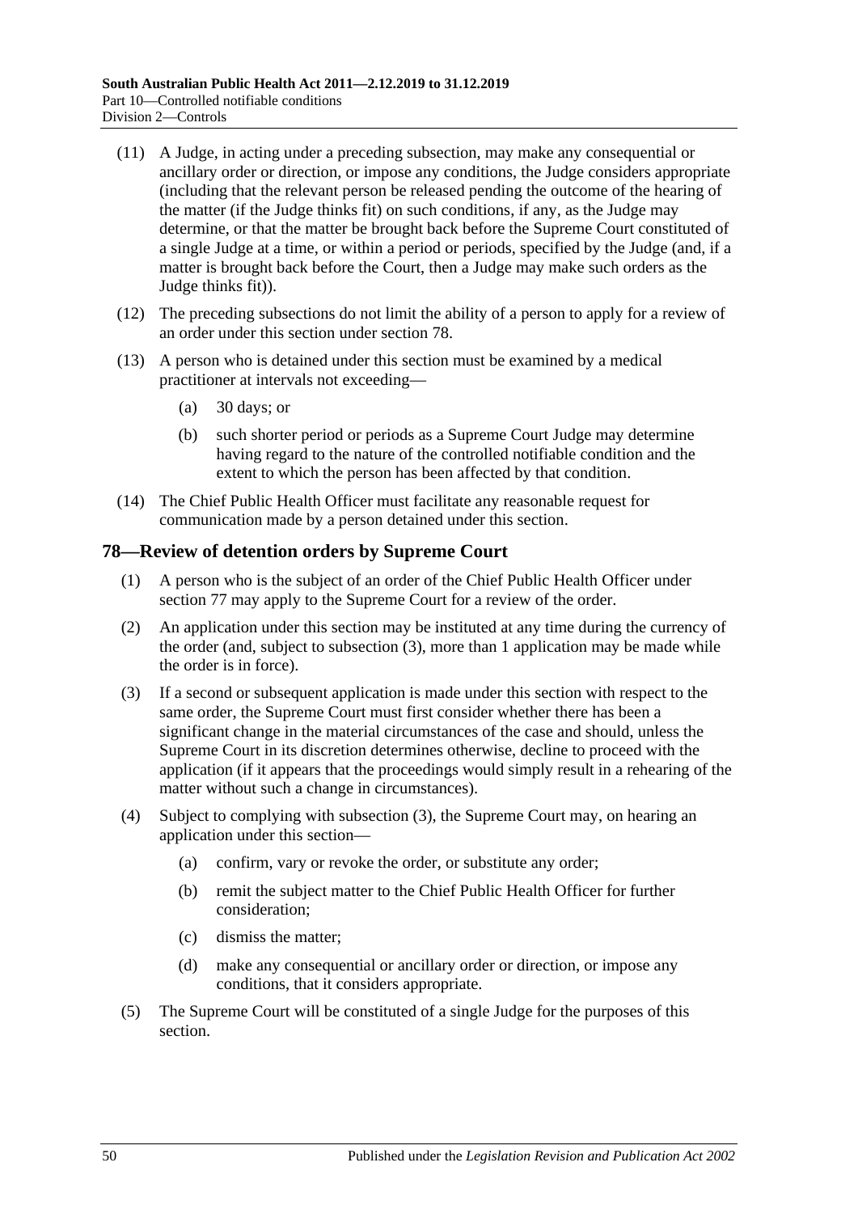(11) A Judge, in acting under a preceding subsection, may make any consequential or ancillary order or direction, or impose any conditions, the Judge considers appropriate (including that the relevant person be released pending the outcome of the hearing of the matter (if the Judge thinks fit) on such conditions, if any, as the Judge may determine, or that the matter be brought back before the Supreme Court constituted of a single Judge at a time, or within a period or periods, specified by the Judge (and, if a matter is brought back before the Court, then a Judge may make such orders as the Judge thinks fit)).

(12) The preceding subsections do not limit the ability of a person to apply for a review of an order under this section under section 78.

(13) A person who is detained under this section must be examined by a medical practitioner at intervals not exceeding—

- (a) 30 days; or
- (b) such shorter period or periods as a Supreme Court Judge may determine having regard to the nature of the controlled notifiable condition and the extent to which the person has been affected by that condition.

(14) The Chief Public Health Officer must facilitate any reasonable request for communication made by a person detained under this section.

## 78—Review of detention orders by Supreme Court

(1) A person who is the subject of an order of the Chief Public Health Officer under section 77 may apply to the Supreme Court for a review of the order.

(2) An application under this section may be instituted at any time during the currency of the order (and, subject to subsection (3), more than 1 application may be made while the order is in force).

(3) If a second or subsequent application is made under this section with respect to the same order, the Supreme Court must first consider whether there has been a significant change in the material circumstances of the case and should, unless the Supreme Court in its discretion determines otherwise, decline to proceed with the application (if it appears that the proceedings would simply result in a rehearing of the matter without such a change in circumstances).

(4) Subject to complying with subsection (3), the Supreme Court may, on hearing an application under this section—

- (a) confirm, vary or revoke the order, or substitute any order;
- (b) remit the subject matter to the Chief Public Health Officer for further consideration;
- (c) dismiss the matter;
- (d) make any consequential or ancillary order or direction, or impose any conditions, that it considers appropriate.

(5) The Supreme Court will be constituted of a single Judge for the purposes of this section.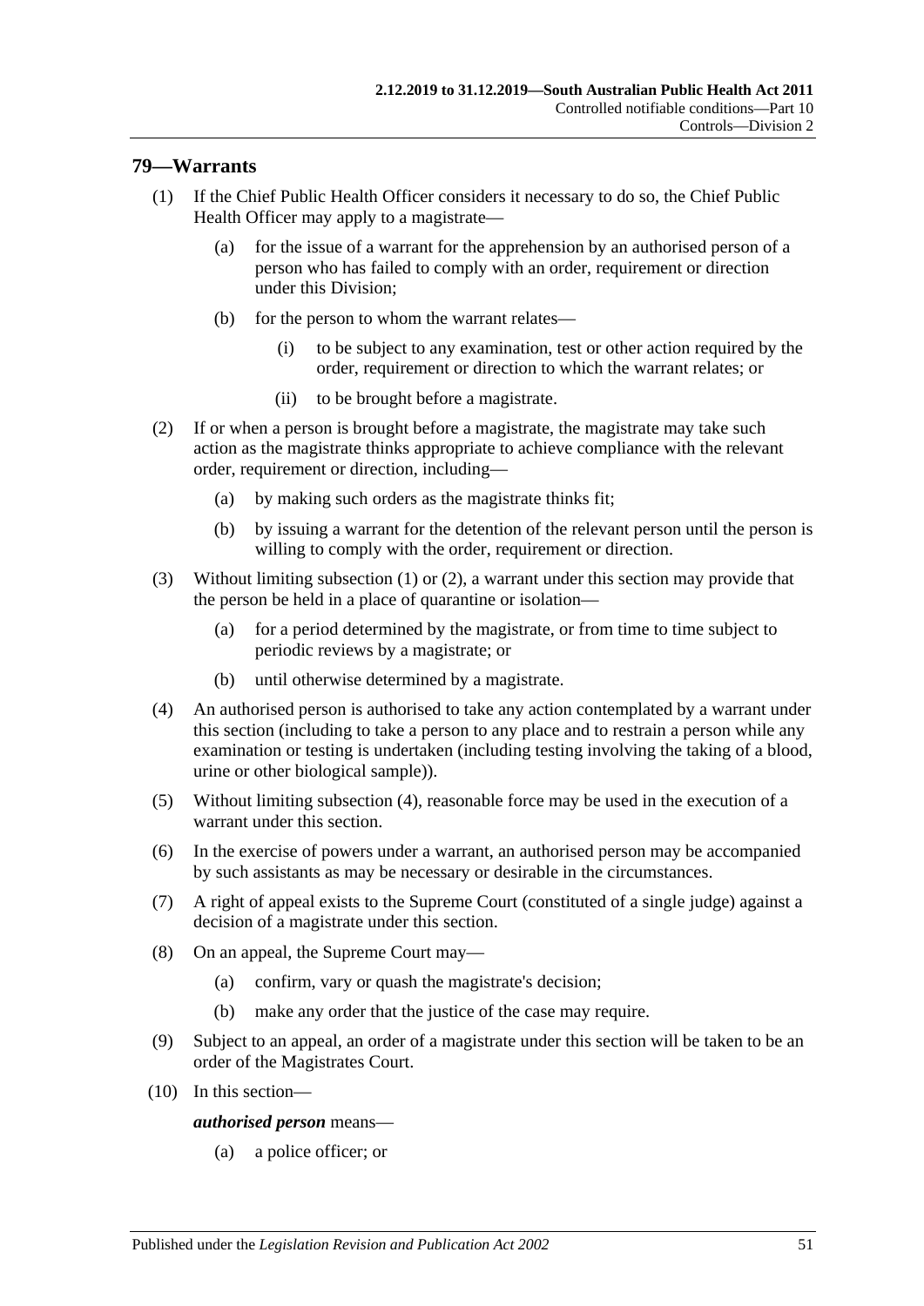## 79—Warrants

(1) If the Chief Public Health Officer considers it necessary to do so, the Chief Public Health Officer may apply to a magistrate—

  (a) for the issue of a warrant for the apprehension by an authorised person of a person who has failed to comply with an order, requirement or direction under this Division;

  (b) for the person to whom the warrant relates—

    (i) to be subject to any examination, test or other action required by the order, requirement or direction to which the warrant relates; or

    (ii) to be brought before a magistrate.

(2) If or when a person is brought before a magistrate, the magistrate may take such action as the magistrate thinks appropriate to achieve compliance with the relevant order, requirement or direction, including—

  (a) by making such orders as the magistrate thinks fit;

  (b) by issuing a warrant for the detention of the relevant person until the person is willing to comply with the order, requirement or direction.

(3) Without limiting subsection (1) or (2), a warrant under this section may provide that the person be held in a place of quarantine or isolation—

  (a) for a period determined by the magistrate, or from time to time subject to periodic reviews by a magistrate; or

  (b) until otherwise determined by a magistrate.

(4) An authorised person is authorised to take any action contemplated by a warrant under this section (including to take a person to any place and to restrain a person while any examination or testing is undertaken (including testing involving the taking of a blood, urine or other biological sample)).

(5) Without limiting subsection (4), reasonable force may be used in the execution of a warrant under this section.

(6) In the exercise of powers under a warrant, an authorised person may be accompanied by such assistants as may be necessary or desirable in the circumstances.

(7) A right of appeal exists to the Supreme Court (constituted of a single judge) against a decision of a magistrate under this section.

(8) On an appeal, the Supreme Court may—

  (a) confirm, vary or quash the magistrate's decision;

  (b) make any order that the justice of the case may require.

(9) Subject to an appeal, an order of a magistrate under this section will be taken to be an order of the Magistrates Court.

(10) In this section—

***authorised person*** means—

  (a) a police officer; or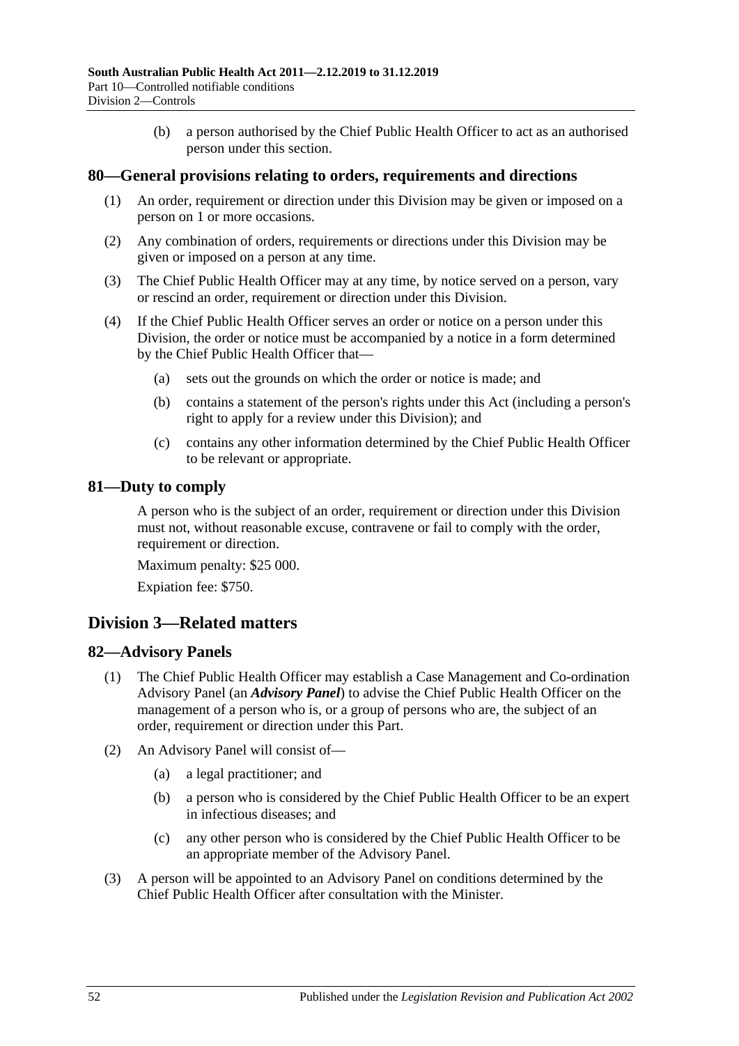(b) a person authorised by the Chief Public Health Officer to act as an authorised person under this section.

## 80—General provisions relating to orders, requirements and directions

(1) An order, requirement or direction under this Division may be given or imposed on a person on 1 or more occasions.

(2) Any combination of orders, requirements or directions under this Division may be given or imposed on a person at any time.

(3) The Chief Public Health Officer may at any time, by notice served on a person, vary or rescind an order, requirement or direction under this Division.

(4) If the Chief Public Health Officer serves an order or notice on a person under this Division, the order or notice must be accompanied by a notice in a form determined by the Chief Public Health Officer that—

  (a) sets out the grounds on which the order or notice is made; and

  (b) contains a statement of the person's rights under this Act (including a person's right to apply for a review under this Division); and

  (c) contains any other information determined by the Chief Public Health Officer to be relevant or appropriate.

## 81—Duty to comply

A person who is the subject of an order, requirement or direction under this Division must not, without reasonable excuse, contravene or fail to comply with the order, requirement or direction.

Maximum penalty: $25 000.

Expiation fee: $750.

# Division 3—Related matters

## 82—Advisory Panels

(1) The Chief Public Health Officer may establish a Case Management and Co-ordination Advisory Panel (an ***Advisory Panel***) to advise the Chief Public Health Officer on the management of a person who is, or a group of persons who are, the subject of an order, requirement or direction under this Part.

(2) An Advisory Panel will consist of—

  (a) a legal practitioner; and

  (b) a person who is considered by the Chief Public Health Officer to be an expert in infectious diseases; and

  (c) any other person who is considered by the Chief Public Health Officer to be an appropriate member of the Advisory Panel.

(3) A person will be appointed to an Advisory Panel on conditions determined by the Chief Public Health Officer after consultation with the Minister.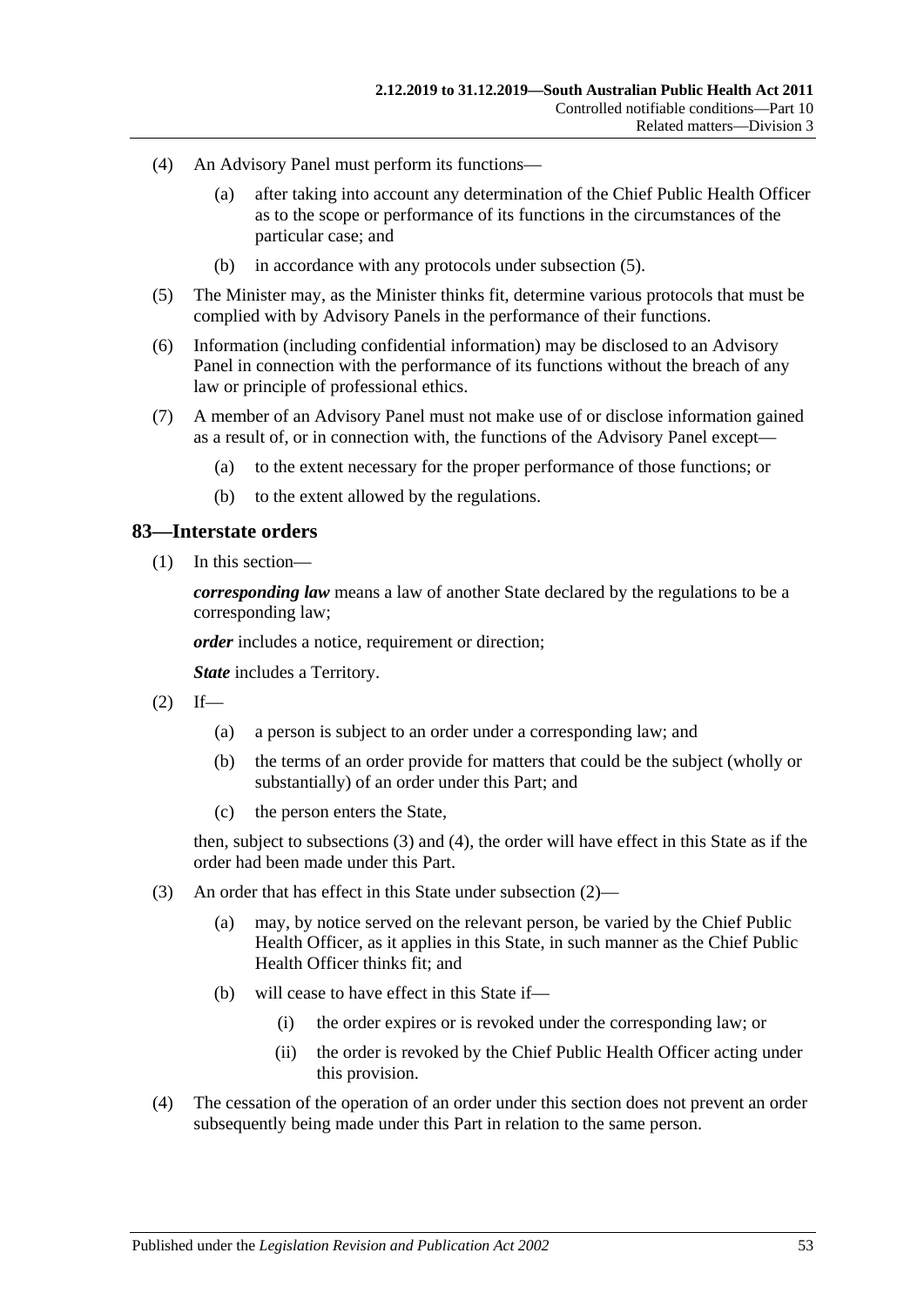(4) An Advisory Panel must perform its functions—

(a) after taking into account any determination of the Chief Public Health Officer as to the scope or performance of its functions in the circumstances of the particular case; and

(b) in accordance with any protocols under subsection (5).

(5) The Minister may, as the Minister thinks fit, determine various protocols that must be complied with by Advisory Panels in the performance of their functions.

(6) Information (including confidential information) may be disclosed to an Advisory Panel in connection with the performance of its functions without the breach of any law or principle of professional ethics.

(7) A member of an Advisory Panel must not make use of or disclose information gained as a result of, or in connection with, the functions of the Advisory Panel except—

(a) to the extent necessary for the proper performance of those functions; or

(b) to the extent allowed by the regulations.

## 83—Interstate orders

(1) In this section—

***corresponding law*** means a law of another State declared by the regulations to be a corresponding law;

***order*** includes a notice, requirement or direction;

***State*** includes a Territory.

(2) If—

(a) a person is subject to an order under a corresponding law; and

(b) the terms of an order provide for matters that could be the subject (wholly or substantially) of an order under this Part; and

(c) the person enters the State,

then, subject to subsections (3) and (4), the order will have effect in this State as if the order had been made under this Part.

(3) An order that has effect in this State under subsection (2)—

(a) may, by notice served on the relevant person, be varied by the Chief Public Health Officer, as it applies in this State, in such manner as the Chief Public Health Officer thinks fit; and

(b) will cease to have effect in this State if—

(i) the order expires or is revoked under the corresponding law; or

(ii) the order is revoked by the Chief Public Health Officer acting under this provision.

(4) The cessation of the operation of an order under this section does not prevent an order subsequently being made under this Part in relation to the same person.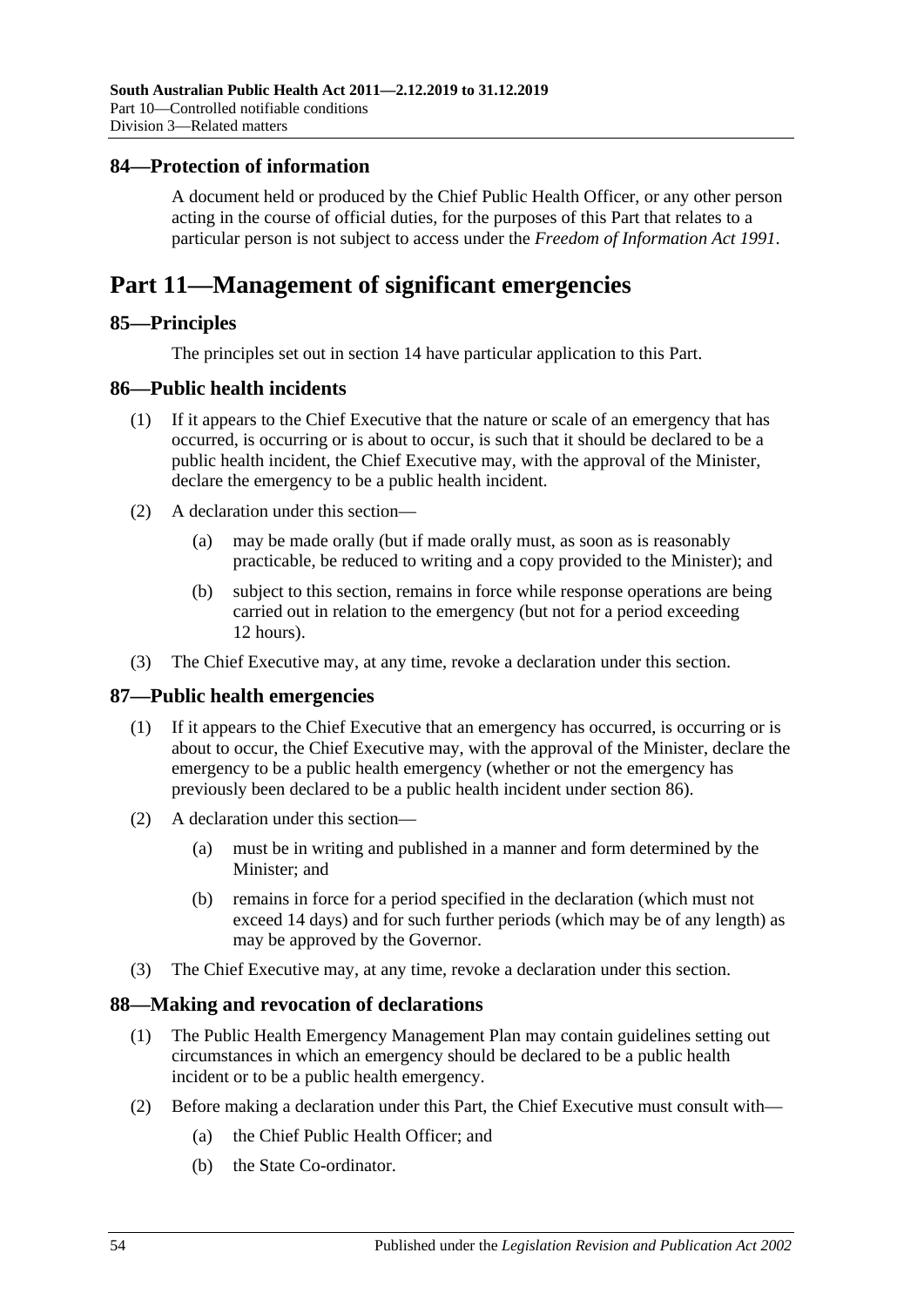## 84—Protection of information

A document held or produced by the Chief Public Health Officer, or any other person acting in the course of official duties, for the purposes of this Part that relates to a particular person is not subject to access under the *Freedom of Information Act 1991*.

# Part 11—Management of significant emergencies

## 85—Principles

The principles set out in section 14 have particular application to this Part.

## 86—Public health incidents

(1) If it appears to the Chief Executive that the nature or scale of an emergency that has occurred, is occurring or is about to occur, is such that it should be declared to be a public health incident, the Chief Executive may, with the approval of the Minister, declare the emergency to be a public health incident.

(2) A declaration under this section—

- (a) may be made orally (but if made orally must, as soon as is reasonably practicable, be reduced to writing and a copy provided to the Minister); and
- (b) subject to this section, remains in force while response operations are being carried out in relation to the emergency (but not for a period exceeding 12 hours).

(3) The Chief Executive may, at any time, revoke a declaration under this section.

## 87—Public health emergencies

(1) If it appears to the Chief Executive that an emergency has occurred, is occurring or is about to occur, the Chief Executive may, with the approval of the Minister, declare the emergency to be a public health emergency (whether or not the emergency has previously been declared to be a public health incident under section 86).

(2) A declaration under this section—

- (a) must be in writing and published in a manner and form determined by the Minister; and
- (b) remains in force for a period specified in the declaration (which must not exceed 14 days) and for such further periods (which may be of any length) as may be approved by the Governor.

(3) The Chief Executive may, at any time, revoke a declaration under this section.

## 88—Making and revocation of declarations

(1) The Public Health Emergency Management Plan may contain guidelines setting out circumstances in which an emergency should be declared to be a public health incident or to be a public health emergency.

(2) Before making a declaration under this Part, the Chief Executive must consult with—

- (a) the Chief Public Health Officer; and
- (b) the State Co-ordinator.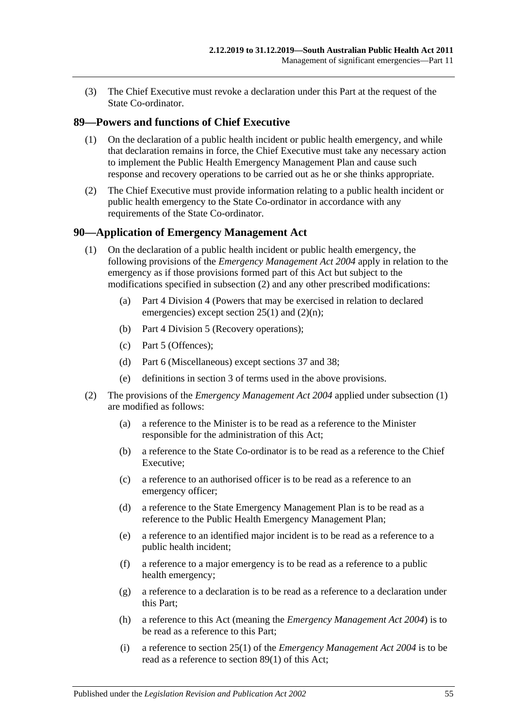(3) The Chief Executive must revoke a declaration under this Part at the request of the State Co-ordinator.

## 89—Powers and functions of Chief Executive

(1) On the declaration of a public health incident or public health emergency, and while that declaration remains in force, the Chief Executive must take any necessary action to implement the Public Health Emergency Management Plan and cause such response and recovery operations to be carried out as he or she thinks appropriate.

(2) The Chief Executive must provide information relating to a public health incident or public health emergency to the State Co-ordinator in accordance with any requirements of the State Co-ordinator.

## 90—Application of Emergency Management Act

(1) On the declaration of a public health incident or public health emergency, the following provisions of the *Emergency Management Act 2004* apply in relation to the emergency as if those provisions formed part of this Act but subject to the modifications specified in subsection (2) and any other prescribed modifications:

- (a) Part 4 Division 4 (Powers that may be exercised in relation to declared emergencies) except section 25(1) and (2)(n);
- (b) Part 4 Division 5 (Recovery operations);
- (c) Part 5 (Offences);
- (d) Part 6 (Miscellaneous) except sections 37 and 38;
- (e) definitions in section 3 of terms used in the above provisions.

(2) The provisions of the *Emergency Management Act 2004* applied under subsection (1) are modified as follows:

- (a) a reference to the Minister is to be read as a reference to the Minister responsible for the administration of this Act;
- (b) a reference to the State Co-ordinator is to be read as a reference to the Chief Executive;
- (c) a reference to an authorised officer is to be read as a reference to an emergency officer;
- (d) a reference to the State Emergency Management Plan is to be read as a reference to the Public Health Emergency Management Plan;
- (e) a reference to an identified major incident is to be read as a reference to a public health incident;
- (f) a reference to a major emergency is to be read as a reference to a public health emergency;
- (g) a reference to a declaration is to be read as a reference to a declaration under this Part;
- (h) a reference to this Act (meaning the *Emergency Management Act 2004*) is to be read as a reference to this Part;
- (i) a reference to section 25(1) of the *Emergency Management Act 2004* is to be read as a reference to section 89(1) of this Act;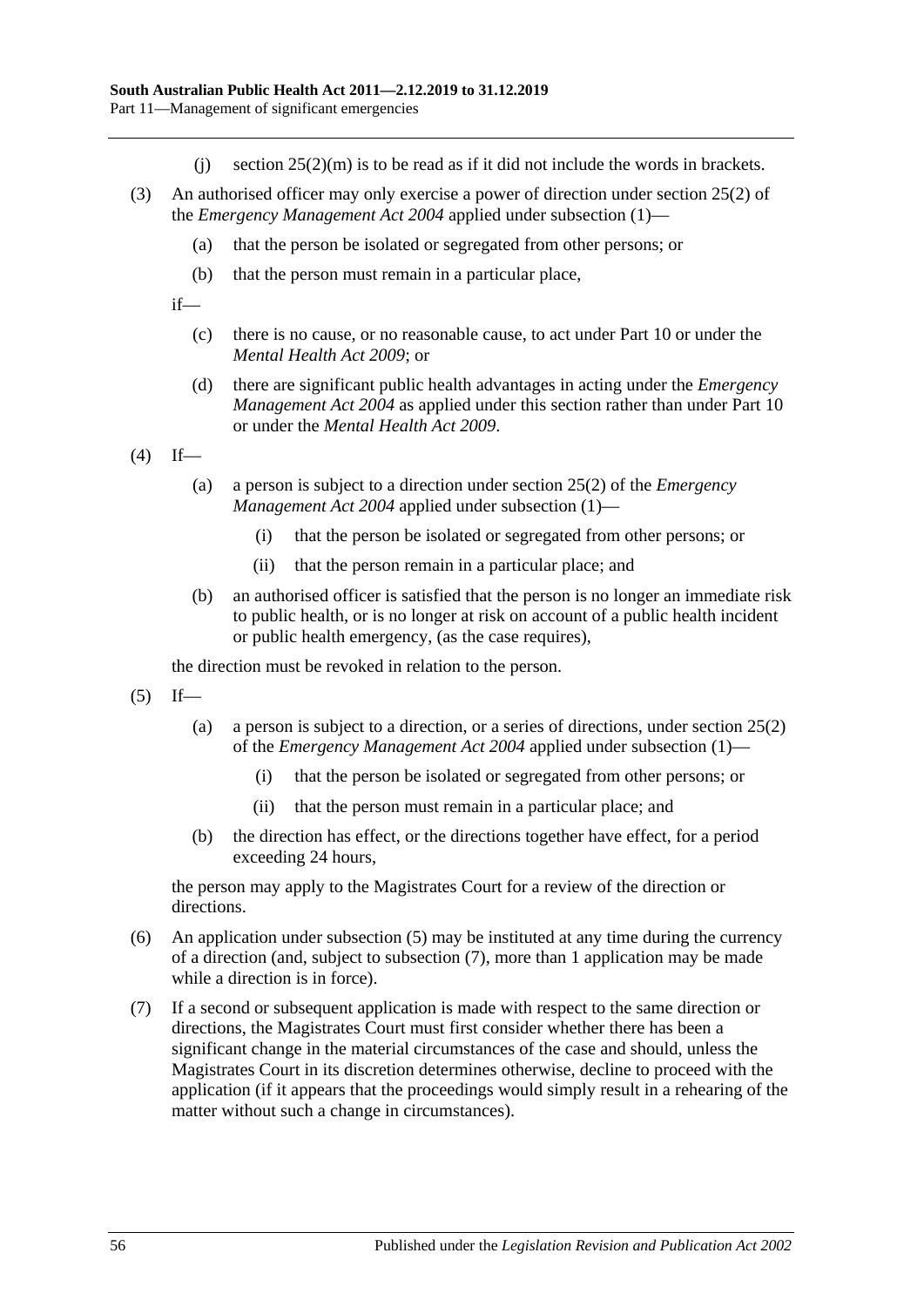(j) section 25(2)(m) is to be read as if it did not include the words in brackets.

(3) An authorised officer may only exercise a power of direction under section 25(2) of the *Emergency Management Act 2004* applied under subsection (1)—

(a) that the person be isolated or segregated from other persons; or

(b) that the person must remain in a particular place,

if—

(c) there is no cause, or no reasonable cause, to act under Part 10 or under the *Mental Health Act 2009*; or

(d) there are significant public health advantages in acting under the *Emergency Management Act 2004* as applied under this section rather than under Part 10 or under the *Mental Health Act 2009*.

(4) If—

(a) a person is subject to a direction under section 25(2) of the *Emergency Management Act 2004* applied under subsection (1)—

(i) that the person be isolated or segregated from other persons; or

(ii) that the person remain in a particular place; and

(b) an authorised officer is satisfied that the person is no longer an immediate risk to public health, or is no longer at risk on account of a public health incident or public health emergency, (as the case requires),

the direction must be revoked in relation to the person.

(5) If—

(a) a person is subject to a direction, or a series of directions, under section 25(2) of the *Emergency Management Act 2004* applied under subsection (1)—

(i) that the person be isolated or segregated from other persons; or

(ii) that the person must remain in a particular place; and

(b) the direction has effect, or the directions together have effect, for a period exceeding 24 hours,

the person may apply to the Magistrates Court for a review of the direction or directions.

(6) An application under subsection (5) may be instituted at any time during the currency of a direction (and, subject to subsection (7), more than 1 application may be made while a direction is in force).

(7) If a second or subsequent application is made with respect to the same direction or directions, the Magistrates Court must first consider whether there has been a significant change in the material circumstances of the case and should, unless the Magistrates Court in its discretion determines otherwise, decline to proceed with the application (if it appears that the proceedings would simply result in a rehearing of the matter without such a change in circumstances).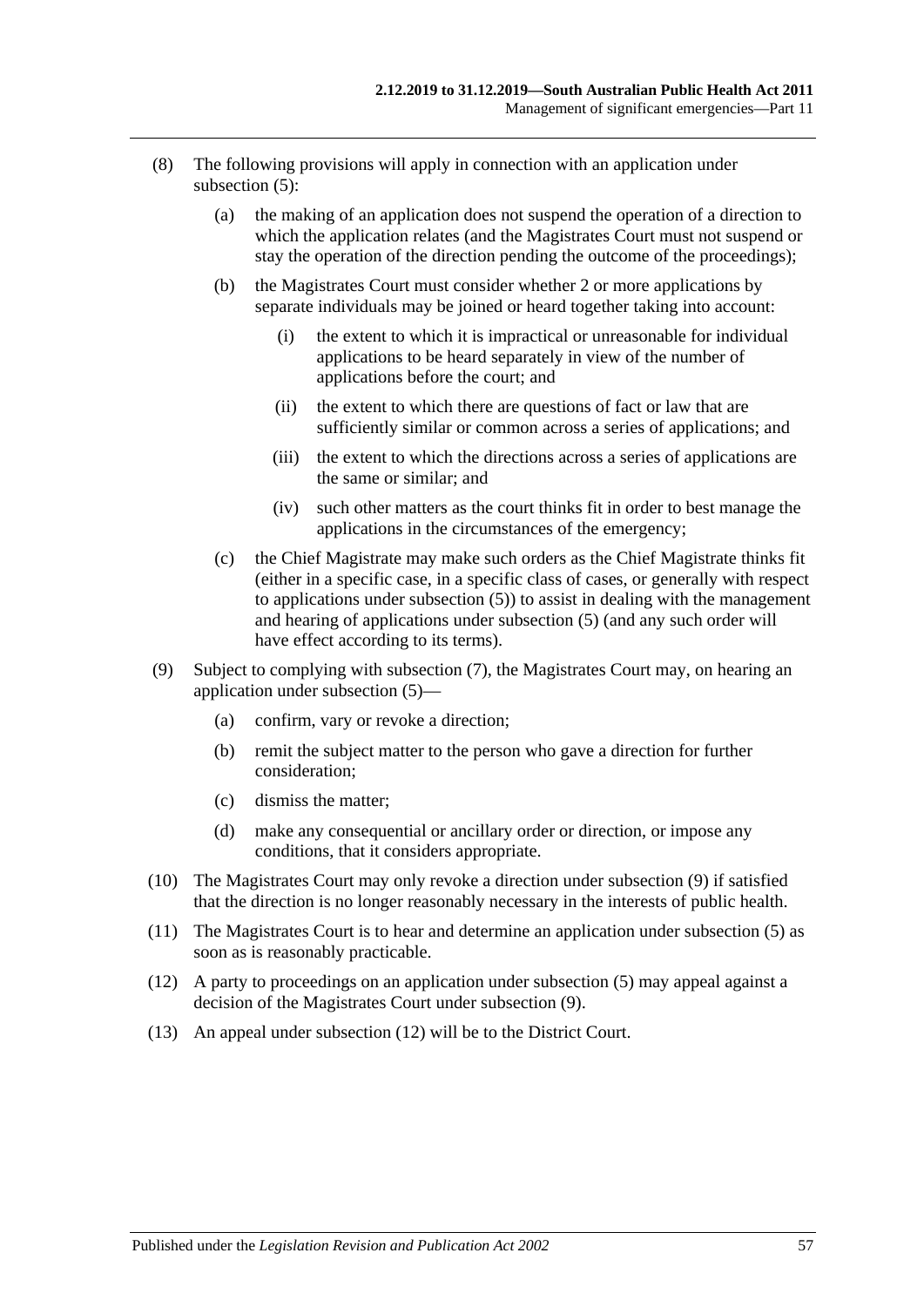(8) The following provisions will apply in connection with an application under subsection (5):

(a) the making of an application does not suspend the operation of a direction to which the application relates (and the Magistrates Court must not suspend or stay the operation of the direction pending the outcome of the proceedings);

(b) the Magistrates Court must consider whether 2 or more applications by separate individuals may be joined or heard together taking into account:

(i) the extent to which it is impractical or unreasonable for individual applications to be heard separately in view of the number of applications before the court; and

(ii) the extent to which there are questions of fact or law that are sufficiently similar or common across a series of applications; and

(iii) the extent to which the directions across a series of applications are the same or similar; and

(iv) such other matters as the court thinks fit in order to best manage the applications in the circumstances of the emergency;

(c) the Chief Magistrate may make such orders as the Chief Magistrate thinks fit (either in a specific case, in a specific class of cases, or generally with respect to applications under subsection (5)) to assist in dealing with the management and hearing of applications under subsection (5) (and any such order will have effect according to its terms).

(9) Subject to complying with subsection (7), the Magistrates Court may, on hearing an application under subsection (5)—

(a) confirm, vary or revoke a direction;

(b) remit the subject matter to the person who gave a direction for further consideration;

(c) dismiss the matter;

(d) make any consequential or ancillary order or direction, or impose any conditions, that it considers appropriate.

(10) The Magistrates Court may only revoke a direction under subsection (9) if satisfied that the direction is no longer reasonably necessary in the interests of public health.

(11) The Magistrates Court is to hear and determine an application under subsection (5) as soon as is reasonably practicable.

(12) A party to proceedings on an application under subsection (5) may appeal against a decision of the Magistrates Court under subsection (9).

(13) An appeal under subsection (12) will be to the District Court.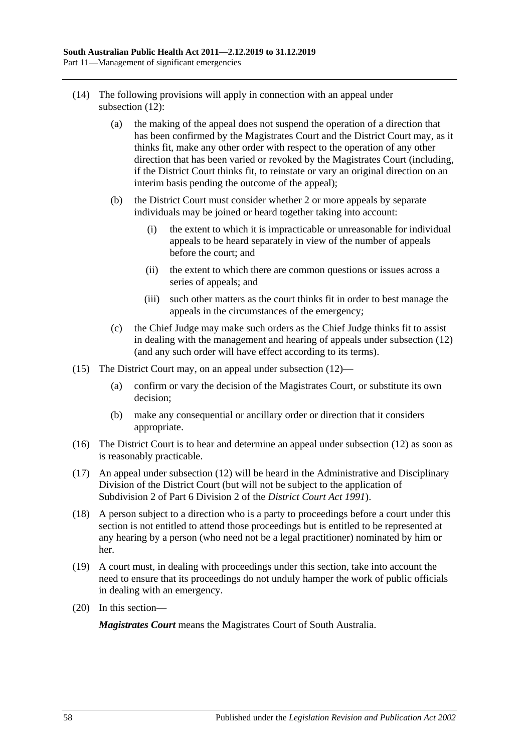(14) The following provisions will apply in connection with an appeal under subsection (12):

   (a) the making of the appeal does not suspend the operation of a direction that has been confirmed by the Magistrates Court and the District Court may, as it thinks fit, make any other order with respect to the operation of any other direction that has been varied or revoked by the Magistrates Court (including, if the District Court thinks fit, to reinstate or vary an original direction on an interim basis pending the outcome of the appeal);

   (b) the District Court must consider whether 2 or more appeals by separate individuals may be joined or heard together taking into account:

      (i) the extent to which it is impracticable or unreasonable for individual appeals to be heard separately in view of the number of appeals before the court; and

      (ii) the extent to which there are common questions or issues across a series of appeals; and

      (iii) such other matters as the court thinks fit in order to best manage the appeals in the circumstances of the emergency;

   (c) the Chief Judge may make such orders as the Chief Judge thinks fit to assist in dealing with the management and hearing of appeals under subsection (12) (and any such order will have effect according to its terms).

(15) The District Court may, on an appeal under subsection (12)—

   (a) confirm or vary the decision of the Magistrates Court, or substitute its own decision;

   (b) make any consequential or ancillary order or direction that it considers appropriate.

(16) The District Court is to hear and determine an appeal under subsection (12) as soon as is reasonably practicable.

(17) An appeal under subsection (12) will be heard in the Administrative and Disciplinary Division of the District Court (but will not be subject to the application of Subdivision 2 of Part 6 Division 2 of the *District Court Act 1991*).

(18) A person subject to a direction who is a party to proceedings before a court under this section is not entitled to attend those proceedings but is entitled to be represented at any hearing by a person (who need not be a legal practitioner) nominated by him or her.

(19) A court must, in dealing with proceedings under this section, take into account the need to ensure that its proceedings do not unduly hamper the work of public officials in dealing with an emergency.

(20) In this section—

***Magistrates Court*** means the Magistrates Court of South Australia.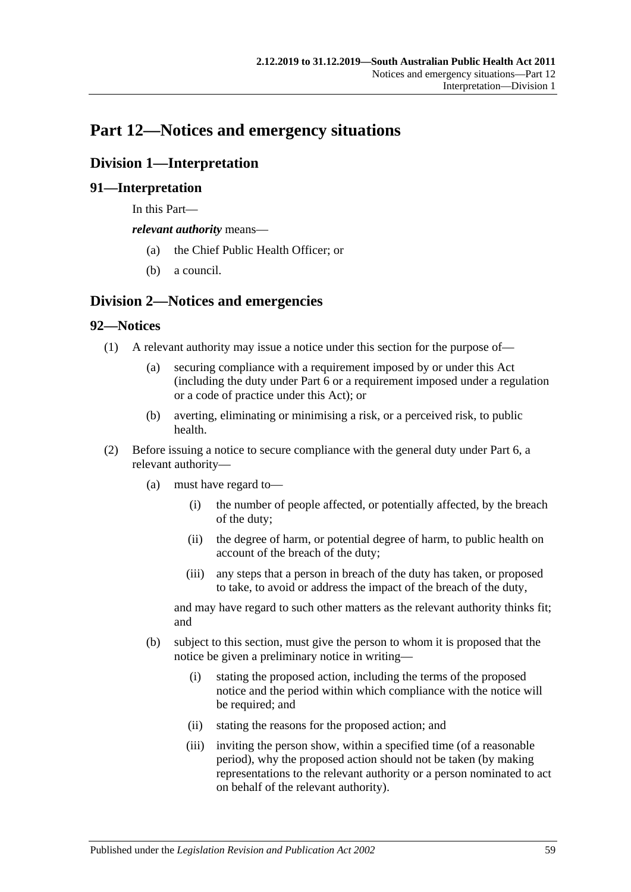# Part 12—Notices and emergency situations

## Division 1—Interpretation

### 91—Interpretation

In this Part—

***relevant authority*** means—

- (a) the Chief Public Health Officer; or
- (b) a council.

## Division 2—Notices and emergencies

### 92—Notices

(1) A relevant authority may issue a notice under this section for the purpose of—

- (a) securing compliance with a requirement imposed by or under this Act (including the duty under Part 6 or a requirement imposed under a regulation or a code of practice under this Act); or
- (b) averting, eliminating or minimising a risk, or a perceived risk, to public health.

(2) Before issuing a notice to secure compliance with the general duty under Part 6, a relevant authority—

- (a) must have regard to—
  - (i) the number of people affected, or potentially affected, by the breach of the duty;
  - (ii) the degree of harm, or potential degree of harm, to public health on account of the breach of the duty;
  - (iii) any steps that a person in breach of the duty has taken, or proposed to take, to avoid or address the impact of the breach of the duty,

  and may have regard to such other matters as the relevant authority thinks fit; and

- (b) subject to this section, must give the person to whom it is proposed that the notice be given a preliminary notice in writing—
  - (i) stating the proposed action, including the terms of the proposed notice and the period within which compliance with the notice will be required; and
  - (ii) stating the reasons for the proposed action; and
  - (iii) inviting the person show, within a specified time (of a reasonable period), why the proposed action should not be taken (by making representations to the relevant authority or a person nominated to act on behalf of the relevant authority).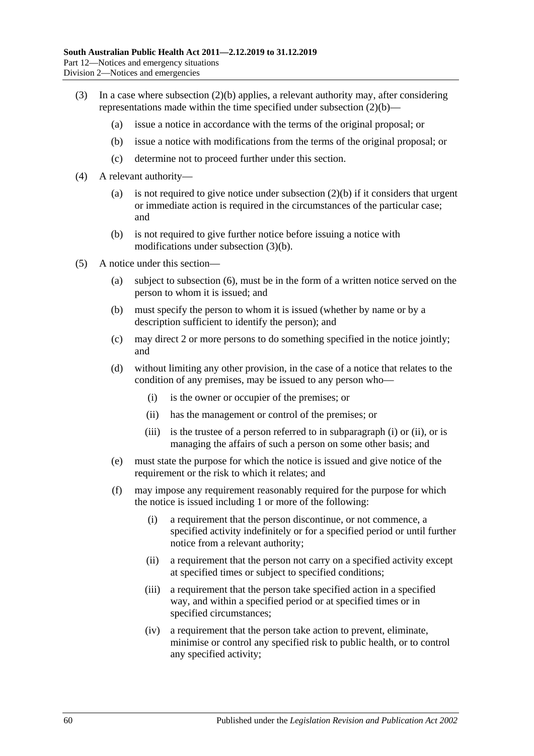(3) In a case where subsection (2)(b) applies, a relevant authority may, after considering representations made within the time specified under subsection (2)(b)—

  (a) issue a notice in accordance with the terms of the original proposal; or

  (b) issue a notice with modifications from the terms of the original proposal; or

  (c) determine not to proceed further under this section.

(4) A relevant authority—

  (a) is not required to give notice under subsection (2)(b) if it considers that urgent or immediate action is required in the circumstances of the particular case; and

  (b) is not required to give further notice before issuing a notice with modifications under subsection (3)(b).

(5) A notice under this section—

  (a) subject to subsection (6), must be in the form of a written notice served on the person to whom it is issued; and

  (b) must specify the person to whom it is issued (whether by name or by a description sufficient to identify the person); and

  (c) may direct 2 or more persons to do something specified in the notice jointly; and

  (d) without limiting any other provision, in the case of a notice that relates to the condition of any premises, may be issued to any person who—

    (i) is the owner or occupier of the premises; or

    (ii) has the management or control of the premises; or

    (iii) is the trustee of a person referred to in subparagraph (i) or (ii), or is managing the affairs of such a person on some other basis; and

  (e) must state the purpose for which the notice is issued and give notice of the requirement or the risk to which it relates; and

  (f) may impose any requirement reasonably required for the purpose for which the notice is issued including 1 or more of the following:

    (i) a requirement that the person discontinue, or not commence, a specified activity indefinitely or for a specified period or until further notice from a relevant authority;

    (ii) a requirement that the person not carry on a specified activity except at specified times or subject to specified conditions;

    (iii) a requirement that the person take specified action in a specified way, and within a specified period or at specified times or in specified circumstances;

    (iv) a requirement that the person take action to prevent, eliminate, minimise or control any specified risk to public health, or to control any specified activity;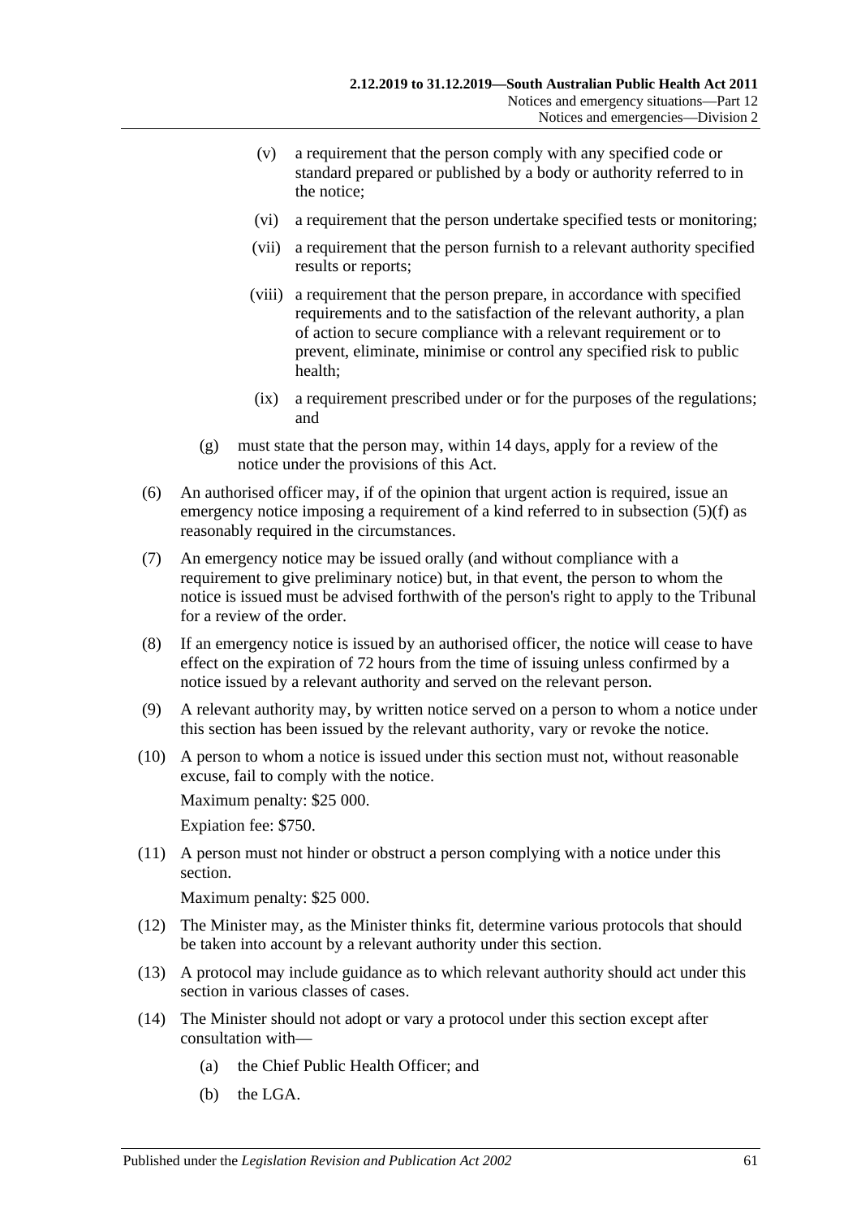(v) a requirement that the person comply with any specified code or standard prepared or published by a body or authority referred to in the notice;

(vi) a requirement that the person undertake specified tests or monitoring;

(vii) a requirement that the person furnish to a relevant authority specified results or reports;

(viii) a requirement that the person prepare, in accordance with specified requirements and to the satisfaction of the relevant authority, a plan of action to secure compliance with a relevant requirement or to prevent, eliminate, minimise or control any specified risk to public health;

(ix) a requirement prescribed under or for the purposes of the regulations; and

(g) must state that the person may, within 14 days, apply for a review of the notice under the provisions of this Act.

(6) An authorised officer may, if of the opinion that urgent action is required, issue an emergency notice imposing a requirement of a kind referred to in subsection (5)(f) as reasonably required in the circumstances.

(7) An emergency notice may be issued orally (and without compliance with a requirement to give preliminary notice) but, in that event, the person to whom the notice is issued must be advised forthwith of the person's right to apply to the Tribunal for a review of the order.

(8) If an emergency notice is issued by an authorised officer, the notice will cease to have effect on the expiration of 72 hours from the time of issuing unless confirmed by a notice issued by a relevant authority and served on the relevant person.

(9) A relevant authority may, by written notice served on a person to whom a notice under this section has been issued by the relevant authority, vary or revoke the notice.

(10) A person to whom a notice is issued under this section must not, without reasonable excuse, fail to comply with the notice.

Maximum penalty: $25 000.

Expiation fee: $750.

(11) A person must not hinder or obstruct a person complying with a notice under this section.

Maximum penalty: $25 000.

(12) The Minister may, as the Minister thinks fit, determine various protocols that should be taken into account by a relevant authority under this section.

(13) A protocol may include guidance as to which relevant authority should act under this section in various classes of cases.

(14) The Minister should not adopt or vary a protocol under this section except after consultation with—

(a) the Chief Public Health Officer; and

(b) the LGA.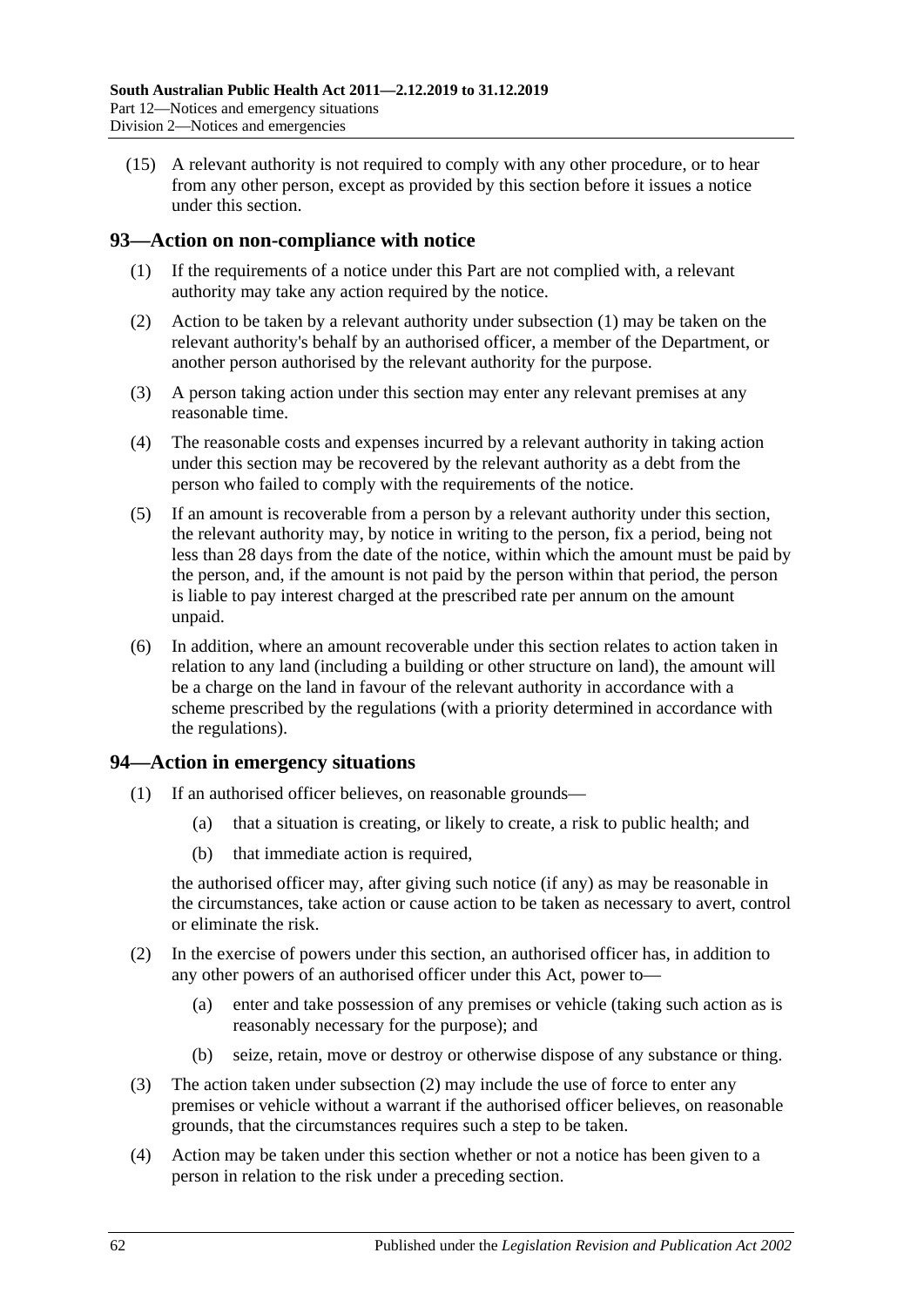(15) A relevant authority is not required to comply with any other procedure, or to hear from any other person, except as provided by this section before it issues a notice under this section.

## 93—Action on non-compliance with notice

(1) If the requirements of a notice under this Part are not complied with, a relevant authority may take any action required by the notice.

(2) Action to be taken by a relevant authority under subsection (1) may be taken on the relevant authority's behalf by an authorised officer, a member of the Department, or another person authorised by the relevant authority for the purpose.

(3) A person taking action under this section may enter any relevant premises at any reasonable time.

(4) The reasonable costs and expenses incurred by a relevant authority in taking action under this section may be recovered by the relevant authority as a debt from the person who failed to comply with the requirements of the notice.

(5) If an amount is recoverable from a person by a relevant authority under this section, the relevant authority may, by notice in writing to the person, fix a period, being not less than 28 days from the date of the notice, within which the amount must be paid by the person, and, if the amount is not paid by the person within that period, the person is liable to pay interest charged at the prescribed rate per annum on the amount unpaid.

(6) In addition, where an amount recoverable under this section relates to action taken in relation to any land (including a building or other structure on land), the amount will be a charge on the land in favour of the relevant authority in accordance with a scheme prescribed by the regulations (with a priority determined in accordance with the regulations).

## 94—Action in emergency situations

(1) If an authorised officer believes, on reasonable grounds—

- (a) that a situation is creating, or likely to create, a risk to public health; and
- (b) that immediate action is required,

the authorised officer may, after giving such notice (if any) as may be reasonable in the circumstances, take action or cause action to be taken as necessary to avert, control or eliminate the risk.

(2) In the exercise of powers under this section, an authorised officer has, in addition to any other powers of an authorised officer under this Act, power to—

- (a) enter and take possession of any premises or vehicle (taking such action as is reasonably necessary for the purpose); and
- (b) seize, retain, move or destroy or otherwise dispose of any substance or thing.

(3) The action taken under subsection (2) may include the use of force to enter any premises or vehicle without a warrant if the authorised officer believes, on reasonable grounds, that the circumstances requires such a step to be taken.

(4) Action may be taken under this section whether or not a notice has been given to a person in relation to the risk under a preceding section.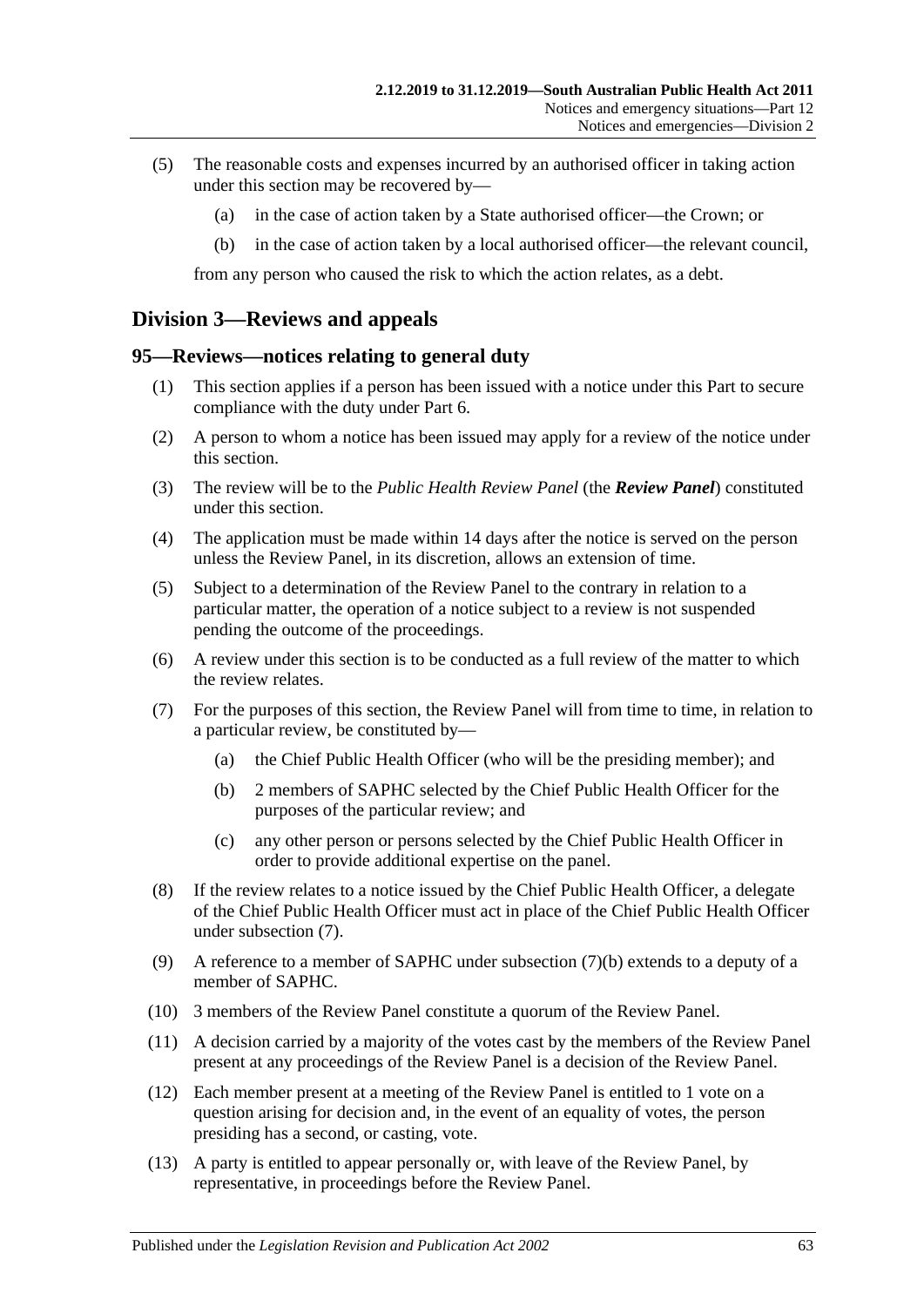(5) The reasonable costs and expenses incurred by an authorised officer in taking action under this section may be recovered by—

(a) in the case of action taken by a State authorised officer—the Crown; or

(b) in the case of action taken by a local authorised officer—the relevant council,

from any person who caused the risk to which the action relates, as a debt.

## Division 3—Reviews and appeals

### 95—Reviews—notices relating to general duty

(1) This section applies if a person has been issued with a notice under this Part to secure compliance with the duty under Part 6.

(2) A person to whom a notice has been issued may apply for a review of the notice under this section.

(3) The review will be to the *Public Health Review Panel* (the ***Review Panel***) constituted under this section.

(4) The application must be made within 14 days after the notice is served on the person unless the Review Panel, in its discretion, allows an extension of time.

(5) Subject to a determination of the Review Panel to the contrary in relation to a particular matter, the operation of a notice subject to a review is not suspended pending the outcome of the proceedings.

(6) A review under this section is to be conducted as a full review of the matter to which the review relates.

(7) For the purposes of this section, the Review Panel will from time to time, in relation to a particular review, be constituted by—

(a) the Chief Public Health Officer (who will be the presiding member); and

(b) 2 members of SAPHC selected by the Chief Public Health Officer for the purposes of the particular review; and

(c) any other person or persons selected by the Chief Public Health Officer in order to provide additional expertise on the panel.

(8) If the review relates to a notice issued by the Chief Public Health Officer, a delegate of the Chief Public Health Officer must act in place of the Chief Public Health Officer under subsection (7).

(9) A reference to a member of SAPHC under subsection (7)(b) extends to a deputy of a member of SAPHC.

(10) 3 members of the Review Panel constitute a quorum of the Review Panel.

(11) A decision carried by a majority of the votes cast by the members of the Review Panel present at any proceedings of the Review Panel is a decision of the Review Panel.

(12) Each member present at a meeting of the Review Panel is entitled to 1 vote on a question arising for decision and, in the event of an equality of votes, the person presiding has a second, or casting, vote.

(13) A party is entitled to appear personally or, with leave of the Review Panel, by representative, in proceedings before the Review Panel.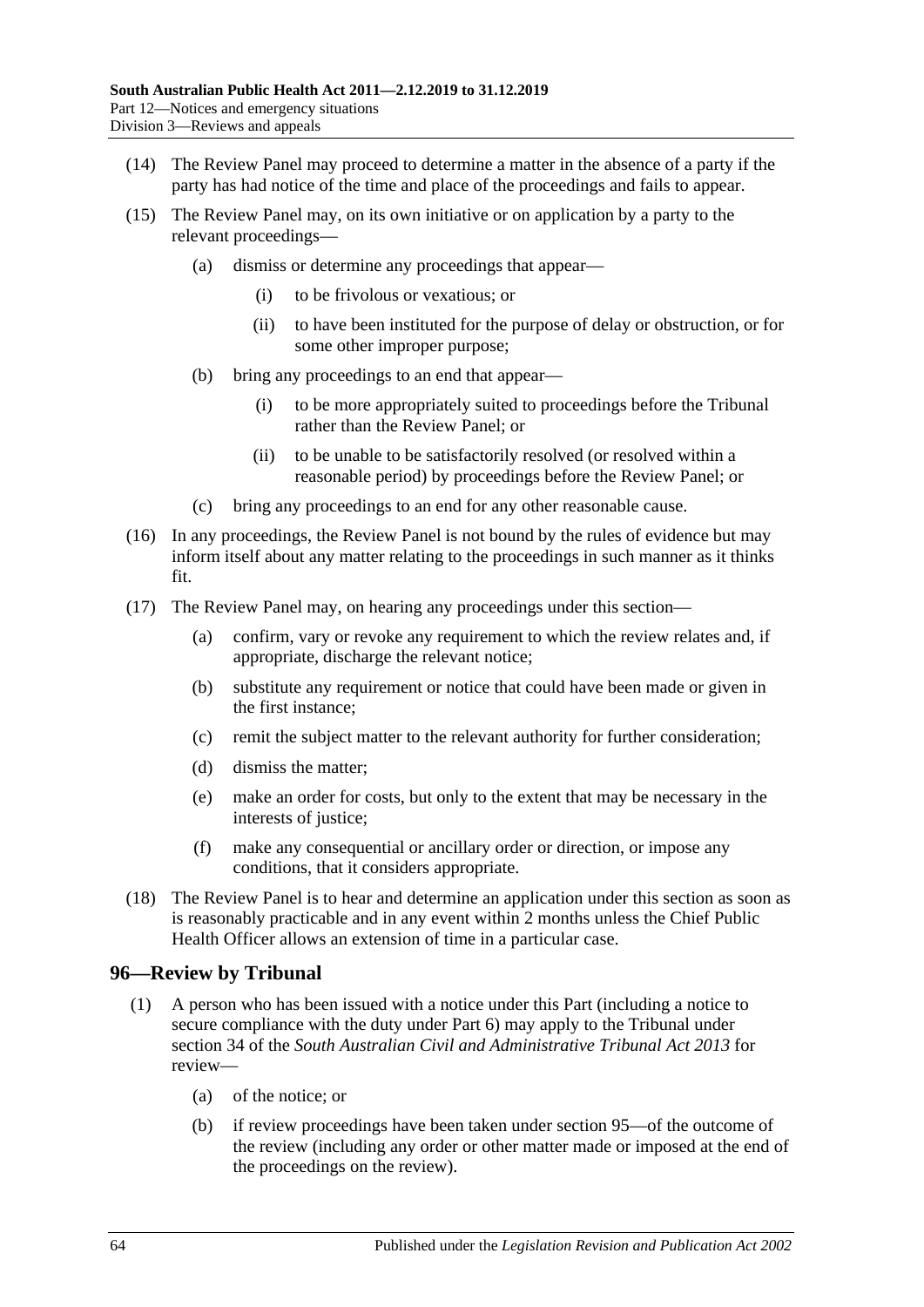(14) The Review Panel may proceed to determine a matter in the absence of a party if the party has had notice of the time and place of the proceedings and fails to appear.

(15) The Review Panel may, on its own initiative or on application by a party to the relevant proceedings—

(a) dismiss or determine any proceedings that appear—

(i) to be frivolous or vexatious; or

(ii) to have been instituted for the purpose of delay or obstruction, or for some other improper purpose;

(b) bring any proceedings to an end that appear—

(i) to be more appropriately suited to proceedings before the Tribunal rather than the Review Panel; or

(ii) to be unable to be satisfactorily resolved (or resolved within a reasonable period) by proceedings before the Review Panel; or

(c) bring any proceedings to an end for any other reasonable cause.

(16) In any proceedings, the Review Panel is not bound by the rules of evidence but may inform itself about any matter relating to the proceedings in such manner as it thinks fit.

(17) The Review Panel may, on hearing any proceedings under this section—

(a) confirm, vary or revoke any requirement to which the review relates and, if appropriate, discharge the relevant notice;

(b) substitute any requirement or notice that could have been made or given in the first instance;

(c) remit the subject matter to the relevant authority for further consideration;

(d) dismiss the matter;

(e) make an order for costs, but only to the extent that may be necessary in the interests of justice;

(f) make any consequential or ancillary order or direction, or impose any conditions, that it considers appropriate.

(18) The Review Panel is to hear and determine an application under this section as soon as is reasonably practicable and in any event within 2 months unless the Chief Public Health Officer allows an extension of time in a particular case.

## 96—Review by Tribunal

(1) A person who has been issued with a notice under this Part (including a notice to secure compliance with the duty under Part 6) may apply to the Tribunal under section 34 of the *South Australian Civil and Administrative Tribunal Act 2013* for review—

(a) of the notice; or

(b) if review proceedings have been taken under section 95—of the outcome of the review (including any order or other matter made or imposed at the end of the proceedings on the review).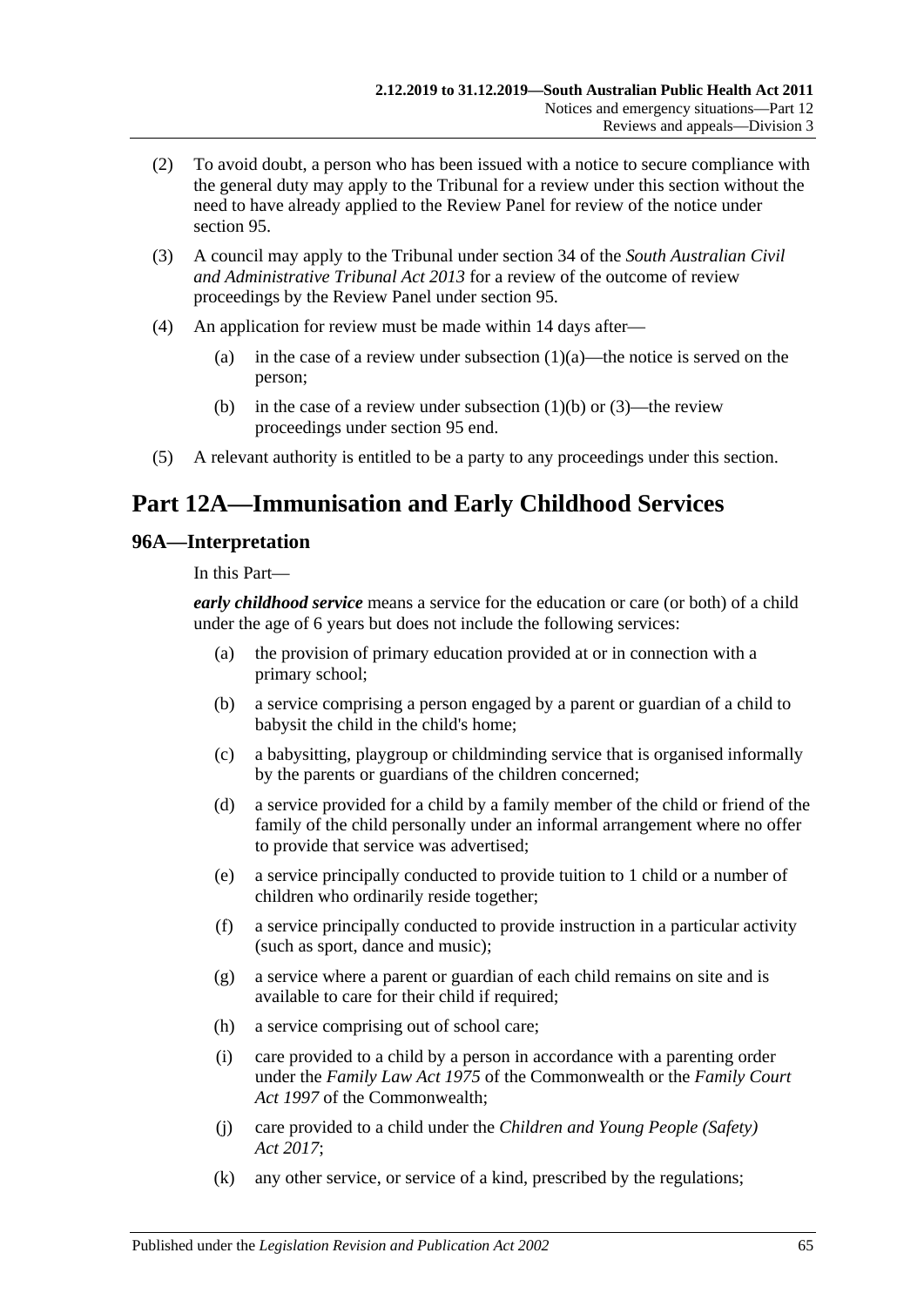(2) To avoid doubt, a person who has been issued with a notice to secure compliance with the general duty may apply to the Tribunal for a review under this section without the need to have already applied to the Review Panel for review of the notice under section 95.

(3) A council may apply to the Tribunal under section 34 of the *South Australian Civil and Administrative Tribunal Act 2013* for a review of the outcome of review proceedings by the Review Panel under section 95.

(4) An application for review must be made within 14 days after—

(a) in the case of a review under subsection (1)(a)—the notice is served on the person;

(b) in the case of a review under subsection (1)(b) or (3)—the review proceedings under section 95 end.

(5) A relevant authority is entitled to be a party to any proceedings under this section.

# Part 12A—Immunisation and Early Childhood Services

## 96A—Interpretation

In this Part—

***early childhood service*** means a service for the education or care (or both) of a child under the age of 6 years but does not include the following services:

(a) the provision of primary education provided at or in connection with a primary school;

(b) a service comprising a person engaged by a parent or guardian of a child to babysit the child in the child's home;

(c) a babysitting, playgroup or childminding service that is organised informally by the parents or guardians of the children concerned;

(d) a service provided for a child by a family member of the child or friend of the family of the child personally under an informal arrangement where no offer to provide that service was advertised;

(e) a service principally conducted to provide tuition to 1 child or a number of children who ordinarily reside together;

(f) a service principally conducted to provide instruction in a particular activity (such as sport, dance and music);

(g) a service where a parent or guardian of each child remains on site and is available to care for their child if required;

(h) a service comprising out of school care;

(i) care provided to a child by a person in accordance with a parenting order under the *Family Law Act 1975* of the Commonwealth or the *Family Court Act 1997* of the Commonwealth;

(j) care provided to a child under the *Children and Young People (Safety) Act 2017*;

(k) any other service, or service of a kind, prescribed by the regulations;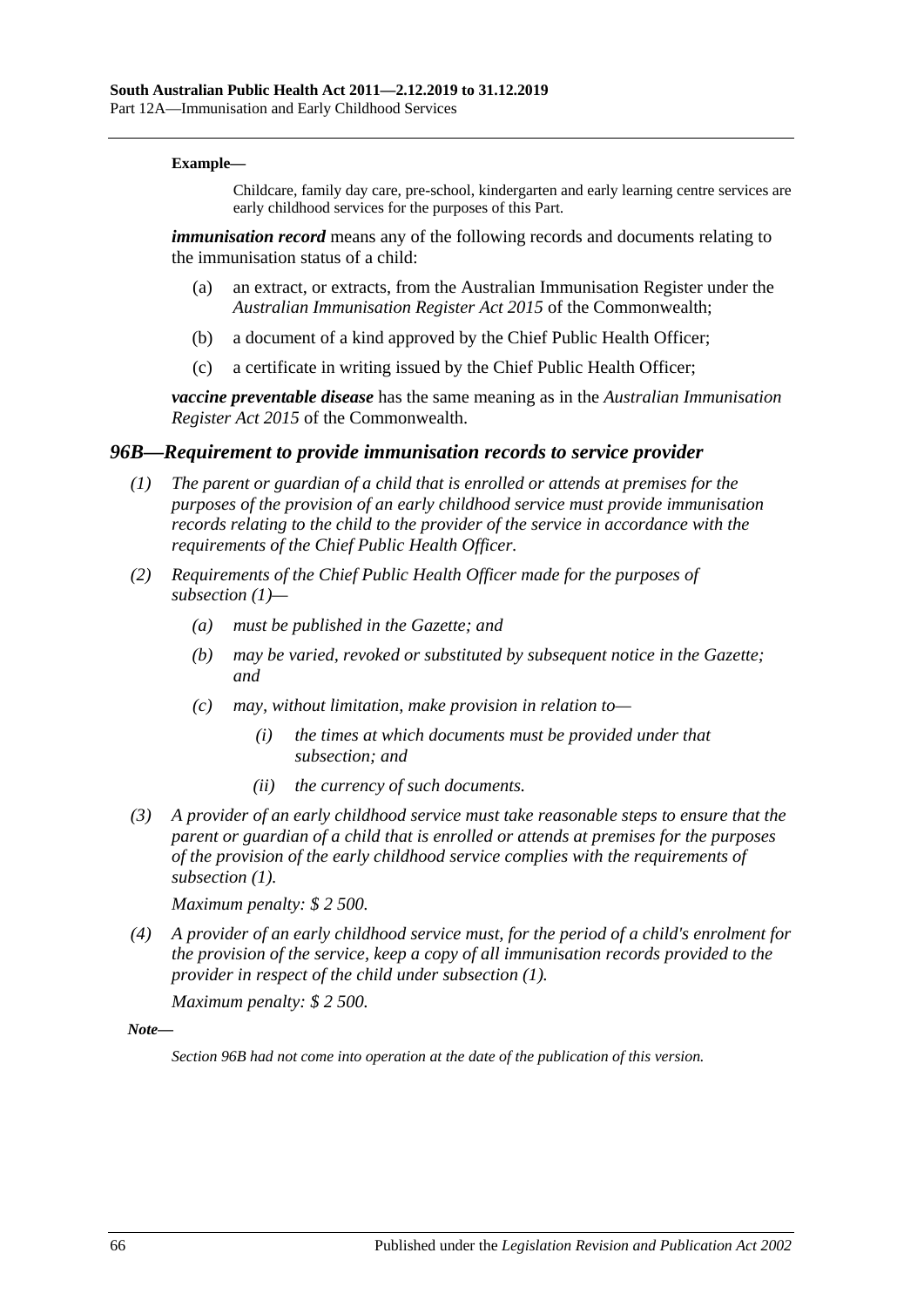**Example—**

Childcare, family day care, pre-school, kindergarten and early learning centre services are early childhood services for the purposes of this Part.

***immunisation record*** means any of the following records and documents relating to the immunisation status of a child:

(a) an extract, or extracts, from the Australian Immunisation Register under the *Australian Immunisation Register Act 2015* of the Commonwealth;

(b) a document of a kind approved by the Chief Public Health Officer;

(c) a certificate in writing issued by the Chief Public Health Officer;

***vaccine preventable disease*** has the same meaning as in the *Australian Immunisation Register Act 2015* of the Commonwealth.

### *96B—Requirement to provide immunisation records to service provider*

*(1) The parent or guardian of a child that is enrolled or attends at premises for the purposes of the provision of an early childhood service must provide immunisation records relating to the child to the provider of the service in accordance with the requirements of the Chief Public Health Officer.*

*(2) Requirements of the Chief Public Health Officer made for the purposes of subsection (1)—*

*(a) must be published in the Gazette; and*

*(b) may be varied, revoked or substituted by subsequent notice in the Gazette; and*

*(c) may, without limitation, make provision in relation to—*

*(i) the times at which documents must be provided under that subsection; and*

*(ii) the currency of such documents.*

*(3) A provider of an early childhood service must take reasonable steps to ensure that the parent or guardian of a child that is enrolled or attends at premises for the purposes of the provision of the early childhood service complies with the requirements of subsection (1).*

*Maximum penalty: $ 2 500.*

*(4) A provider of an early childhood service must, for the period of a child's enrolment for the provision of the service, keep a copy of all immunisation records provided to the provider in respect of the child under subsection (1).*

*Maximum penalty: $ 2 500.*

***Note—***

*Section 96B had not come into operation at the date of the publication of this version.*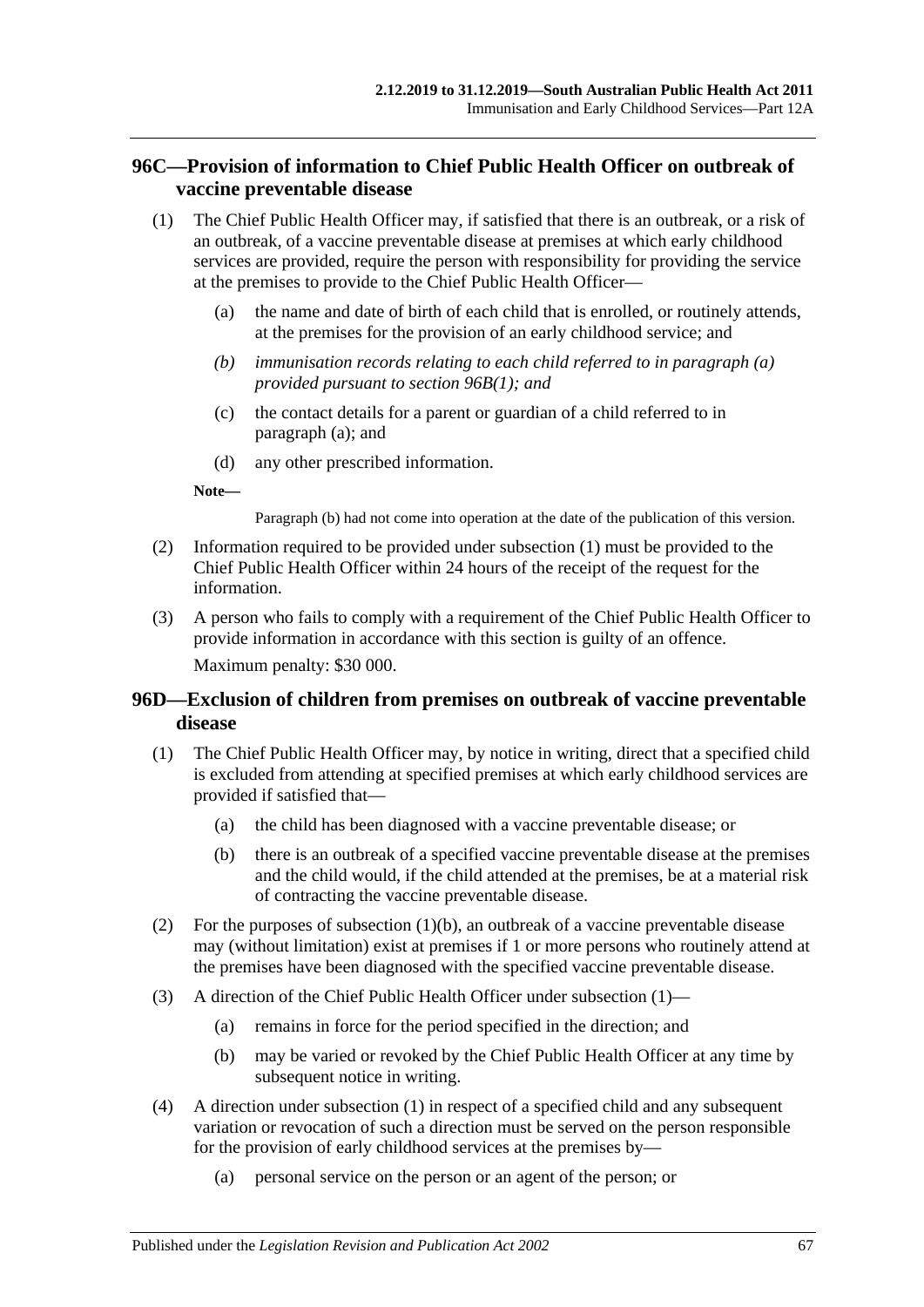## 96C—Provision of information to Chief Public Health Officer on outbreak of vaccine preventable disease

(1) The Chief Public Health Officer may, if satisfied that there is an outbreak, or a risk of an outbreak, of a vaccine preventable disease at premises at which early childhood services are provided, require the person with responsibility for providing the service at the premises to provide to the Chief Public Health Officer—

- (a) the name and date of birth of each child that is enrolled, or routinely attends, at the premises for the provision of an early childhood service; and
- *(b) immunisation records relating to each child referred to in paragraph (a) provided pursuant to section 96B(1); and*
- (c) the contact details for a parent or guardian of a child referred to in paragraph (a); and
- (d) any other prescribed information.

**Note—**

Paragraph (b) had not come into operation at the date of the publication of this version.

(2) Information required to be provided under subsection (1) must be provided to the Chief Public Health Officer within 24 hours of the receipt of the request for the information.

(3) A person who fails to comply with a requirement of the Chief Public Health Officer to provide information in accordance with this section is guilty of an offence.

Maximum penalty: $30 000.

## 96D—Exclusion of children from premises on outbreak of vaccine preventable disease

(1) The Chief Public Health Officer may, by notice in writing, direct that a specified child is excluded from attending at specified premises at which early childhood services are provided if satisfied that—

- (a) the child has been diagnosed with a vaccine preventable disease; or
- (b) there is an outbreak of a specified vaccine preventable disease at the premises and the child would, if the child attended at the premises, be at a material risk of contracting the vaccine preventable disease.

(2) For the purposes of subsection (1)(b), an outbreak of a vaccine preventable disease may (without limitation) exist at premises if 1 or more persons who routinely attend at the premises have been diagnosed with the specified vaccine preventable disease.

(3) A direction of the Chief Public Health Officer under subsection (1)—

- (a) remains in force for the period specified in the direction; and
- (b) may be varied or revoked by the Chief Public Health Officer at any time by subsequent notice in writing.

(4) A direction under subsection (1) in respect of a specified child and any subsequent variation or revocation of such a direction must be served on the person responsible for the provision of early childhood services at the premises by—

- (a) personal service on the person or an agent of the person; or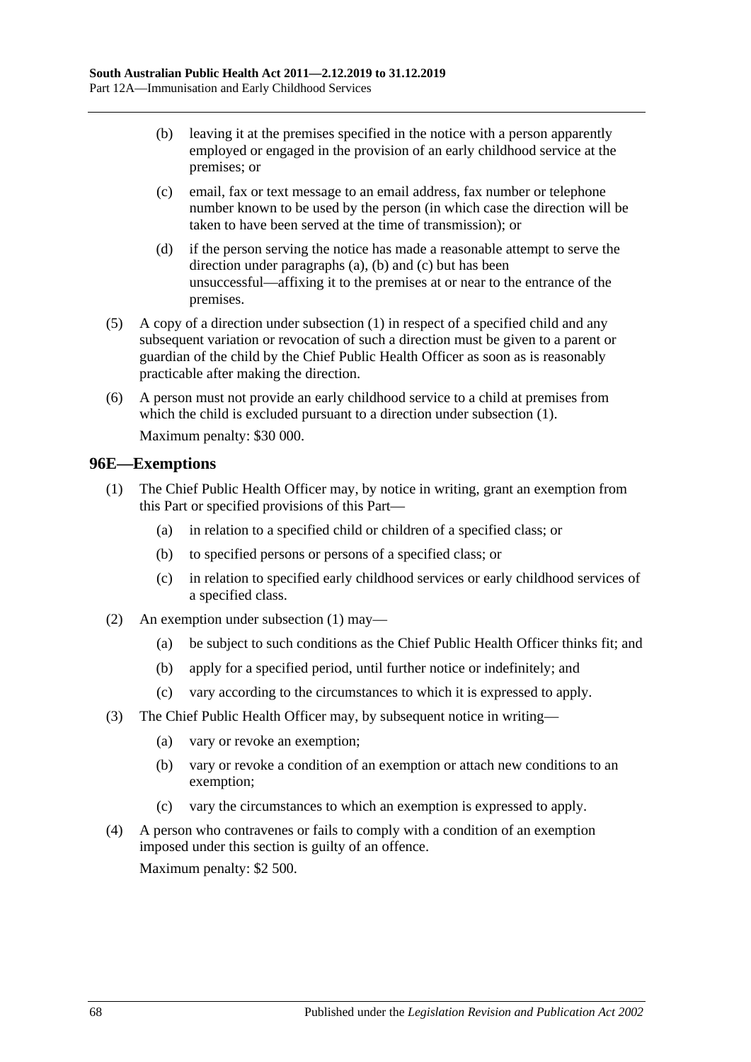(b) leaving it at the premises specified in the notice with a person apparently employed or engaged in the provision of an early childhood service at the premises; or

(c) email, fax or text message to an email address, fax number or telephone number known to be used by the person (in which case the direction will be taken to have been served at the time of transmission); or

(d) if the person serving the notice has made a reasonable attempt to serve the direction under paragraphs (a), (b) and (c) but has been unsuccessful—affixing it to the premises at or near to the entrance of the premises.

(5) A copy of a direction under subsection (1) in respect of a specified child and any subsequent variation or revocation of such a direction must be given to a parent or guardian of the child by the Chief Public Health Officer as soon as is reasonably practicable after making the direction.

(6) A person must not provide an early childhood service to a child at premises from which the child is excluded pursuant to a direction under subsection (1).

Maximum penalty: $30 000.

## 96E—Exemptions

(1) The Chief Public Health Officer may, by notice in writing, grant an exemption from this Part or specified provisions of this Part—

(a) in relation to a specified child or children of a specified class; or

(b) to specified persons or persons of a specified class; or

(c) in relation to specified early childhood services or early childhood services of a specified class.

(2) An exemption under subsection (1) may—

(a) be subject to such conditions as the Chief Public Health Officer thinks fit; and

(b) apply for a specified period, until further notice or indefinitely; and

(c) vary according to the circumstances to which it is expressed to apply.

(3) The Chief Public Health Officer may, by subsequent notice in writing—

(a) vary or revoke an exemption;

(b) vary or revoke a condition of an exemption or attach new conditions to an exemption;

(c) vary the circumstances to which an exemption is expressed to apply.

(4) A person who contravenes or fails to comply with a condition of an exemption imposed under this section is guilty of an offence.

Maximum penalty: $2 500.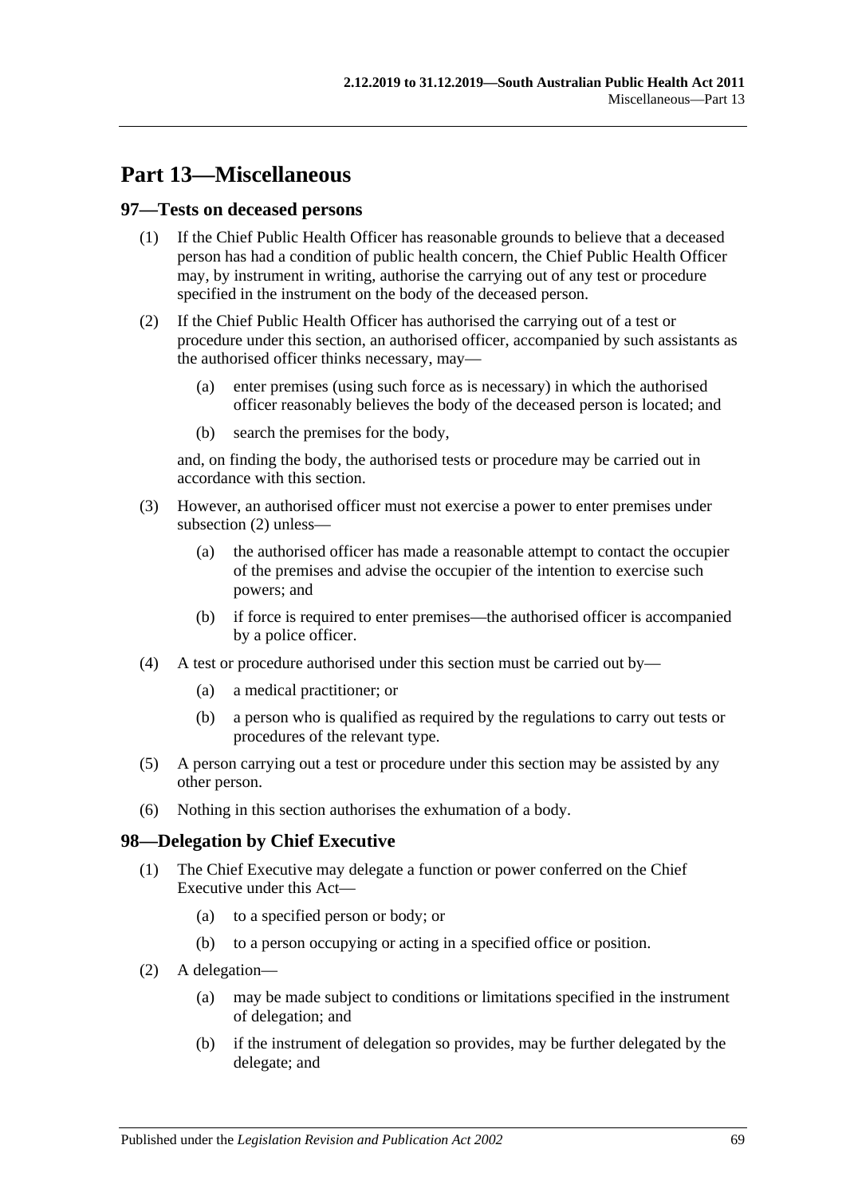# Part 13—Miscellaneous

## 97—Tests on deceased persons

(1) If the Chief Public Health Officer has reasonable grounds to believe that a deceased person has had a condition of public health concern, the Chief Public Health Officer may, by instrument in writing, authorise the carrying out of any test or procedure specified in the instrument on the body of the deceased person.

(2) If the Chief Public Health Officer has authorised the carrying out of a test or procedure under this section, an authorised officer, accompanied by such assistants as the authorised officer thinks necessary, may—

- (a) enter premises (using such force as is necessary) in which the authorised officer reasonably believes the body of the deceased person is located; and
- (b) search the premises for the body,

and, on finding the body, the authorised tests or procedure may be carried out in accordance with this section.

(3) However, an authorised officer must not exercise a power to enter premises under subsection (2) unless—

- (a) the authorised officer has made a reasonable attempt to contact the occupier of the premises and advise the occupier of the intention to exercise such powers; and
- (b) if force is required to enter premises—the authorised officer is accompanied by a police officer.

(4) A test or procedure authorised under this section must be carried out by—

- (a) a medical practitioner; or
- (b) a person who is qualified as required by the regulations to carry out tests or procedures of the relevant type.

(5) A person carrying out a test or procedure under this section may be assisted by any other person.

(6) Nothing in this section authorises the exhumation of a body.

## 98—Delegation by Chief Executive

(1) The Chief Executive may delegate a function or power conferred on the Chief Executive under this Act—

- (a) to a specified person or body; or
- (b) to a person occupying or acting in a specified office or position.

(2) A delegation—

- (a) may be made subject to conditions or limitations specified in the instrument of delegation; and
- (b) if the instrument of delegation so provides, may be further delegated by the delegate; and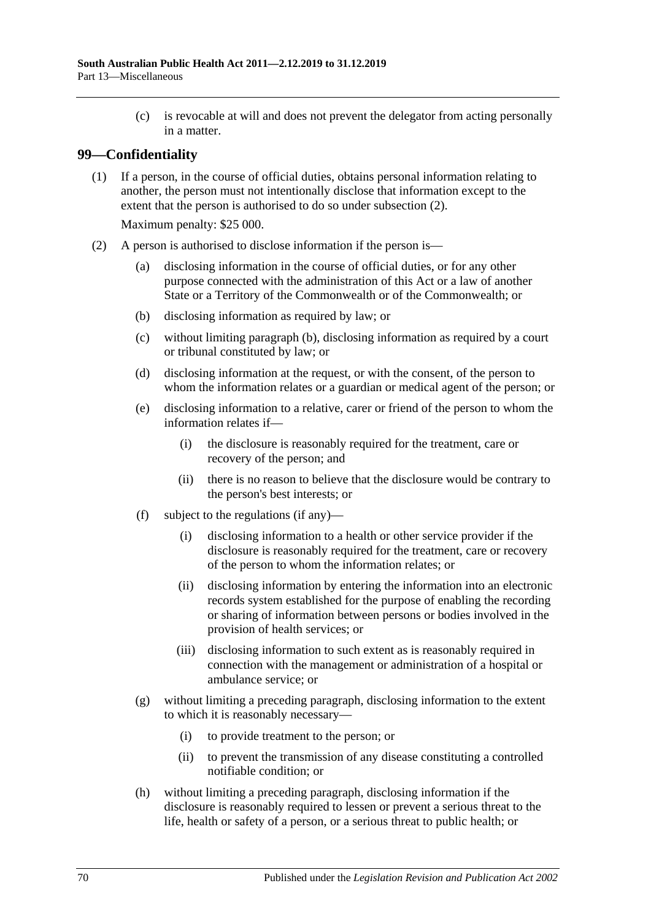(c) is revocable at will and does not prevent the delegator from acting personally in a matter.

## 99—Confidentiality

(1) If a person, in the course of official duties, obtains personal information relating to another, the person must not intentionally disclose that information except to the extent that the person is authorised to do so under subsection (2).

Maximum penalty: $25 000.

(2) A person is authorised to disclose information if the person is—

(a) disclosing information in the course of official duties, or for any other purpose connected with the administration of this Act or a law of another State or a Territory of the Commonwealth or of the Commonwealth; or

(b) disclosing information as required by law; or

(c) without limiting paragraph (b), disclosing information as required by a court or tribunal constituted by law; or

(d) disclosing information at the request, or with the consent, of the person to whom the information relates or a guardian or medical agent of the person; or

(e) disclosing information to a relative, carer or friend of the person to whom the information relates if—

(i) the disclosure is reasonably required for the treatment, care or recovery of the person; and

(ii) there is no reason to believe that the disclosure would be contrary to the person's best interests; or

(f) subject to the regulations (if any)—

(i) disclosing information to a health or other service provider if the disclosure is reasonably required for the treatment, care or recovery of the person to whom the information relates; or

(ii) disclosing information by entering the information into an electronic records system established for the purpose of enabling the recording or sharing of information between persons or bodies involved in the provision of health services; or

(iii) disclosing information to such extent as is reasonably required in connection with the management or administration of a hospital or ambulance service; or

(g) without limiting a preceding paragraph, disclosing information to the extent to which it is reasonably necessary—

(i) to provide treatment to the person; or

(ii) to prevent the transmission of any disease constituting a controlled notifiable condition; or

(h) without limiting a preceding paragraph, disclosing information if the disclosure is reasonably required to lessen or prevent a serious threat to the life, health or safety of a person, or a serious threat to public health; or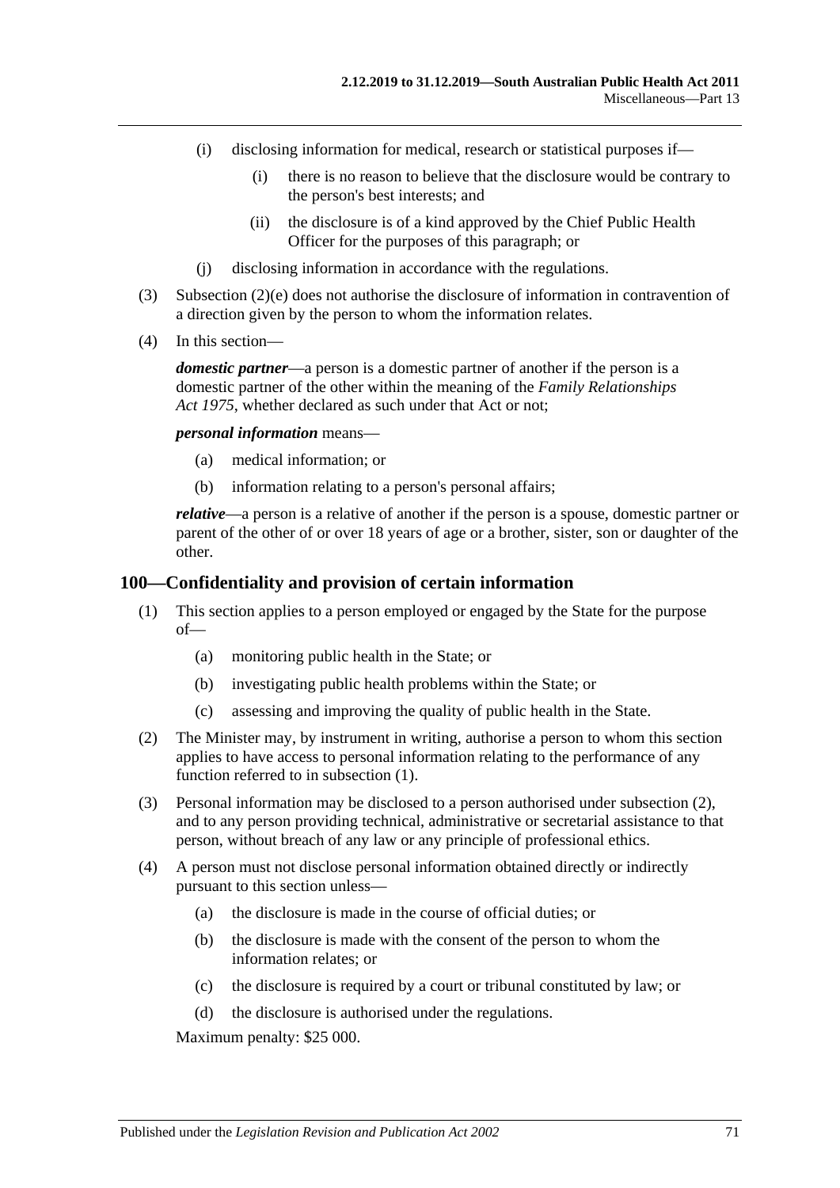(i) disclosing information for medical, research or statistical purposes if—

  (i) there is no reason to believe that the disclosure would be contrary to the person's best interests; and

  (ii) the disclosure is of a kind approved by the Chief Public Health Officer for the purposes of this paragraph; or

(j) disclosing information in accordance with the regulations.

(3) Subsection (2)(e) does not authorise the disclosure of information in contravention of a direction given by the person to whom the information relates.

(4) In this section—

***domestic partner***—a person is a domestic partner of another if the person is a domestic partner of the other within the meaning of the *Family Relationships Act 1975*, whether declared as such under that Act or not;

***personal information*** means—

  (a) medical information; or

  (b) information relating to a person's personal affairs;

***relative***—a person is a relative of another if the person is a spouse, domestic partner or parent of the other of or over 18 years of age or a brother, sister, son or daughter of the other.

## 100—Confidentiality and provision of certain information

(1) This section applies to a person employed or engaged by the State for the purpose of—

  (a) monitoring public health in the State; or

  (b) investigating public health problems within the State; or

  (c) assessing and improving the quality of public health in the State.

(2) The Minister may, by instrument in writing, authorise a person to whom this section applies to have access to personal information relating to the performance of any function referred to in subsection (1).

(3) Personal information may be disclosed to a person authorised under subsection (2), and to any person providing technical, administrative or secretarial assistance to that person, without breach of any law or any principle of professional ethics.

(4) A person must not disclose personal information obtained directly or indirectly pursuant to this section unless—

  (a) the disclosure is made in the course of official duties; or

  (b) the disclosure is made with the consent of the person to whom the information relates; or

  (c) the disclosure is required by a court or tribunal constituted by law; or

  (d) the disclosure is authorised under the regulations.

Maximum penalty: $25 000.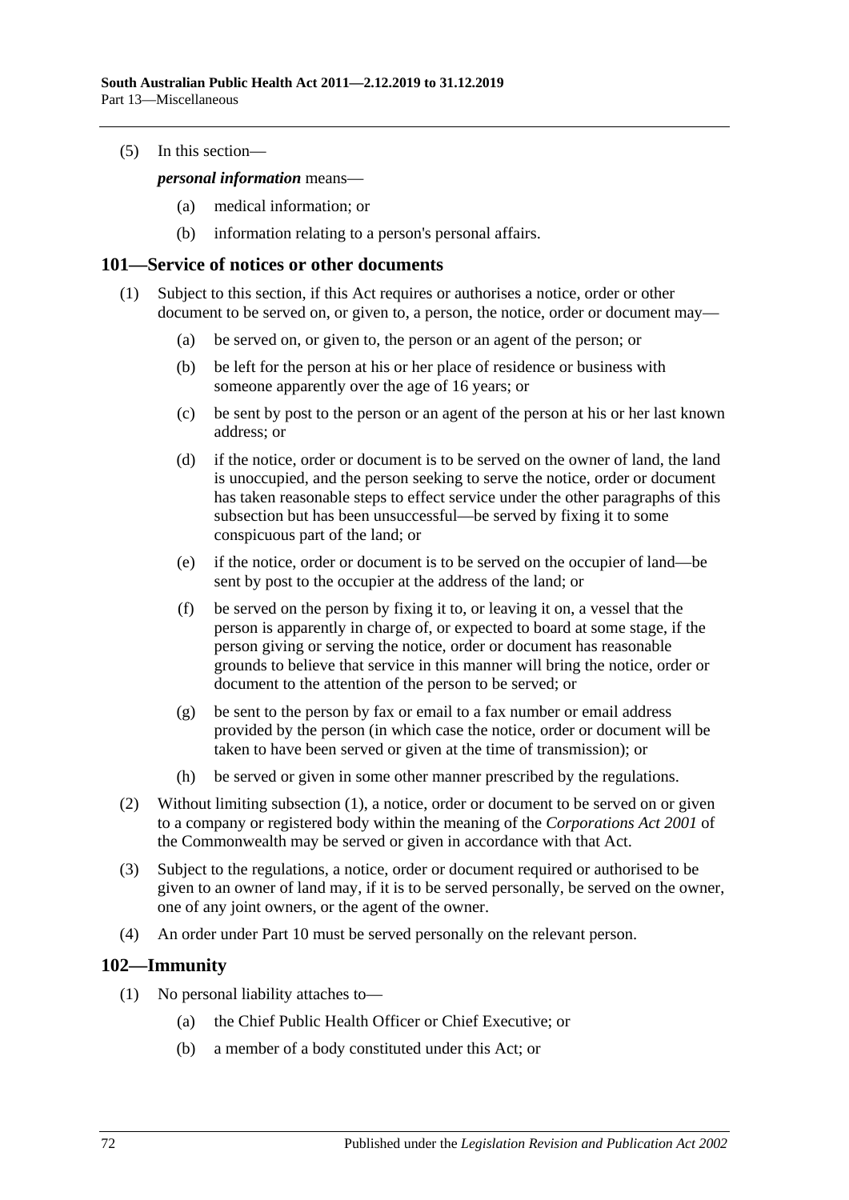(5) In this section—

*personal information* means—

- (a) medical information; or
- (b) information relating to a person's personal affairs.

## 101—Service of notices or other documents

(1) Subject to this section, if this Act requires or authorises a notice, order or other document to be served on, or given to, a person, the notice, order or document may—

- (a) be served on, or given to, the person or an agent of the person; or
- (b) be left for the person at his or her place of residence or business with someone apparently over the age of 16 years; or
- (c) be sent by post to the person or an agent of the person at his or her last known address; or
- (d) if the notice, order or document is to be served on the owner of land, the land is unoccupied, and the person seeking to serve the notice, order or document has taken reasonable steps to effect service under the other paragraphs of this subsection but has been unsuccessful—be served by fixing it to some conspicuous part of the land; or
- (e) if the notice, order or document is to be served on the occupier of land—be sent by post to the occupier at the address of the land; or
- (f) be served on the person by fixing it to, or leaving it on, a vessel that the person is apparently in charge of, or expected to board at some stage, if the person giving or serving the notice, order or document has reasonable grounds to believe that service in this manner will bring the notice, order or document to the attention of the person to be served; or
- (g) be sent to the person by fax or email to a fax number or email address provided by the person (in which case the notice, order or document will be taken to have been served or given at the time of transmission); or
- (h) be served or given in some other manner prescribed by the regulations.

(2) Without limiting subsection (1), a notice, order or document to be served on or given to a company or registered body within the meaning of the *Corporations Act 2001* of the Commonwealth may be served or given in accordance with that Act.

(3) Subject to the regulations, a notice, order or document required or authorised to be given to an owner of land may, if it is to be served personally, be served on the owner, one of any joint owners, or the agent of the owner.

(4) An order under Part 10 must be served personally on the relevant person.

## 102—Immunity

(1) No personal liability attaches to—

- (a) the Chief Public Health Officer or Chief Executive; or
- (b) a member of a body constituted under this Act; or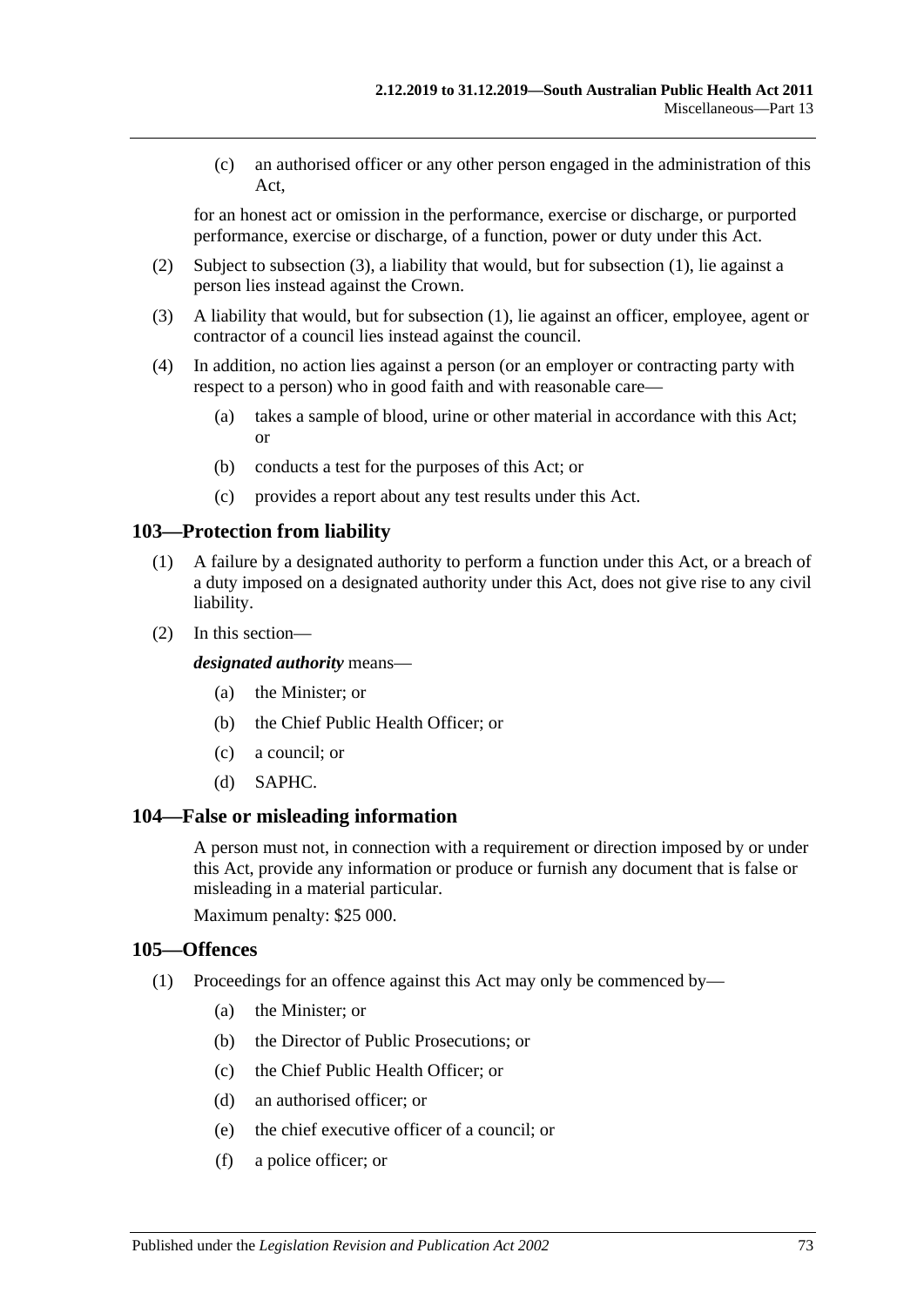(c) an authorised officer or any other person engaged in the administration of this Act,

for an honest act or omission in the performance, exercise or discharge, or purported performance, exercise or discharge, of a function, power or duty under this Act.

(2) Subject to subsection (3), a liability that would, but for subsection (1), lie against a person lies instead against the Crown.

(3) A liability that would, but for subsection (1), lie against an officer, employee, agent or contractor of a council lies instead against the council.

(4) In addition, no action lies against a person (or an employer or contracting party with respect to a person) who in good faith and with reasonable care—

(a) takes a sample of blood, urine or other material in accordance with this Act; or

(b) conducts a test for the purposes of this Act; or

(c) provides a report about any test results under this Act.

## 103—Protection from liability

(1) A failure by a designated authority to perform a function under this Act, or a breach of a duty imposed on a designated authority under this Act, does not give rise to any civil liability.

(2) In this section—

***designated authority*** means—

(a) the Minister; or

(b) the Chief Public Health Officer; or

(c) a council; or

(d) SAPHC.

## 104—False or misleading information

A person must not, in connection with a requirement or direction imposed by or under this Act, provide any information or produce or furnish any document that is false or misleading in a material particular.

Maximum penalty: $25 000.

## 105—Offences

(1) Proceedings for an offence against this Act may only be commenced by—

(a) the Minister; or

(b) the Director of Public Prosecutions; or

(c) the Chief Public Health Officer; or

(d) an authorised officer; or

(e) the chief executive officer of a council; or

(f) a police officer; or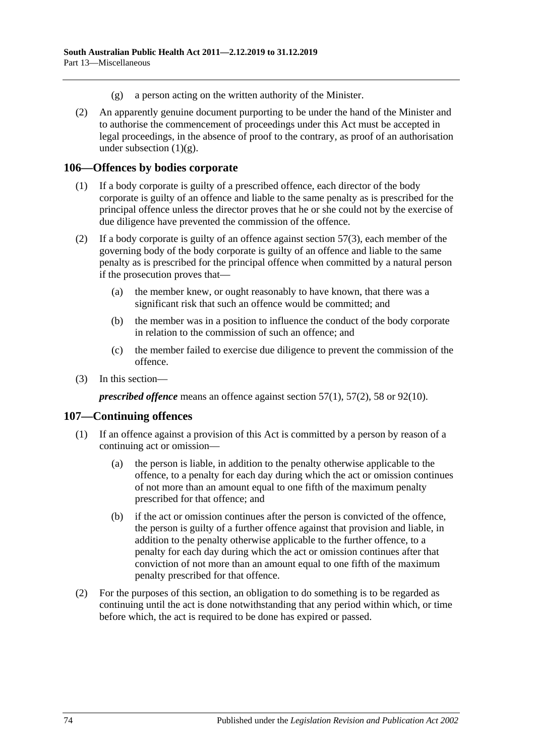(g) a person acting on the written authority of the Minister.

(2) An apparently genuine document purporting to be under the hand of the Minister and to authorise the commencement of proceedings under this Act must be accepted in legal proceedings, in the absence of proof to the contrary, as proof of an authorisation under subsection (1)(g).

## 106—Offences by bodies corporate

(1) If a body corporate is guilty of a prescribed offence, each director of the body corporate is guilty of an offence and liable to the same penalty as is prescribed for the principal offence unless the director proves that he or she could not by the exercise of due diligence have prevented the commission of the offence.

(2) If a body corporate is guilty of an offence against section 57(3), each member of the governing body of the body corporate is guilty of an offence and liable to the same penalty as is prescribed for the principal offence when committed by a natural person if the prosecution proves that—

(a) the member knew, or ought reasonably to have known, that there was a significant risk that such an offence would be committed; and

(b) the member was in a position to influence the conduct of the body corporate in relation to the commission of such an offence; and

(c) the member failed to exercise due diligence to prevent the commission of the offence.

(3) In this section—

***prescribed offence*** means an offence against section 57(1), 57(2), 58 or 92(10).

## 107—Continuing offences

(1) If an offence against a provision of this Act is committed by a person by reason of a continuing act or omission—

(a) the person is liable, in addition to the penalty otherwise applicable to the offence, to a penalty for each day during which the act or omission continues of not more than an amount equal to one fifth of the maximum penalty prescribed for that offence; and

(b) if the act or omission continues after the person is convicted of the offence, the person is guilty of a further offence against that provision and liable, in addition to the penalty otherwise applicable to the further offence, to a penalty for each day during which the act or omission continues after that conviction of not more than an amount equal to one fifth of the maximum penalty prescribed for that offence.

(2) For the purposes of this section, an obligation to do something is to be regarded as continuing until the act is done notwithstanding that any period within which, or time before which, the act is required to be done has expired or passed.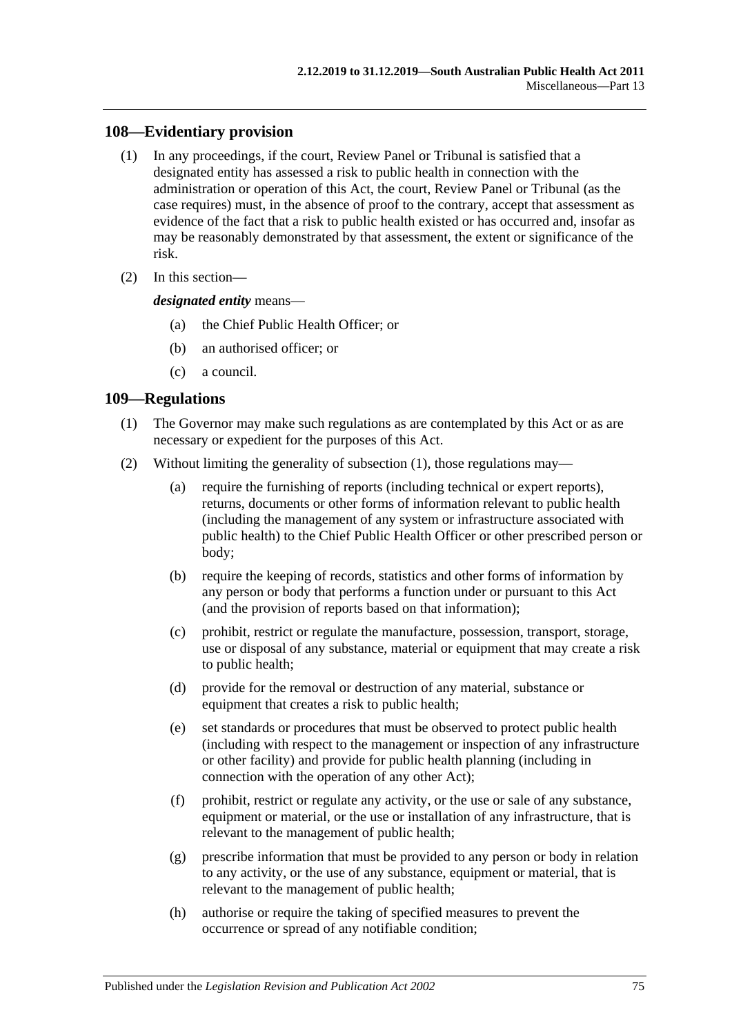## 108—Evidentiary provision

(1) In any proceedings, if the court, Review Panel or Tribunal is satisfied that a designated entity has assessed a risk to public health in connection with the administration or operation of this Act, the court, Review Panel or Tribunal (as the case requires) must, in the absence of proof to the contrary, accept that assessment as evidence of the fact that a risk to public health existed or has occurred and, insofar as may be reasonably demonstrated by that assessment, the extent or significance of the risk.

(2) In this section—

***designated entity*** means—

(a) the Chief Public Health Officer; or

(b) an authorised officer; or

(c) a council.

## 109—Regulations

(1) The Governor may make such regulations as are contemplated by this Act or as are necessary or expedient for the purposes of this Act.

(2) Without limiting the generality of subsection (1), those regulations may—

(a) require the furnishing of reports (including technical or expert reports), returns, documents or other forms of information relevant to public health (including the management of any system or infrastructure associated with public health) to the Chief Public Health Officer or other prescribed person or body;

(b) require the keeping of records, statistics and other forms of information by any person or body that performs a function under or pursuant to this Act (and the provision of reports based on that information);

(c) prohibit, restrict or regulate the manufacture, possession, transport, storage, use or disposal of any substance, material or equipment that may create a risk to public health;

(d) provide for the removal or destruction of any material, substance or equipment that creates a risk to public health;

(e) set standards or procedures that must be observed to protect public health (including with respect to the management or inspection of any infrastructure or other facility) and provide for public health planning (including in connection with the operation of any other Act);

(f) prohibit, restrict or regulate any activity, or the use or sale of any substance, equipment or material, or the use or installation of any infrastructure, that is relevant to the management of public health;

(g) prescribe information that must be provided to any person or body in relation to any activity, or the use of any substance, equipment or material, that is relevant to the management of public health;

(h) authorise or require the taking of specified measures to prevent the occurrence or spread of any notifiable condition;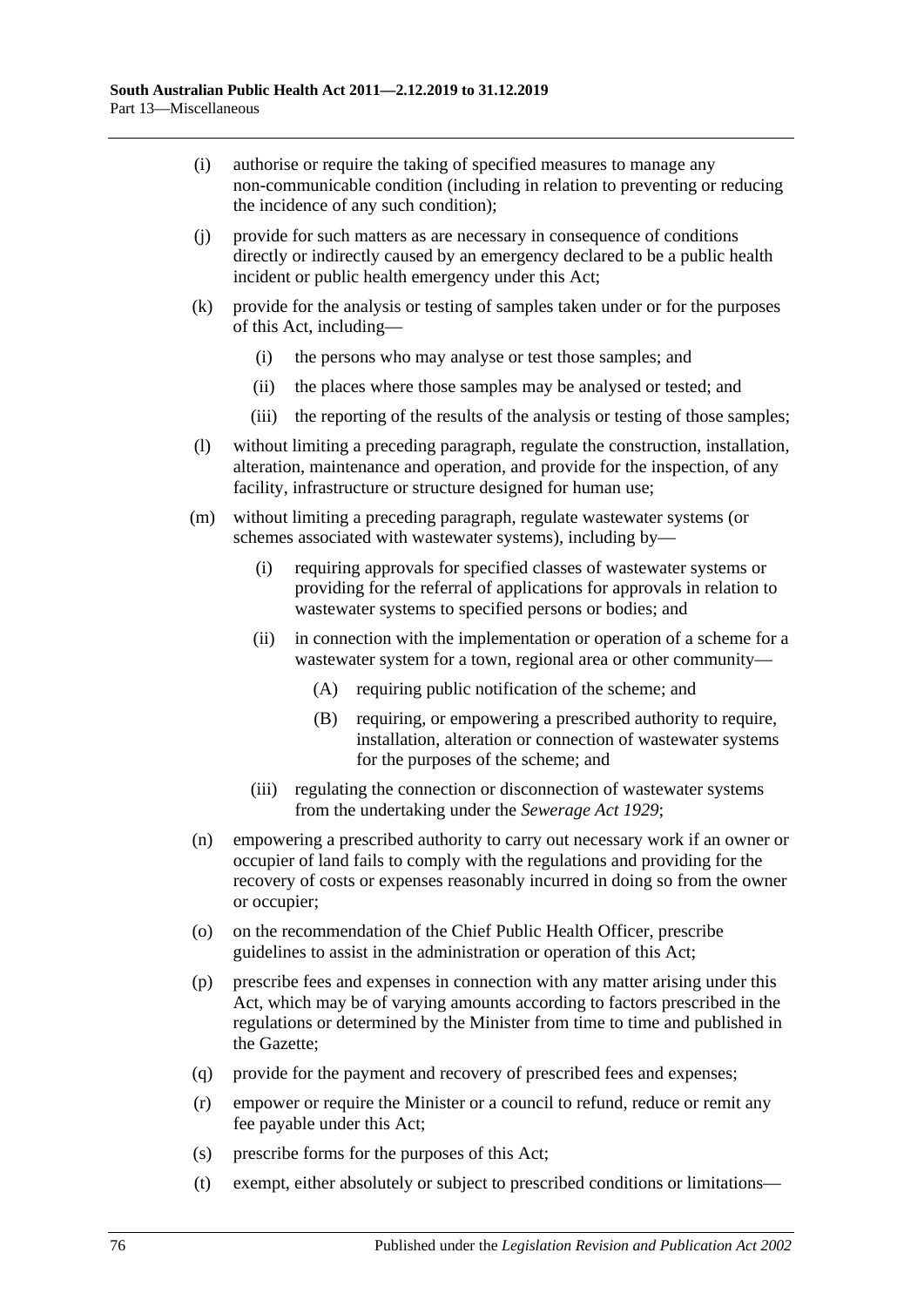(i) authorise or require the taking of specified measures to manage any non-communicable condition (including in relation to preventing or reducing the incidence of any such condition);

(j) provide for such matters as are necessary in consequence of conditions directly or indirectly caused by an emergency declared to be a public health incident or public health emergency under this Act;

(k) provide for the analysis or testing of samples taken under or for the purposes of this Act, including—

  (i) the persons who may analyse or test those samples; and

  (ii) the places where those samples may be analysed or tested; and

  (iii) the reporting of the results of the analysis or testing of those samples;

(l) without limiting a preceding paragraph, regulate the construction, installation, alteration, maintenance and operation, and provide for the inspection, of any facility, infrastructure or structure designed for human use;

(m) without limiting a preceding paragraph, regulate wastewater systems (or schemes associated with wastewater systems), including by—

  (i) requiring approvals for specified classes of wastewater systems or providing for the referral of applications for approvals in relation to wastewater systems to specified persons or bodies; and

  (ii) in connection with the implementation or operation of a scheme for a wastewater system for a town, regional area or other community—

    (A) requiring public notification of the scheme; and

    (B) requiring, or empowering a prescribed authority to require, installation, alteration or connection of wastewater systems for the purposes of the scheme; and

  (iii) regulating the connection or disconnection of wastewater systems from the undertaking under the *Sewerage Act 1929*;

(n) empowering a prescribed authority to carry out necessary work if an owner or occupier of land fails to comply with the regulations and providing for the recovery of costs or expenses reasonably incurred in doing so from the owner or occupier;

(o) on the recommendation of the Chief Public Health Officer, prescribe guidelines to assist in the administration or operation of this Act;

(p) prescribe fees and expenses in connection with any matter arising under this Act, which may be of varying amounts according to factors prescribed in the regulations or determined by the Minister from time to time and published in the Gazette;

(q) provide for the payment and recovery of prescribed fees and expenses;

(r) empower or require the Minister or a council to refund, reduce or remit any fee payable under this Act;

(s) prescribe forms for the purposes of this Act;

(t) exempt, either absolutely or subject to prescribed conditions or limitations—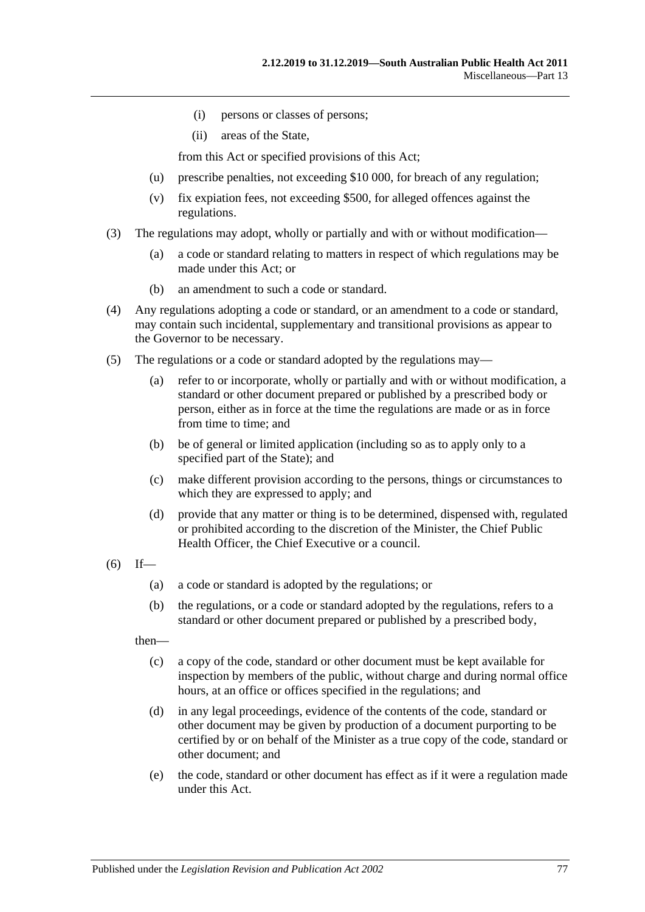(i) persons or classes of persons;

(ii) areas of the State,

from this Act or specified provisions of this Act;

(u) prescribe penalties, not exceeding $10 000, for breach of any regulation;

(v) fix expiation fees, not exceeding $500, for alleged offences against the regulations.

(3) The regulations may adopt, wholly or partially and with or without modification—

(a) a code or standard relating to matters in respect of which regulations may be made under this Act; or

(b) an amendment to such a code or standard.

(4) Any regulations adopting a code or standard, or an amendment to a code or standard, may contain such incidental, supplementary and transitional provisions as appear to the Governor to be necessary.

(5) The regulations or a code or standard adopted by the regulations may—

(a) refer to or incorporate, wholly or partially and with or without modification, a standard or other document prepared or published by a prescribed body or person, either as in force at the time the regulations are made or as in force from time to time; and

(b) be of general or limited application (including so as to apply only to a specified part of the State); and

(c) make different provision according to the persons, things or circumstances to which they are expressed to apply; and

(d) provide that any matter or thing is to be determined, dispensed with, regulated or prohibited according to the discretion of the Minister, the Chief Public Health Officer, the Chief Executive or a council.

(6) If—

(a) a code or standard is adopted by the regulations; or

(b) the regulations, or a code or standard adopted by the regulations, refers to a standard or other document prepared or published by a prescribed body,

then—

(c) a copy of the code, standard or other document must be kept available for inspection by members of the public, without charge and during normal office hours, at an office or offices specified in the regulations; and

(d) in any legal proceedings, evidence of the contents of the code, standard or other document may be given by production of a document purporting to be certified by or on behalf of the Minister as a true copy of the code, standard or other document; and

(e) the code, standard or other document has effect as if it were a regulation made under this Act.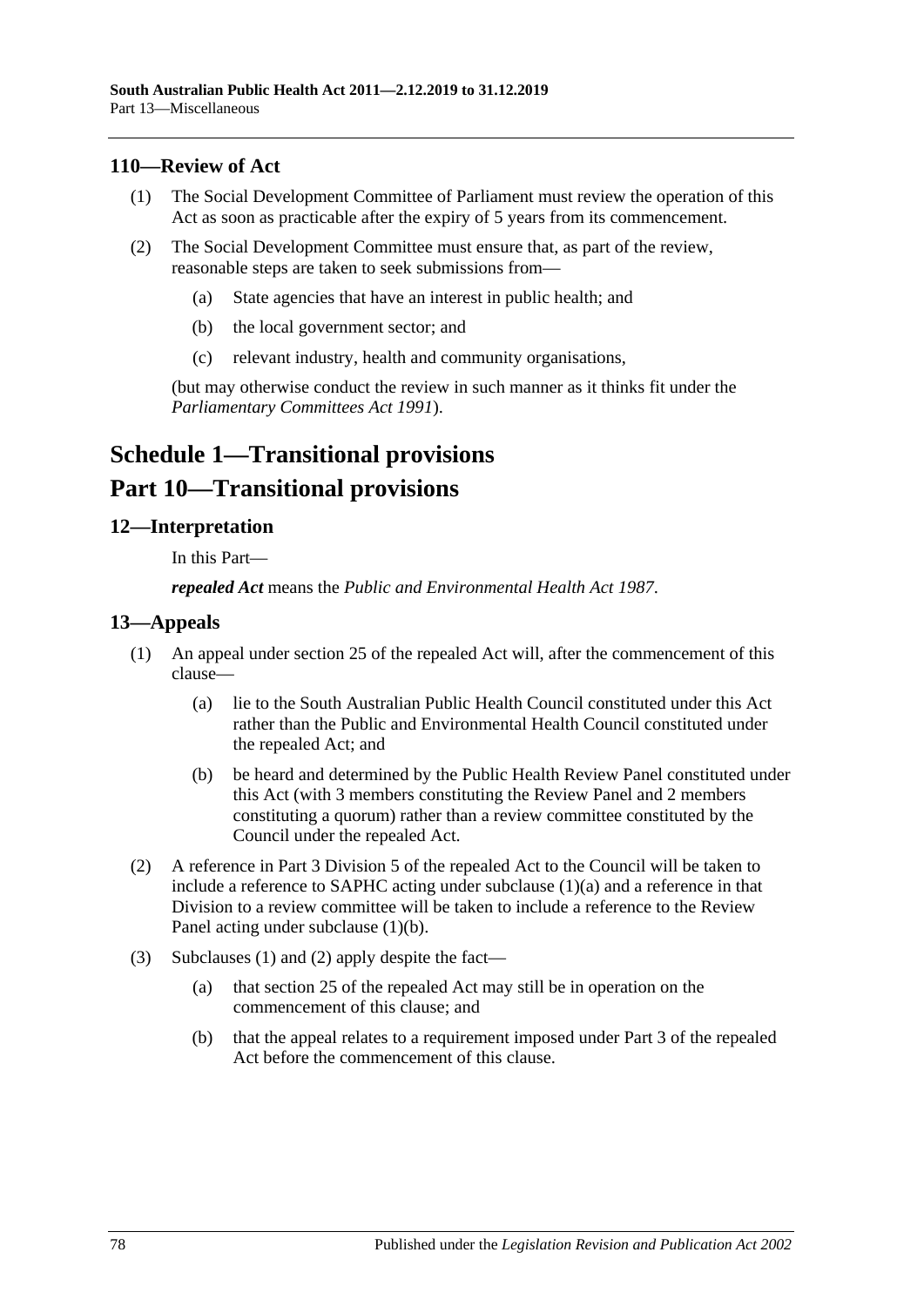### 110—Review of Act

(1) The Social Development Committee of Parliament must review the operation of this Act as soon as practicable after the expiry of 5 years from its commencement.

(2) The Social Development Committee must ensure that, as part of the review, reasonable steps are taken to seek submissions from—

- (a) State agencies that have an interest in public health; and
- (b) the local government sector; and
- (c) relevant industry, health and community organisations,

(but may otherwise conduct the review in such manner as it thinks fit under the *Parliamentary Committees Act 1991*).

# Schedule 1—Transitional provisions

# Part 10—Transitional provisions

### 12—Interpretation

In this Part—

***repealed Act*** means the *Public and Environmental Health Act 1987*.

### 13—Appeals

(1) An appeal under section 25 of the repealed Act will, after the commencement of this clause—

- (a) lie to the South Australian Public Health Council constituted under this Act rather than the Public and Environmental Health Council constituted under the repealed Act; and
- (b) be heard and determined by the Public Health Review Panel constituted under this Act (with 3 members constituting the Review Panel and 2 members constituting a quorum) rather than a review committee constituted by the Council under the repealed Act.

(2) A reference in Part 3 Division 5 of the repealed Act to the Council will be taken to include a reference to SAPHC acting under subclause (1)(a) and a reference in that Division to a review committee will be taken to include a reference to the Review Panel acting under subclause (1)(b).

(3) Subclauses (1) and (2) apply despite the fact—

- (a) that section 25 of the repealed Act may still be in operation on the commencement of this clause; and
- (b) that the appeal relates to a requirement imposed under Part 3 of the repealed Act before the commencement of this clause.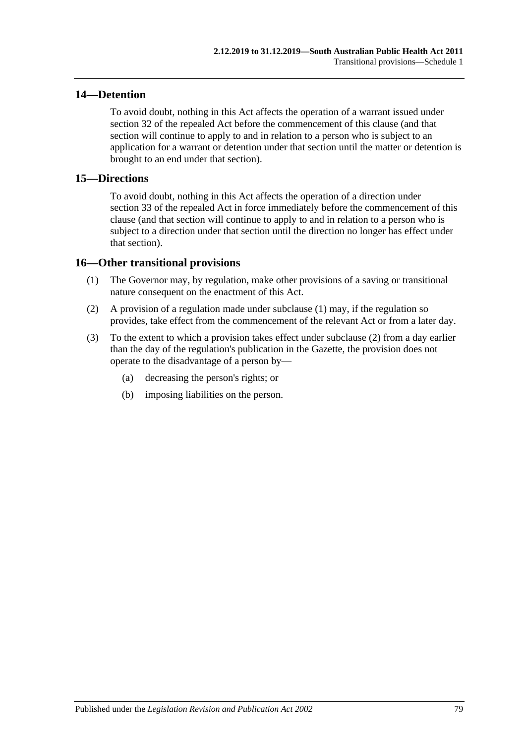## 14—Detention

To avoid doubt, nothing in this Act affects the operation of a warrant issued under section 32 of the repealed Act before the commencement of this clause (and that section will continue to apply to and in relation to a person who is subject to an application for a warrant or detention under that section until the matter or detention is brought to an end under that section).

## 15—Directions

To avoid doubt, nothing in this Act affects the operation of a direction under section 33 of the repealed Act in force immediately before the commencement of this clause (and that section will continue to apply to and in relation to a person who is subject to a direction under that section until the direction no longer has effect under that section).

## 16—Other transitional provisions

(1) The Governor may, by regulation, make other provisions of a saving or transitional nature consequent on the enactment of this Act.

(2) A provision of a regulation made under subclause (1) may, if the regulation so provides, take effect from the commencement of the relevant Act or from a later day.

(3) To the extent to which a provision takes effect under subclause (2) from a day earlier than the day of the regulation's publication in the Gazette, the provision does not operate to the disadvantage of a person by—

(a) decreasing the person's rights; or

(b) imposing liabilities on the person.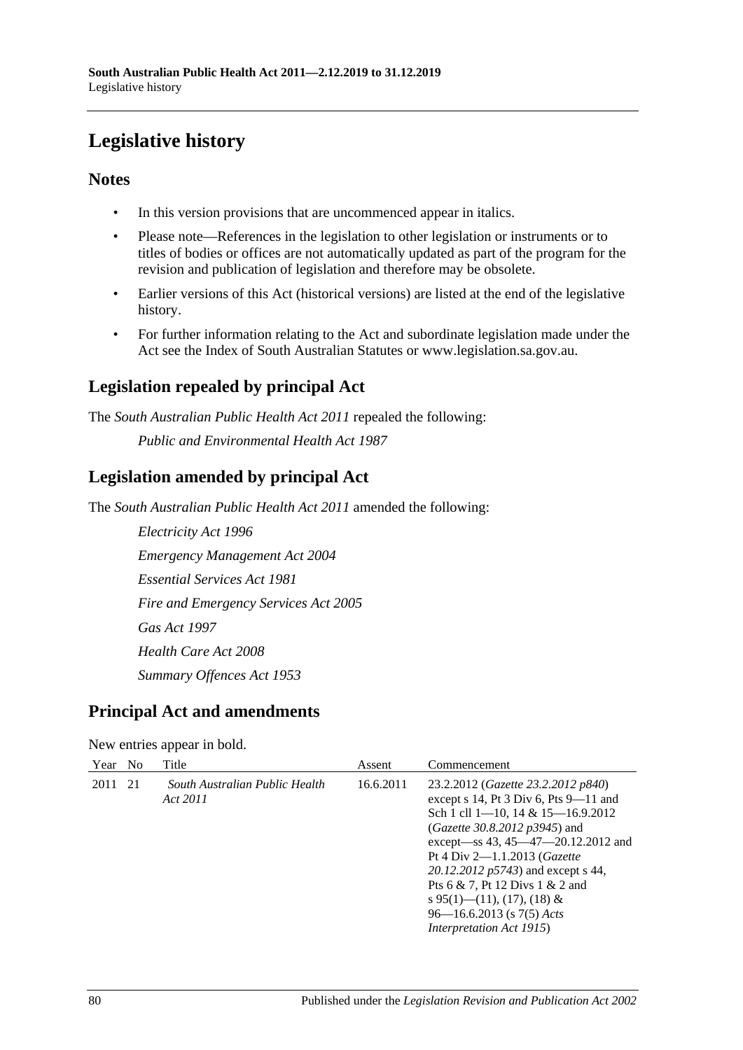# Legislative history

## Notes

- In this version provisions that are uncommenced appear in italics.
- Please note—References in the legislation to other legislation or instruments or to titles of bodies or offices are not automatically updated as part of the program for the revision and publication of legislation and therefore may be obsolete.
- Earlier versions of this Act (historical versions) are listed at the end of the legislative history.
- For further information relating to the Act and subordinate legislation made under the Act see the Index of South Australian Statutes or www.legislation.sa.gov.au.

## Legislation repealed by principal Act

The *South Australian Public Health Act 2011* repealed the following:

*Public and Environmental Health Act 1987*

## Legislation amended by principal Act

The *South Australian Public Health Act 2011* amended the following:

*Electricity Act 1996*

*Emergency Management Act 2004*

*Essential Services Act 1981*

*Fire and Emergency Services Act 2005*

*Gas Act 1997*

*Health Care Act 2008*

*Summary Offences Act 1953*

## Principal Act and amendments

New entries appear in bold.

| Year | No | Title | Assent | Commencement |
|---|---|---|---|---|
| 2011 | 21 | *South Australian Public Health Act 2011* | 16.6.2011 | 23.2.2012 (*Gazette 23.2.2012 p840*) except s 14, Pt 3 Div 6, Pts 9—11 and Sch 1 cll 1—10, 14 & 15—16.9.2012 (*Gazette 30.8.2012 p3945*) and except—ss 43, 45—47—20.12.2012 and Pt 4 Div 2—1.1.2013 (*Gazette 20.12.2012 p5743*) and except s 44, Pts 6 & 7, Pt 12 Divs 1 & 2 and s 95(1)—(11), (17), (18) & 96—16.6.2013 (s 7(5) *Acts Interpretation Act 1915*) |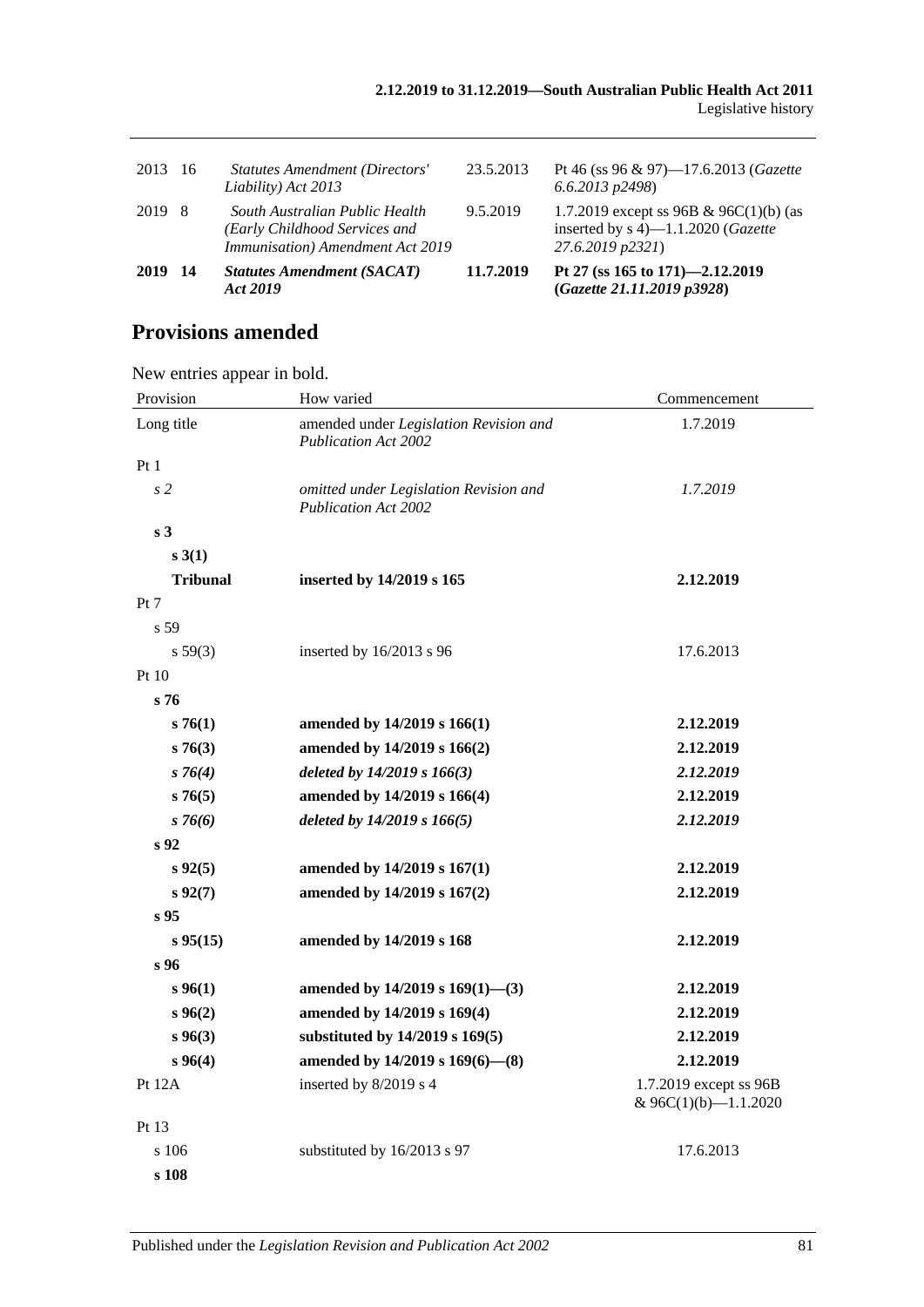| | | | | |
|---|---|---|---|---|
| 2013 | 16 | *Statutes Amendment (Directors' Liability) Act 2013* | 23.5.2013 | Pt 46 (ss 96 & 97)—17.6.2013 (*Gazette 6.6.2013 p2498*) |
| 2019 | 8 | *South Australian Public Health (Early Childhood Services and Immunisation) Amendment Act 2019* | 9.5.2019 | 1.7.2019 except ss 96B & 96C(1)(b) (as inserted by s 4)—1.1.2020 (*Gazette 27.6.2019 p2321*) |
| **2019** | **14** | ***Statutes Amendment (SACAT) Act 2019*** | **11.7.2019** | **Pt 27 (ss 165 to 171)—2.12.2019 (*Gazette 21.11.2019 p3928*)** |

## Provisions amended

New entries appear in bold.

| Provision | How varied | Commencement |
|---|---|---|
| Long title | amended under *Legislation Revision and Publication Act 2002* | 1.7.2019 |
| Pt 1 | | |
| *s 2* | *omitted under Legislation Revision and Publication Act 2002* | *1.7.2019* |
| **s 3** | | |
| **s 3(1)** | | |
| **Tribunal** | **inserted by 14/2019 s 165** | **2.12.2019** |
| Pt 7 | | |
| s 59 | | |
| s 59(3) | inserted by 16/2013 s 96 | 17.6.2013 |
| Pt 10 | | |
| **s 76** | | |
| **s 76(1)** | **amended by 14/2019 s 166(1)** | **2.12.2019** |
| **s 76(3)** | **amended by 14/2019 s 166(2)** | **2.12.2019** |
| ***s 76(4)*** | ***deleted by 14/2019 s 166(3)*** | ***2.12.2019*** |
| **s 76(5)** | **amended by 14/2019 s 166(4)** | **2.12.2019** |
| ***s 76(6)*** | ***deleted by 14/2019 s 166(5)*** | ***2.12.2019*** |
| **s 92** | | |
| **s 92(5)** | **amended by 14/2019 s 167(1)** | **2.12.2019** |
| **s 92(7)** | **amended by 14/2019 s 167(2)** | **2.12.2019** |
| **s 95** | | |
| **s 95(15)** | **amended by 14/2019 s 168** | **2.12.2019** |
| **s 96** | | |
| **s 96(1)** | **amended by 14/2019 s 169(1)—(3)** | **2.12.2019** |
| **s 96(2)** | **amended by 14/2019 s 169(4)** | **2.12.2019** |
| **s 96(3)** | **substituted by 14/2019 s 169(5)** | **2.12.2019** |
| **s 96(4)** | **amended by 14/2019 s 169(6)—(8)** | **2.12.2019** |
| Pt 12A | inserted by 8/2019 s 4 | 1.7.2019 except ss 96B & 96C(1)(b)—1.1.2020 |
| Pt 13 | | |
| s 106 | substituted by 16/2013 s 97 | 17.6.2013 |
| **s 108** | | |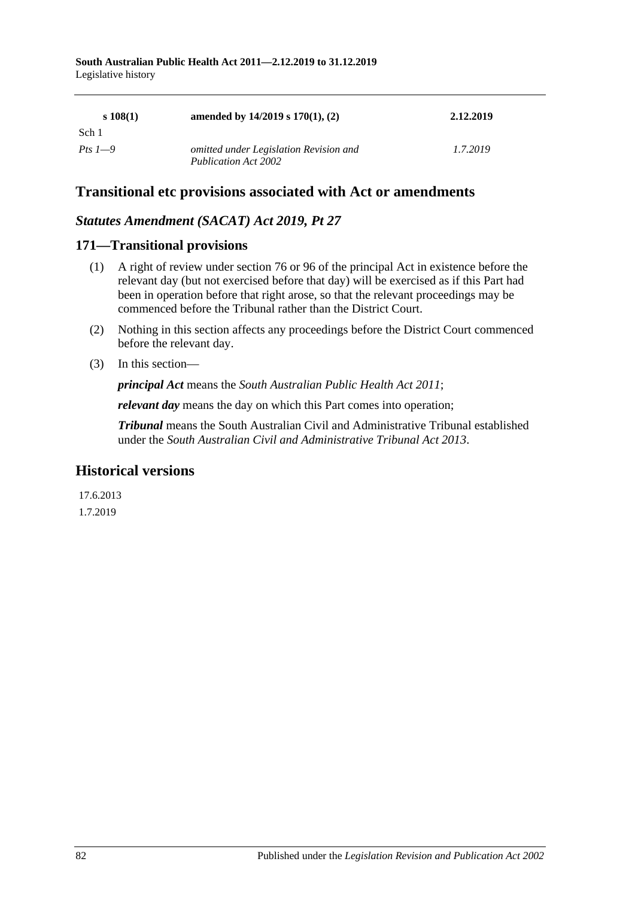| | | |
|---|---|---|
| **s 108(1)** | **amended by 14/2019 s 170(1), (2)** | **2.12.2019** |
| Sch 1 | | |
| *Pts 1—9* | *omitted under Legislation Revision and Publication Act 2002* | *1.7.2019* |

## Transitional etc provisions associated with Act or amendments

### *Statutes Amendment (SACAT) Act 2019, Pt 27*

## 171—Transitional provisions

(1) A right of review under section 76 or 96 of the principal Act in existence before the relevant day (but not exercised before that day) will be exercised as if this Part had been in operation before that right arose, so that the relevant proceedings may be commenced before the Tribunal rather than the District Court.

(2) Nothing in this section affects any proceedings before the District Court commenced before the relevant day.

(3) In this section—

***principal Act*** means the *South Australian Public Health Act 2011*;

***relevant day*** means the day on which this Part comes into operation;

***Tribunal*** means the South Australian Civil and Administrative Tribunal established under the *South Australian Civil and Administrative Tribunal Act 2013*.

## Historical versions

17.6.2013

1.7.2019